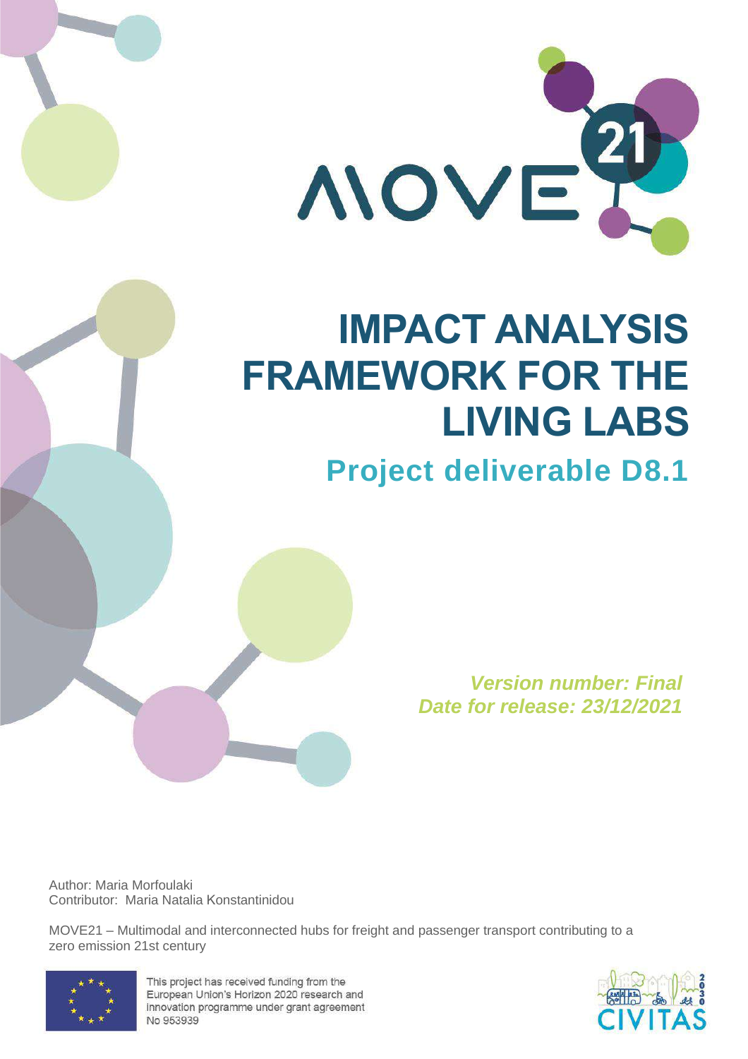# IMPACT ANALYSIS FRAMEWORK FOR THE LIVING LABS

## Project deliverable D8.1

*Version number: Final*
*Date for release: 23/12/2021*

Author: Maria Morfoulaki
Contributor: Maria Natalia Konstantinidou

MOVE21 – Multimodal and interconnected hubs for freight and passenger transport contributing to a zero emission 21st century

This project has received funding from the European Union's Horizon 2020 research and innovation programme under grant agreement No 953939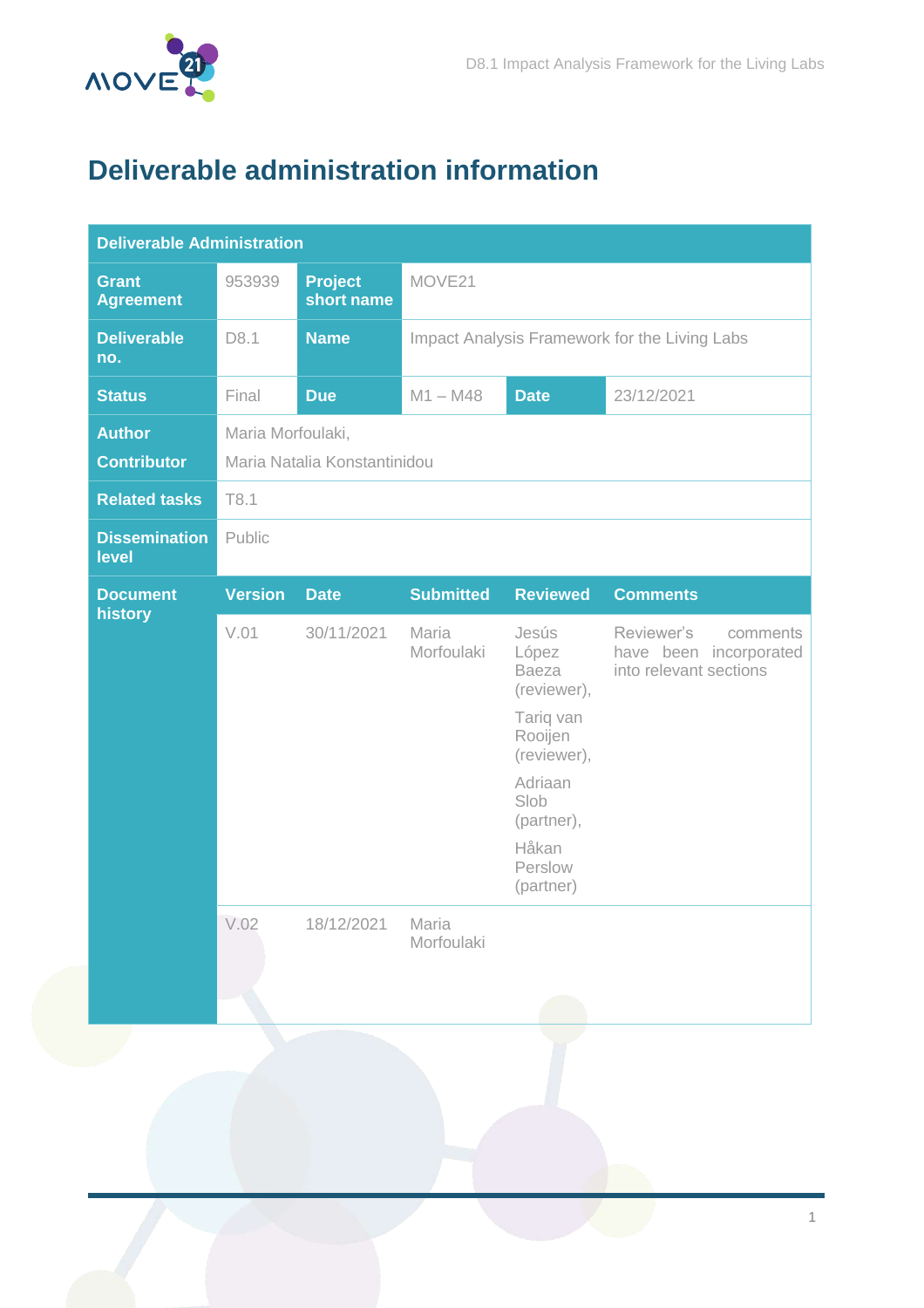# Deliverable administration information

| Deliverable Administration | | | | | |
|---|---|---|---|---|---|
| **Grant Agreement** | 953939 | **Project short name** | MOVE21 | | |
| **Deliverable no.** | D8.1 | **Name** | Impact Analysis Framework for the Living Labs | | |
| **Status** | Final | **Due** | M1 – M48 | **Date** | 23/12/2021 |
| **Author**<br>**Contributor** | Maria Morfoulaki,<br>Maria Natalia Konstantinidou | | | | |
| **Related tasks** | T8.1 | | | | |
| **Dissemination level** | Public | | | | |
| **Document history** | **Version** | **Date** | **Submitted** | **Reviewed** | **Comments** |
| | V.01 | 30/11/2021 | Maria Morfoulaki | Jesús López Baeza (reviewer), Tariq van Rooijen (reviewer), Adriaan Slob (partner), Håkan Perslow (partner) | Reviewer's comments have been incorporated into relevant sections |
| | V.02 | 18/12/2021 | Maria Morfoulaki | | |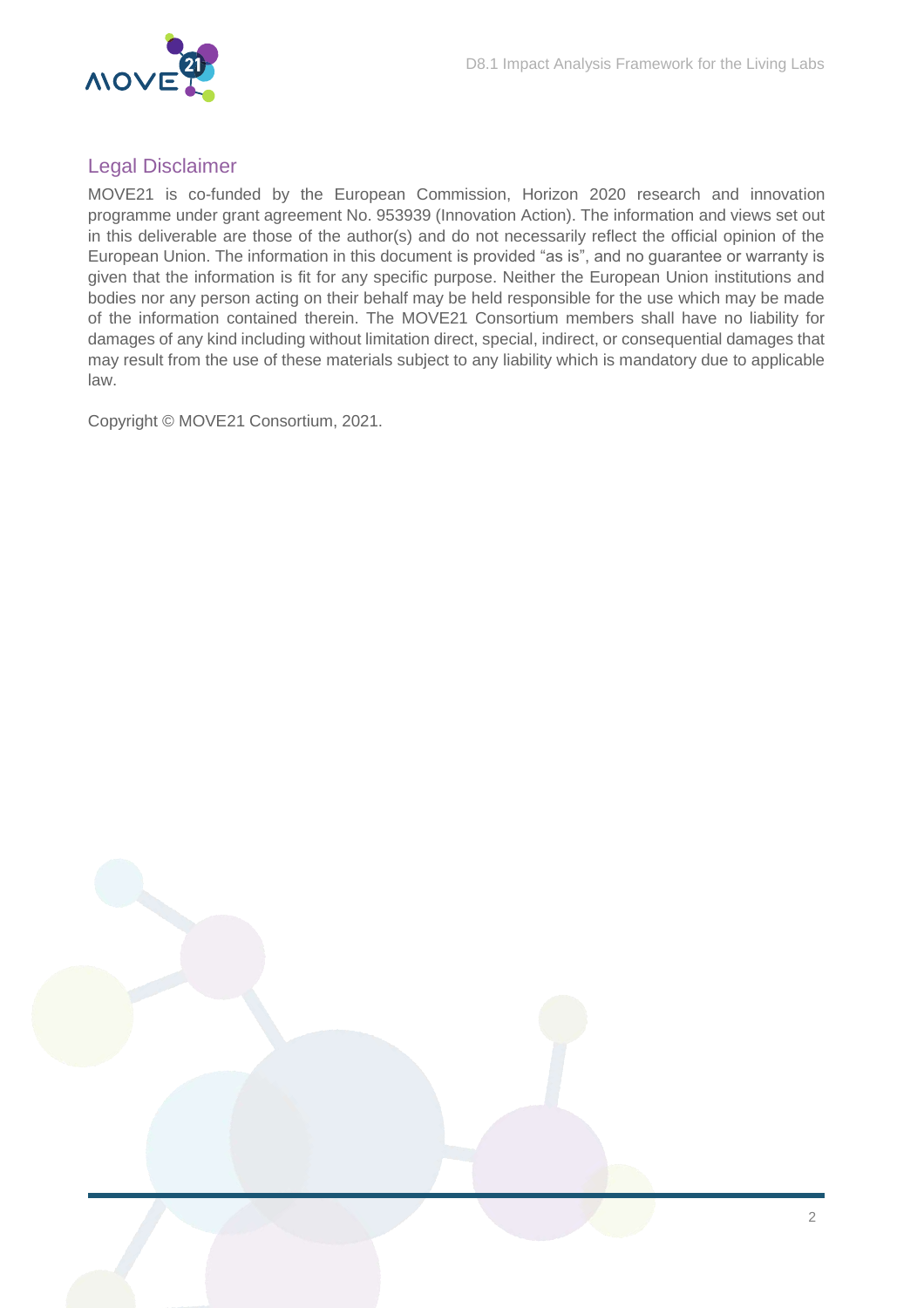## Legal Disclaimer

MOVE21 is co-funded by the European Commission, Horizon 2020 research and innovation programme under grant agreement No. 953939 (Innovation Action). The information and views set out in this deliverable are those of the author(s) and do not necessarily reflect the official opinion of the European Union. The information in this document is provided "as is", and no guarantee or warranty is given that the information is fit for any specific purpose. Neither the European Union institutions and bodies nor any person acting on their behalf may be held responsible for the use which may be made of the information contained therein. The MOVE21 Consortium members shall have no liability for damages of any kind including without limitation direct, special, indirect, or consequential damages that may result from the use of these materials subject to any liability which is mandatory due to applicable law.

Copyright © MOVE21 Consortium, 2021.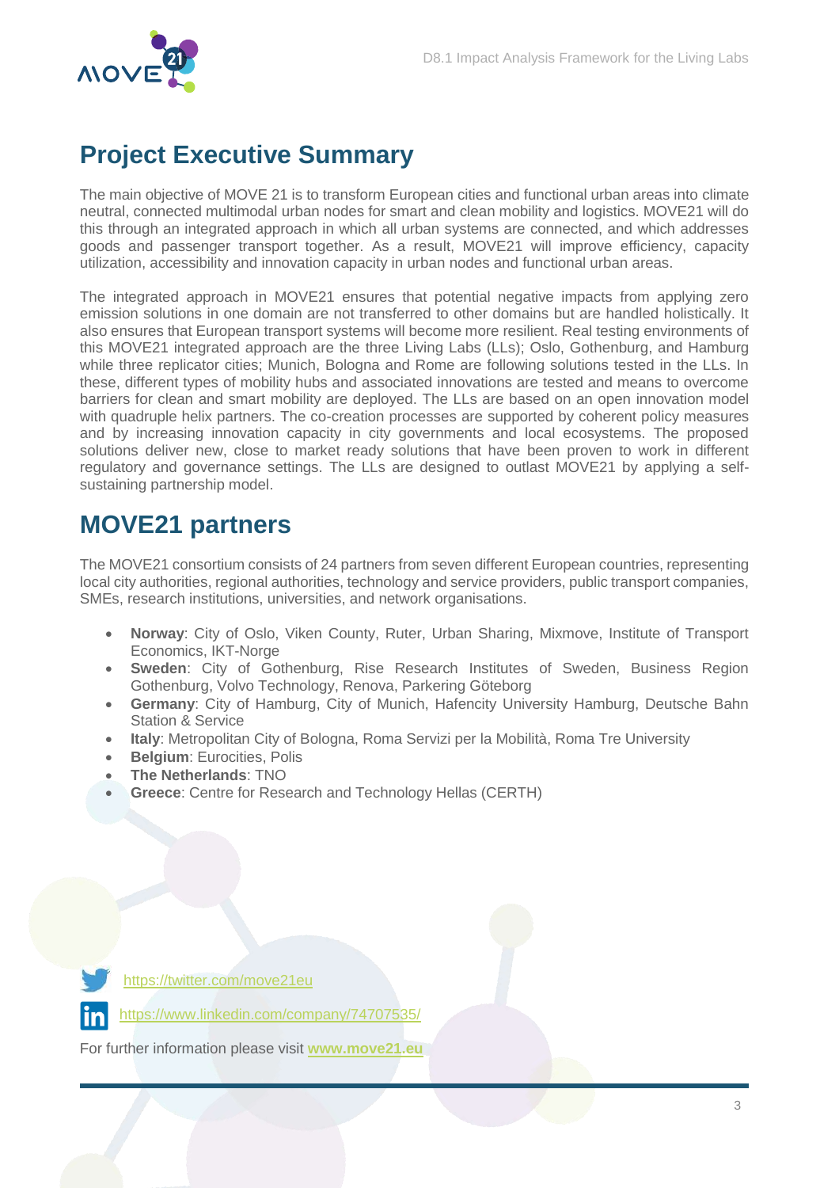# Project Executive Summary

The main objective of MOVE 21 is to transform European cities and functional urban areas into climate neutral, connected multimodal urban nodes for smart and clean mobility and logistics. MOVE21 will do this through an integrated approach in which all urban systems are connected, and which addresses goods and passenger transport together. As a result, MOVE21 will improve efficiency, capacity utilization, accessibility and innovation capacity in urban nodes and functional urban areas.

The integrated approach in MOVE21 ensures that potential negative impacts from applying zero emission solutions in one domain are not transferred to other domains but are handled holistically. It also ensures that European transport systems will become more resilient. Real testing environments of this MOVE21 integrated approach are the three Living Labs (LLs); Oslo, Gothenburg, and Hamburg while three replicator cities; Munich, Bologna and Rome are following solutions tested in the LLs. In these, different types of mobility hubs and associated innovations are tested and means to overcome barriers for clean and smart mobility are deployed. The LLs are based on an open innovation model with quadruple helix partners. The co-creation processes are supported by coherent policy measures and by increasing innovation capacity in city governments and local ecosystems. The proposed solutions deliver new, close to market ready solutions that have been proven to work in different regulatory and governance settings. The LLs are designed to outlast MOVE21 by applying a self-sustaining partnership model.

# MOVE21 partners

The MOVE21 consortium consists of 24 partners from seven different European countries, representing local city authorities, regional authorities, technology and service providers, public transport companies, SMEs, research institutions, universities, and network organisations.

- **Norway**: City of Oslo, Viken County, Ruter, Urban Sharing, Mixmove, Institute of Transport Economics, IKT-Norge
- **Sweden**: City of Gothenburg, Rise Research Institutes of Sweden, Business Region Gothenburg, Volvo Technology, Renova, Parkering Göteborg
- **Germany**: City of Hamburg, City of Munich, Hafencity University Hamburg, Deutsche Bahn Station & Service
- **Italy**: Metropolitan City of Bologna, Roma Servizi per la Mobilità, Roma Tre University
- **Belgium**: Eurocities, Polis
- **The Netherlands**: TNO
- **Greece**: Centre for Research and Technology Hellas (CERTH)

https://twitter.com/move21eu

https://www.linkedin.com/company/74707535/

For further information please visit **www.move21.eu**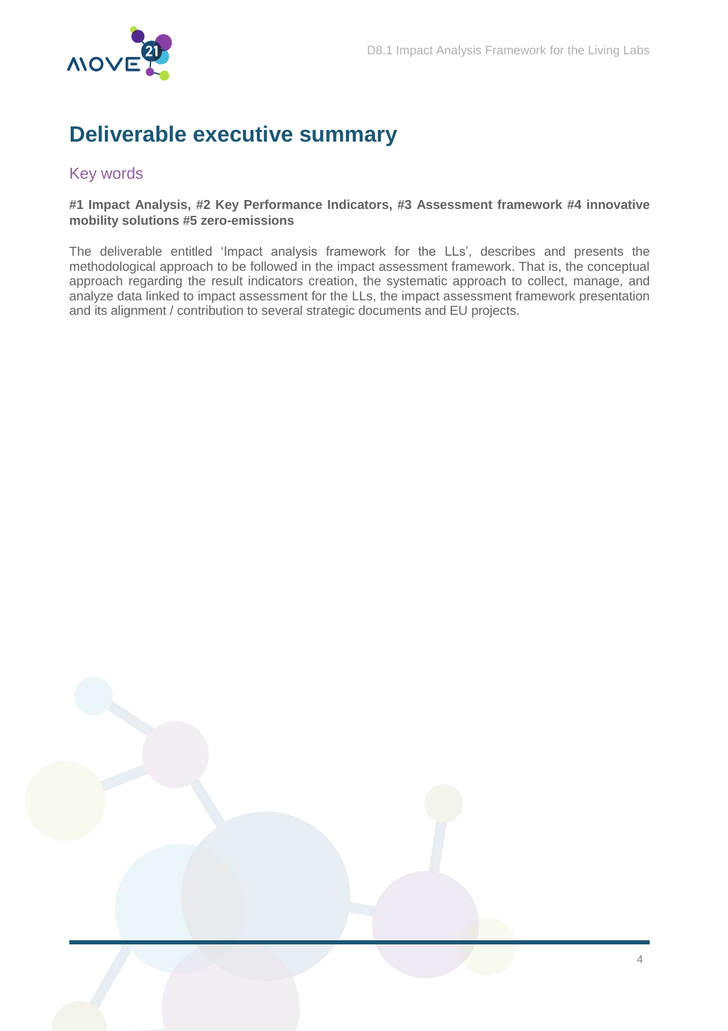# Deliverable executive summary

## Key words

**#1 Impact Analysis, #2 Key Performance Indicators, #3 Assessment framework #4 innovative mobility solutions #5 zero-emissions**

The deliverable entitled 'Impact analysis framework for the LLs', describes and presents the methodological approach to be followed in the impact assessment framework. That is, the conceptual approach regarding the result indicators creation, the systematic approach to collect, manage, and analyze data linked to impact assessment for the LLs, the impact assessment framework presentation and its alignment / contribution to several strategic documents and EU projects.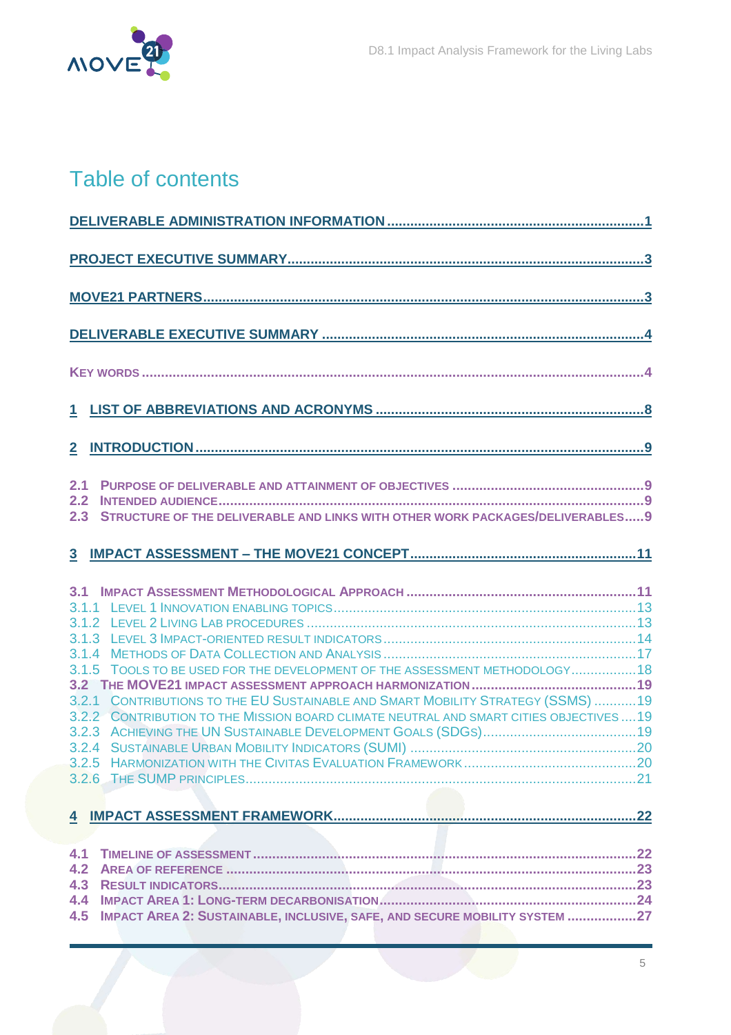# Table of contents

DELIVERABLE ADMINISTRATION INFORMATION ..... 1

PROJECT EXECUTIVE SUMMARY ..... 3

MOVE21 PARTNERS ..... 3

DELIVERABLE EXECUTIVE SUMMARY ..... 4

KEY WORDS ..... 4

1 LIST OF ABBREVIATIONS AND ACRONYMS ..... 8

2 INTRODUCTION ..... 9

2.1 PURPOSE OF DELIVERABLE AND ATTAINMENT OF OBJECTIVES ..... 9
2.2 INTENDED AUDIENCE ..... 9
2.3 STRUCTURE OF THE DELIVERABLE AND LINKS WITH OTHER WORK PACKAGES/DELIVERABLES ..... 9

3 IMPACT ASSESSMENT – THE MOVE21 CONCEPT ..... 11

3.1 IMPACT ASSESSMENT METHODOLOGICAL APPROACH ..... 11
3.1.1 LEVEL 1 INNOVATION ENABLING TOPICS ..... 13
3.1.2 LEVEL 2 LIVING LAB PROCEDURES ..... 13
3.1.3 LEVEL 3 IMPACT-ORIENTED RESULT INDICATORS ..... 14
3.1.4 METHODS OF DATA COLLECTION AND ANALYSIS ..... 17
3.1.5 TOOLS TO BE USED FOR THE DEVELOPMENT OF THE ASSESSMENT METHODOLOGY ..... 18
3.2 THE MOVE21 IMPACT ASSESSMENT APPROACH HARMONIZATION ..... 19
3.2.1 CONTRIBUTIONS TO THE EU SUSTAINABLE AND SMART MOBILITY STRATEGY (SSMS) ..... 19
3.2.2 CONTRIBUTION TO THE MISSION BOARD CLIMATE NEUTRAL AND SMART CITIES OBJECTIVES ..... 19
3.2.3 ACHIEVING THE UN SUSTAINABLE DEVELOPMENT GOALS (SDGS) ..... 19
3.2.4 SUSTAINABLE URBAN MOBILITY INDICATORS (SUMI) ..... 20
3.2.5 HARMONIZATION WITH THE CIVITAS EVALUATION FRAMEWORK ..... 20
3.2.6 THE SUMP PRINCIPLES ..... 21

4 IMPACT ASSESSMENT FRAMEWORK ..... 22

4.1 TIMELINE OF ASSESSMENT ..... 22
4.2 AREA OF REFERENCE ..... 23
4.3 RESULT INDICATORS ..... 23
4.4 IMPACT AREA 1: LONG-TERM DECARBONISATION ..... 24
4.5 IMPACT AREA 2: SUSTAINABLE, INCLUSIVE, SAFE, AND SECURE MOBILITY SYSTEM ..... 27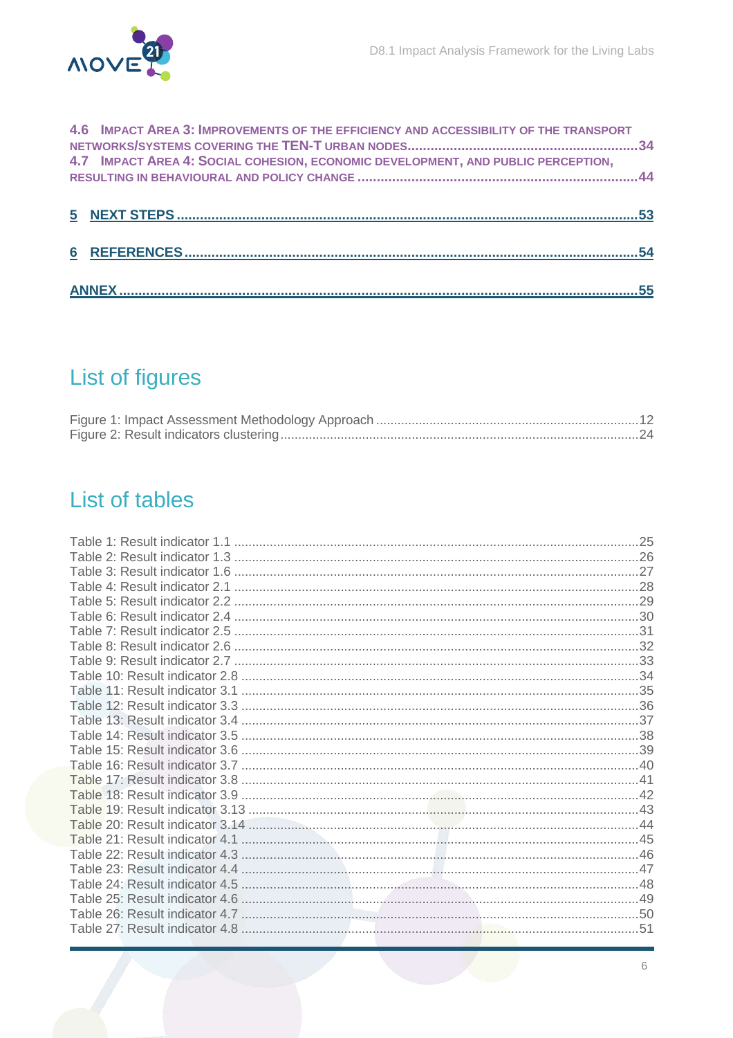4.6 IMPACT AREA 3: IMPROVEMENTS OF THE EFFICIENCY AND ACCESSIBILITY OF THE TRANSPORT NETWORKS/SYSTEMS COVERING THE TEN-T URBAN NODES ....................................................................34
4.7 IMPACT AREA 4: SOCIAL COHESION, ECONOMIC DEVELOPMENT, AND PUBLIC PERCEPTION, RESULTING IN BEHAVIOURAL AND POLICY CHANGE ....................................................................44

5 NEXT STEPS ....................................................................53

6 REFERENCES ....................................................................54

ANNEX ....................................................................55

# List of figures

Figure 1: Impact Assessment Methodology Approach ....................................................................12
Figure 2: Result indicators clustering ....................................................................24

# List of tables

Table 1: Result indicator 1.1 ....................................................................25
Table 2: Result indicator 1.3 ....................................................................26
Table 3: Result indicator 1.6 ....................................................................27
Table 4: Result indicator 2.1 ....................................................................28
Table 5: Result indicator 2.2 ....................................................................29
Table 6: Result indicator 2.4 ....................................................................30
Table 7: Result indicator 2.5 ....................................................................31
Table 8: Result indicator 2.6 ....................................................................32
Table 9: Result indicator 2.7 ....................................................................33
Table 10: Result indicator 2.8 ....................................................................34
Table 11: Result indicator 3.1 ....................................................................35
Table 12: Result indicator 3.3 ....................................................................36
Table 13: Result indicator 3.4 ....................................................................37
Table 14: Result indicator 3.5 ....................................................................38
Table 15: Result indicator 3.6 ....................................................................39
Table 16: Result indicator 3.7 ....................................................................40
Table 17: Result indicator 3.8 ....................................................................41
Table 18: Result indicator 3.9 ....................................................................42
Table 19: Result indicator 3.13 ....................................................................43
Table 20: Result indicator 3.14 ....................................................................44
Table 21: Result indicator 4.1 ....................................................................45
Table 22: Result indicator 4.3 ....................................................................46
Table 23: Result indicator 4.4 ....................................................................47
Table 24: Result indicator 4.5 ....................................................................48
Table 25: Result indicator 4.6 ....................................................................49
Table 26: Result indicator 4.7 ....................................................................50
Table 27: Result indicator 4.8 ....................................................................51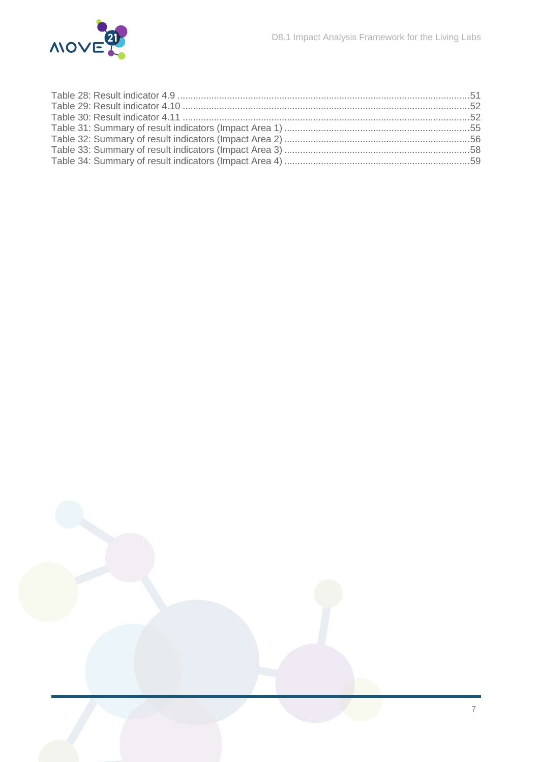Table 28: Result indicator 4.9 ....................................................................................................................51
Table 29: Result indicator 4.10 ..................................................................................................................52
Table 30: Result indicator 4.11 ..................................................................................................................52
Table 31: Summary of result indicators (Impact Area 1) ........................................................................55
Table 32: Summary of result indicators (Impact Area 2) ........................................................................56
Table 33: Summary of result indicators (Impact Area 3) ........................................................................58
Table 34: Summary of result indicators (Impact Area 4) ........................................................................59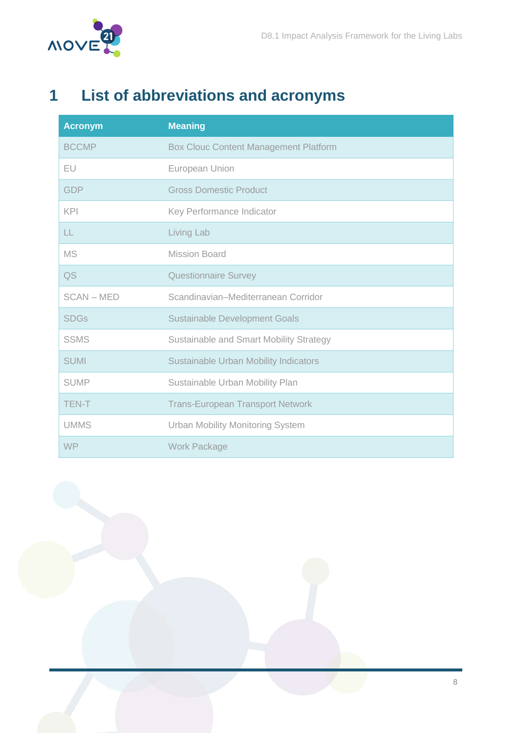# 1 List of abbreviations and acronyms

| Acronym | Meaning |
|---|---|
| BCCMP | Box Clouc Content Management Platform |
| EU | European Union |
| GDP | Gross Domestic Product |
| KPI | Key Performance Indicator |
| LL | Living Lab |
| MS | Mission Board |
| QS | Questionnaire Survey |
| SCAN – MED | Scandinavian–Mediterranean Corridor |
| SDGs | Sustainable Development Goals |
| SSMS | Sustainable and Smart Mobility Strategy |
| SUMI | Sustainable Urban Mobility Indicators |
| SUMP | Sustainable Urban Mobility Plan |
| TEN-T | Trans-European Transport Network |
| UMMS | Urban Mobility Monitoring System |
| WP | Work Package |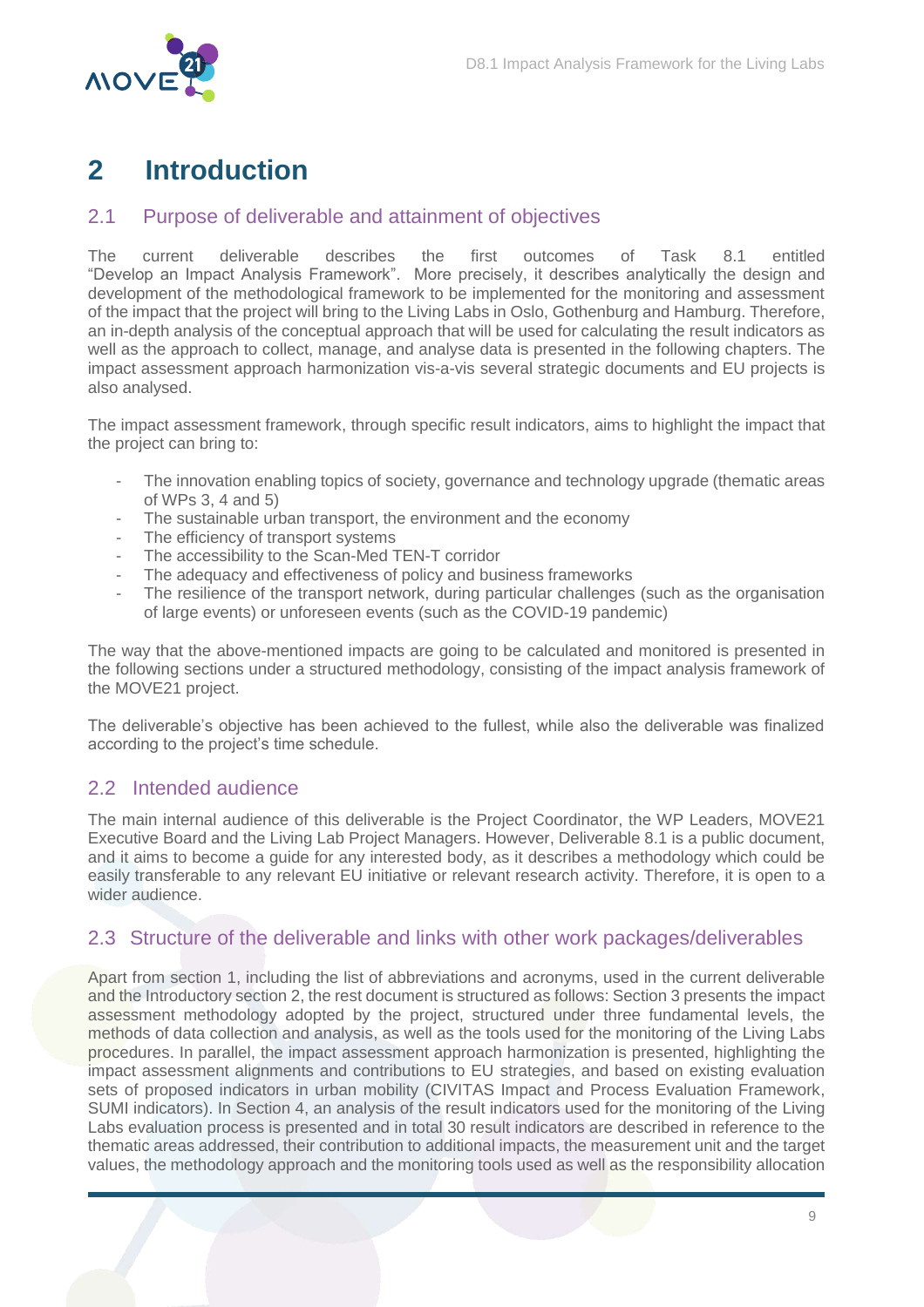# 2 Introduction

## 2.1 Purpose of deliverable and attainment of objectives

The current deliverable describes the first outcomes of Task 8.1 entitled "Develop an Impact Analysis Framework". More precisely, it describes analytically the design and development of the methodological framework to be implemented for the monitoring and assessment of the impact that the project will bring to the Living Labs in Oslo, Gothenburg and Hamburg. Therefore, an in-depth analysis of the conceptual approach that will be used for calculating the result indicators as well as the approach to collect, manage, and analyse data is presented in the following chapters. The impact assessment approach harmonization vis-a-vis several strategic documents and EU projects is also analysed.

The impact assessment framework, through specific result indicators, aims to highlight the impact that the project can bring to:

- The innovation enabling topics of society, governance and technology upgrade (thematic areas of WPs 3, 4 and 5)
- The sustainable urban transport, the environment and the economy
- The efficiency of transport systems
- The accessibility to the Scan-Med TEN-T corridor
- The adequacy and effectiveness of policy and business frameworks
- The resilience of the transport network, during particular challenges (such as the organisation of large events) or unforeseen events (such as the COVID-19 pandemic)

The way that the above-mentioned impacts are going to be calculated and monitored is presented in the following sections under a structured methodology, consisting of the impact analysis framework of the MOVE21 project.

The deliverable's objective has been achieved to the fullest, while also the deliverable was finalized according to the project's time schedule.

## 2.2 Intended audience

The main internal audience of this deliverable is the Project Coordinator, the WP Leaders, MOVE21 Executive Board and the Living Lab Project Managers. However, Deliverable 8.1 is a public document, and it aims to become a guide for any interested body, as it describes a methodology which could be easily transferable to any relevant EU initiative or relevant research activity. Therefore, it is open to a wider audience.

## 2.3 Structure of the deliverable and links with other work packages/deliverables

Apart from section 1, including the list of abbreviations and acronyms, used in the current deliverable and the Introductory section 2, the rest document is structured as follows: Section 3 presents the impact assessment methodology adopted by the project, structured under three fundamental levels, the methods of data collection and analysis, as well as the tools used for the monitoring of the Living Labs procedures. In parallel, the impact assessment approach harmonization is presented, highlighting the impact assessment alignments and contributions to EU strategies, and based on existing evaluation sets of proposed indicators in urban mobility (CIVITAS Impact and Process Evaluation Framework, SUMI indicators). In Section 4, an analysis of the result indicators used for the monitoring of the Living Labs evaluation process is presented and in total 30 result indicators are described in reference to the thematic areas addressed, their contribution to additional impacts, the measurement unit and the target values, the methodology approach and the monitoring tools used as well as the responsibility allocation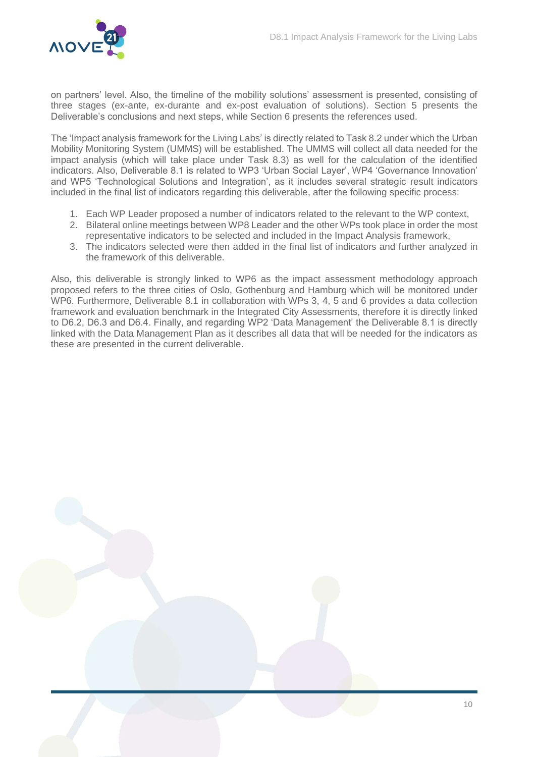on partners' level. Also, the timeline of the mobility solutions' assessment is presented, consisting of three stages (ex-ante, ex-durante and ex-post evaluation of solutions). Section 5 presents the Deliverable's conclusions and next steps, while Section 6 presents the references used.

The 'Impact analysis framework for the Living Labs' is directly related to Task 8.2 under which the Urban Mobility Monitoring System (UMMS) will be established. The UMMS will collect all data needed for the impact analysis (which will take place under Task 8.3) as well for the calculation of the identified indicators. Also, Deliverable 8.1 is related to WP3 'Urban Social Layer', WP4 'Governance Innovation' and WP5 'Technological Solutions and Integration', as it includes several strategic result indicators included in the final list of indicators regarding this deliverable, after the following specific process:

1. Each WP Leader proposed a number of indicators related to the relevant to the WP context,
2. Bilateral online meetings between WP8 Leader and the other WPs took place in order the most representative indicators to be selected and included in the Impact Analysis framework,
3. The indicators selected were then added in the final list of indicators and further analyzed in the framework of this deliverable.

Also, this deliverable is strongly linked to WP6 as the impact assessment methodology approach proposed refers to the three cities of Oslo, Gothenburg and Hamburg which will be monitored under WP6. Furthermore, Deliverable 8.1 in collaboration with WPs 3, 4, 5 and 6 provides a data collection framework and evaluation benchmark in the Integrated City Assessments, therefore it is directly linked to D6.2, D6.3 and D6.4. Finally, and regarding WP2 'Data Management' the Deliverable 8.1 is directly linked with the Data Management Plan as it describes all data that will be needed for the indicators as these are presented in the current deliverable.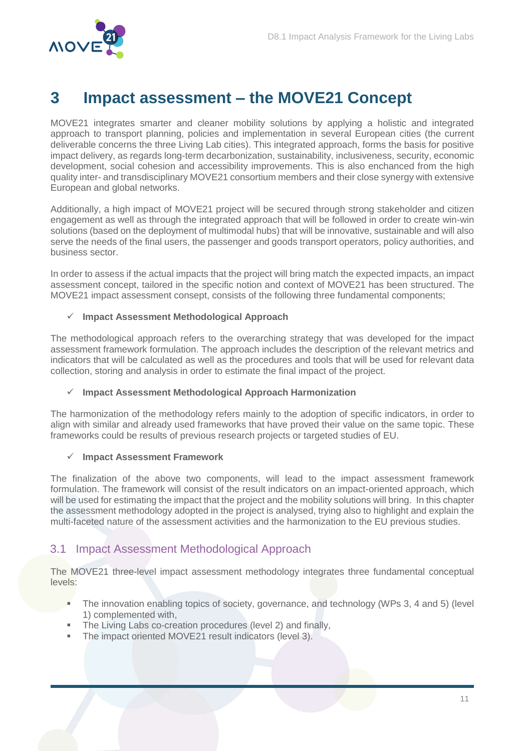# 3 Impact assessment – the MOVE21 Concept

MOVE21 integrates smarter and cleaner mobility solutions by applying a holistic and integrated approach to transport planning, policies and implementation in several European cities (the current deliverable concerns the three Living Lab cities). This integrated approach, forms the basis for positive impact delivery, as regards long-term decarbonization, sustainability, inclusiveness, security, economic development, social cohesion and accessibility improvements. This is also enchanced from the high quality inter- and transdisciplinary MOVE21 consortium members and their close synergy with extensive European and global networks.

Additionally, a high impact of MOVE21 project will be secured through strong stakeholder and citizen engagement as well as through the integrated approach that will be followed in order to create win-win solutions (based on the deployment of multimodal hubs) that will be innovative, sustainable and will also serve the needs of the final users, the passenger and goods transport operators, policy authorities, and business sector.

In order to assess if the actual impacts that the project will bring match the expected impacts, an impact assessment concept, tailored in the specific notion and context of MOVE21 has been structured. The MOVE21 impact assessment consept, consists of the following three fundamental components;

- ✓ **Impact Assessment Methodological Approach**

The methodological approach refers to the overarching strategy that was developed for the impact assessment framework formulation. The approach includes the description of the relevant metrics and indicators that will be calculated as well as the procedures and tools that will be used for relevant data collection, storing and analysis in order to estimate the final impact of the project.

- ✓ **Impact Assessment Methodological Approach Harmonization**

The harmonization of the methodology refers mainly to the adoption of specific indicators, in order to align with similar and already used frameworks that have proved their value on the same topic. These frameworks could be results of previous research projects or targeted studies of EU.

- ✓ **Impact Assessment Framework**

The finalization of the above two components, will lead to the impact assessment framework formulation. The framework will consist of the result indicators on an impact-oriented approach, which will be used for estimating the impact that the project and the mobility solutions will bring. In this chapter the assessment methodology adopted in the project is analysed, trying also to highlight and explain the multi-faceted nature of the assessment activities and the harmonization to the EU previous studies.

## 3.1 Impact Assessment Methodological Approach

The MOVE21 three-level impact assessment methodology integrates three fundamental conceptual levels:

- The innovation enabling topics of society, governance, and technology (WPs 3, 4 and 5) (level 1) complemented with,
- The Living Labs co-creation procedures (level 2) and finally,
- The impact oriented MOVE21 result indicators (level 3).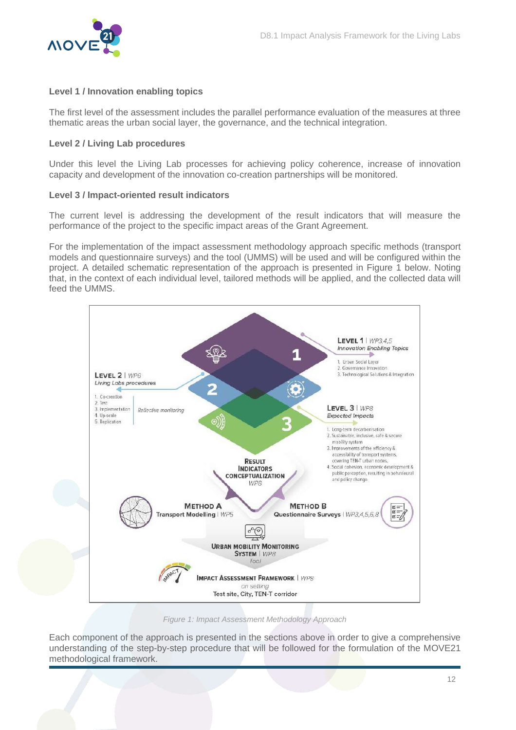**Level 1 / Innovation enabling topics**

The first level of the assessment includes the parallel performance evaluation of the measures at three thematic areas the urban social layer, the governance, and the technical integration.

**Level 2 / Living Lab procedures**

Under this level the Living Lab processes for achieving policy coherence, increase of innovation capacity and development of the innovation co-creation partnerships will be monitored.

**Level 3 / Impact-oriented result indicators**

The current level is addressing the development of the result indicators that will measure the performance of the project to the specific impact areas of the Grant Agreement.

For the implementation of the impact assessment methodology approach specific methods (transport models and questionnaire surveys) and the tool (UMMS) will be used and will be configured within the project. A detailed schematic representation of the approach is presented in Figure 1 below. Noting that, in the context of each individual level, tailored methods will be applied, and the collected data will feed the UMMS.

*Figure 1: Impact Assessment Methodology Approach*

Each component of the approach is presented in the sections above in order to give a comprehensive understanding of the step-by-step procedure that will be followed for the formulation of the MOVE21 methodological framework.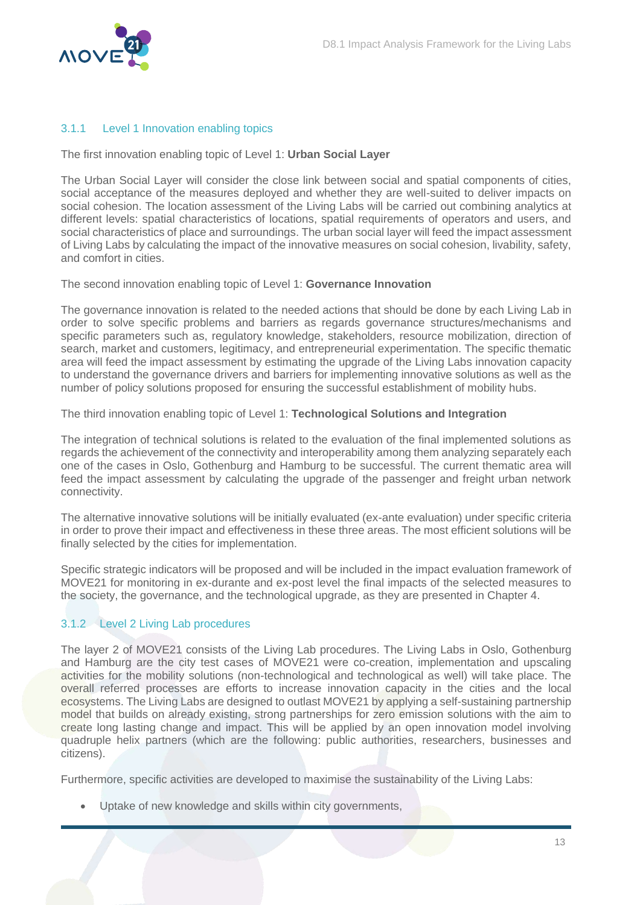### 3.1.1 Level 1 Innovation enabling topics

The first innovation enabling topic of Level 1: **Urban Social Layer**

The Urban Social Layer will consider the close link between social and spatial components of cities, social acceptance of the measures deployed and whether they are well-suited to deliver impacts on social cohesion. The location assessment of the Living Labs will be carried out combining analytics at different levels: spatial characteristics of locations, spatial requirements of operators and users, and social characteristics of place and surroundings. The urban social layer will feed the impact assessment of Living Labs by calculating the impact of the innovative measures on social cohesion, livability, safety, and comfort in cities.

The second innovation enabling topic of Level 1: **Governance Innovation**

The governance innovation is related to the needed actions that should be done by each Living Lab in order to solve specific problems and barriers as regards governance structures/mechanisms and specific parameters such as, regulatory knowledge, stakeholders, resource mobilization, direction of search, market and customers, legitimacy, and entrepreneurial experimentation. The specific thematic area will feed the impact assessment by estimating the upgrade of the Living Labs innovation capacity to understand the governance drivers and barriers for implementing innovative solutions as well as the number of policy solutions proposed for ensuring the successful establishment of mobility hubs.

The third innovation enabling topic of Level 1: **Technological Solutions and Integration**

The integration of technical solutions is related to the evaluation of the final implemented solutions as regards the achievement of the connectivity and interoperability among them analyzing separately each one of the cases in Oslo, Gothenburg and Hamburg to be successful. The current thematic area will feed the impact assessment by calculating the upgrade of the passenger and freight urban network connectivity.

The alternative innovative solutions will be initially evaluated (ex-ante evaluation) under specific criteria in order to prove their impact and effectiveness in these three areas. The most efficient solutions will be finally selected by the cities for implementation.

Specific strategic indicators will be proposed and will be included in the impact evaluation framework of MOVE21 for monitoring in ex-durante and ex-post level the final impacts of the selected measures to the society, the governance, and the technological upgrade, as they are presented in Chapter 4.

### 3.1.2 Level 2 Living Lab procedures

The layer 2 of MOVE21 consists of the Living Lab procedures. The Living Labs in Oslo, Gothenburg and Hamburg are the city test cases of MOVE21 were co-creation, implementation and upscaling activities for the mobility solutions (non-technological and technological as well) will take place. The overall referred processes are efforts to increase innovation capacity in the cities and the local ecosystems. The Living Labs are designed to outlast MOVE21 by applying a self-sustaining partnership model that builds on already existing, strong partnerships for zero emission solutions with the aim to create long lasting change and impact. This will be applied by an open innovation model involving quadruple helix partners (which are the following: public authorities, researchers, businesses and citizens).

Furthermore, specific activities are developed to maximise the sustainability of the Living Labs:

- Uptake of new knowledge and skills within city governments,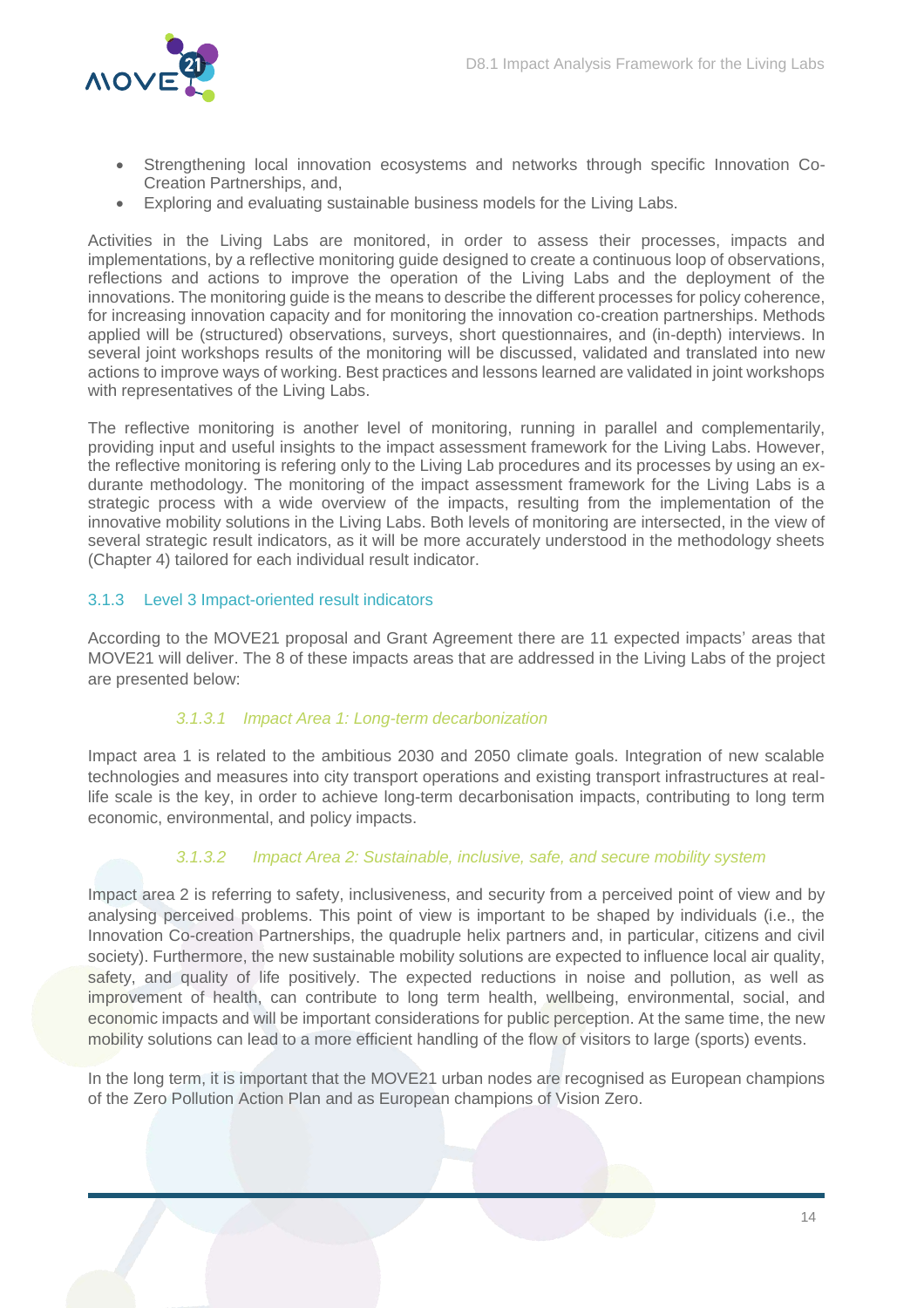- Strengthening local innovation ecosystems and networks through specific Innovation Co-Creation Partnerships, and,
- Exploring and evaluating sustainable business models for the Living Labs.

Activities in the Living Labs are monitored, in order to assess their processes, impacts and implementations, by a reflective monitoring guide designed to create a continuous loop of observations, reflections and actions to improve the operation of the Living Labs and the deployment of the innovations. The monitoring guide is the means to describe the different processes for policy coherence, for increasing innovation capacity and for monitoring the innovation co-creation partnerships. Methods applied will be (structured) observations, surveys, short questionnaires, and (in-depth) interviews. In several joint workshops results of the monitoring will be discussed, validated and translated into new actions to improve ways of working. Best practices and lessons learned are validated in joint workshops with representatives of the Living Labs.

The reflective monitoring is another level of monitoring, running in parallel and complementarily, providing input and useful insights to the impact assessment framework for the Living Labs. However, the reflective monitoring is refering only to the Living Lab procedures and its processes by using an ex-durante methodology. The monitoring of the impact assessment framework for the Living Labs is a strategic process with a wide overview of the impacts, resulting from the implementation of the innovative mobility solutions in the Living Labs. Both levels of monitoring are intersected, in the view of several strategic result indicators, as it will be more accurately understood in the methodology sheets (Chapter 4) tailored for each individual result indicator.

### 3.1.3 Level 3 Impact-oriented result indicators

According to the MOVE21 proposal and Grant Agreement there are 11 expected impacts' areas that MOVE21 will deliver. The 8 of these impacts areas that are addressed in the Living Labs of the project are presented below:

#### *3.1.3.1 Impact Area 1: Long-term decarbonization*

Impact area 1 is related to the ambitious 2030 and 2050 climate goals. Integration of new scalable technologies and measures into city transport operations and existing transport infrastructures at real-life scale is the key, in order to achieve long-term decarbonisation impacts, contributing to long term economic, environmental, and policy impacts.

#### *3.1.3.2 Impact Area 2: Sustainable, inclusive, safe, and secure mobility system*

Impact area 2 is referring to safety, inclusiveness, and security from a perceived point of view and by analysing perceived problems. This point of view is important to be shaped by individuals (i.e., the Innovation Co-creation Partnerships, the quadruple helix partners and, in particular, citizens and civil society). Furthermore, the new sustainable mobility solutions are expected to influence local air quality, safety, and quality of life positively. The expected reductions in noise and pollution, as well as improvement of health, can contribute to long term health, wellbeing, environmental, social, and economic impacts and will be important considerations for public perception. At the same time, the new mobility solutions can lead to a more efficient handling of the flow of visitors to large (sports) events.

In the long term, it is important that the MOVE21 urban nodes are recognised as European champions of the Zero Pollution Action Plan and as European champions of Vision Zero.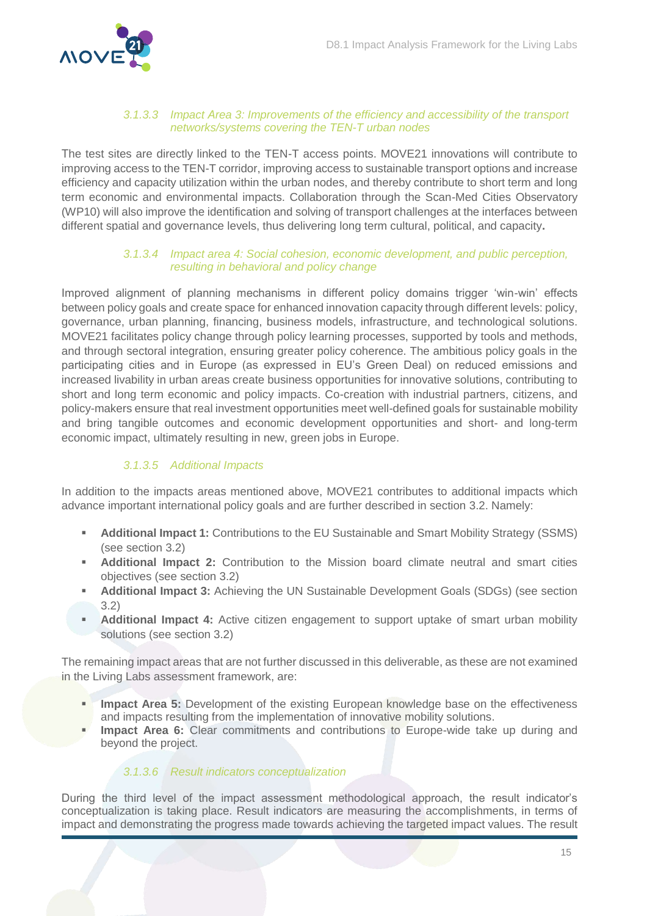#### 3.1.3.3 Impact Area 3: Improvements of the efficiency and accessibility of the transport networks/systems covering the TEN-T urban nodes

The test sites are directly linked to the TEN-T access points. MOVE21 innovations will contribute to improving access to the TEN-T corridor, improving access to sustainable transport options and increase efficiency and capacity utilization within the urban nodes, and thereby contribute to short term and long term economic and environmental impacts. Collaboration through the Scan-Med Cities Observatory (WP10) will also improve the identification and solving of transport challenges at the interfaces between different spatial and governance levels, thus delivering long term cultural, political, and capacity.

#### 3.1.3.4 Impact area 4: Social cohesion, economic development, and public perception, resulting in behavioral and policy change

Improved alignment of planning mechanisms in different policy domains trigger 'win-win' effects between policy goals and create space for enhanced innovation capacity through different levels: policy, governance, urban planning, financing, business models, infrastructure, and technological solutions. MOVE21 facilitates policy change through policy learning processes, supported by tools and methods, and through sectoral integration, ensuring greater policy coherence. The ambitious policy goals in the participating cities and in Europe (as expressed in EU's Green Deal) on reduced emissions and increased livability in urban areas create business opportunities for innovative solutions, contributing to short and long term economic and policy impacts. Co-creation with industrial partners, citizens, and policy-makers ensure that real investment opportunities meet well-defined goals for sustainable mobility and bring tangible outcomes and economic development opportunities and short- and long-term economic impact, ultimately resulting in new, green jobs in Europe.

#### 3.1.3.5 Additional Impacts

In addition to the impacts areas mentioned above, MOVE21 contributes to additional impacts which advance important international policy goals and are further described in section 3.2. Namely:

- **Additional Impact 1:** Contributions to the EU Sustainable and Smart Mobility Strategy (SSMS) (see section 3.2)
- **Additional Impact 2:** Contribution to the Mission board climate neutral and smart cities objectives (see section 3.2)
- **Additional Impact 3:** Achieving the UN Sustainable Development Goals (SDGs) (see section 3.2)
- **Additional Impact 4:** Active citizen engagement to support uptake of smart urban mobility solutions (see section 3.2)

The remaining impact areas that are not further discussed in this deliverable, as these are not examined in the Living Labs assessment framework, are:

- **Impact Area 5:** Development of the existing European knowledge base on the effectiveness and impacts resulting from the implementation of innovative mobility solutions.
- **Impact Area 6:** Clear commitments and contributions to Europe-wide take up during and beyond the project.

#### 3.1.3.6 Result indicators conceptualization

During the third level of the impact assessment methodological approach, the result indicator's conceptualization is taking place. Result indicators are measuring the accomplishments, in terms of impact and demonstrating the progress made towards achieving the targeted impact values. The result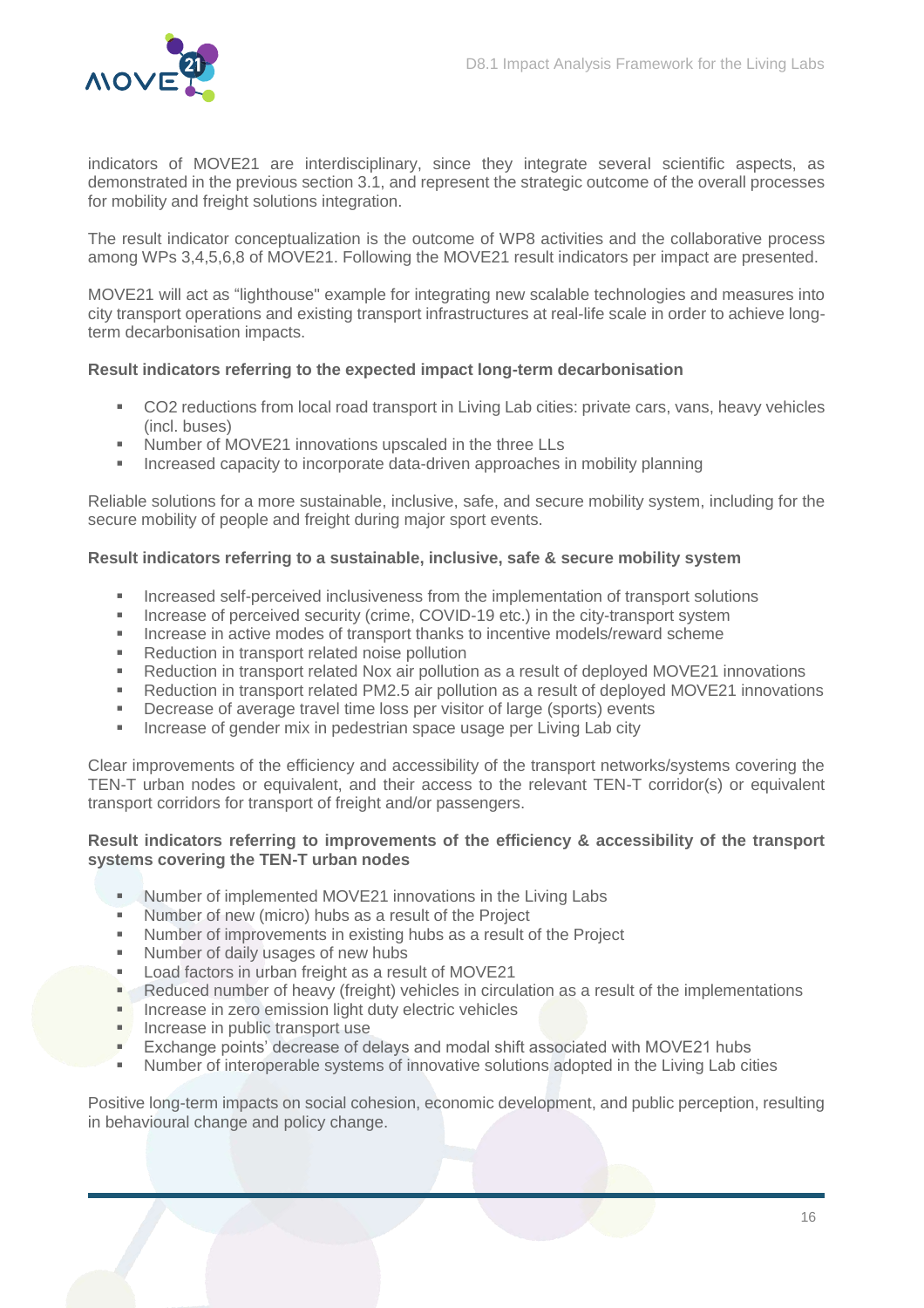indicators of MOVE21 are interdisciplinary, since they integrate several scientific aspects, as demonstrated in the previous section 3.1, and represent the strategic outcome of the overall processes for mobility and freight solutions integration.

The result indicator conceptualization is the outcome of WP8 activities and the collaborative process among WPs 3,4,5,6,8 of MOVE21. Following the MOVE21 result indicators per impact are presented.

MOVE21 will act as "lighthouse" example for integrating new scalable technologies and measures into city transport operations and existing transport infrastructures at real-life scale in order to achieve long-term decarbonisation impacts.

**Result indicators referring to the expected impact long-term decarbonisation**

- CO2 reductions from local road transport in Living Lab cities: private cars, vans, heavy vehicles (incl. buses)
- Number of MOVE21 innovations upscaled in the three LLs
- Increased capacity to incorporate data-driven approaches in mobility planning

Reliable solutions for a more sustainable, inclusive, safe, and secure mobility system, including for the secure mobility of people and freight during major sport events.

**Result indicators referring to a sustainable, inclusive, safe & secure mobility system**

- Increased self-perceived inclusiveness from the implementation of transport solutions
- Increase of perceived security (crime, COVID-19 etc.) in the city-transport system
- Increase in active modes of transport thanks to incentive models/reward scheme
- Reduction in transport related noise pollution
- Reduction in transport related Nox air pollution as a result of deployed MOVE21 innovations
- Reduction in transport related PM2.5 air pollution as a result of deployed MOVE21 innovations
- Decrease of average travel time loss per visitor of large (sports) events
- Increase of gender mix in pedestrian space usage per Living Lab city

Clear improvements of the efficiency and accessibility of the transport networks/systems covering the TEN-T urban nodes or equivalent, and their access to the relevant TEN-T corridor(s) or equivalent transport corridors for transport of freight and/or passengers.

**Result indicators referring to improvements of the efficiency & accessibility of the transport systems covering the TEN-T urban nodes**

- Number of implemented MOVE21 innovations in the Living Labs
- Number of new (micro) hubs as a result of the Project
- Number of improvements in existing hubs as a result of the Project
- Number of daily usages of new hubs
- Load factors in urban freight as a result of MOVE21
- Reduced number of heavy (freight) vehicles in circulation as a result of the implementations
- Increase in zero emission light duty electric vehicles
- Increase in public transport use
- Exchange points' decrease of delays and modal shift associated with MOVE21 hubs
- Number of interoperable systems of innovative solutions adopted in the Living Lab cities

Positive long-term impacts on social cohesion, economic development, and public perception, resulting in behavioural change and policy change.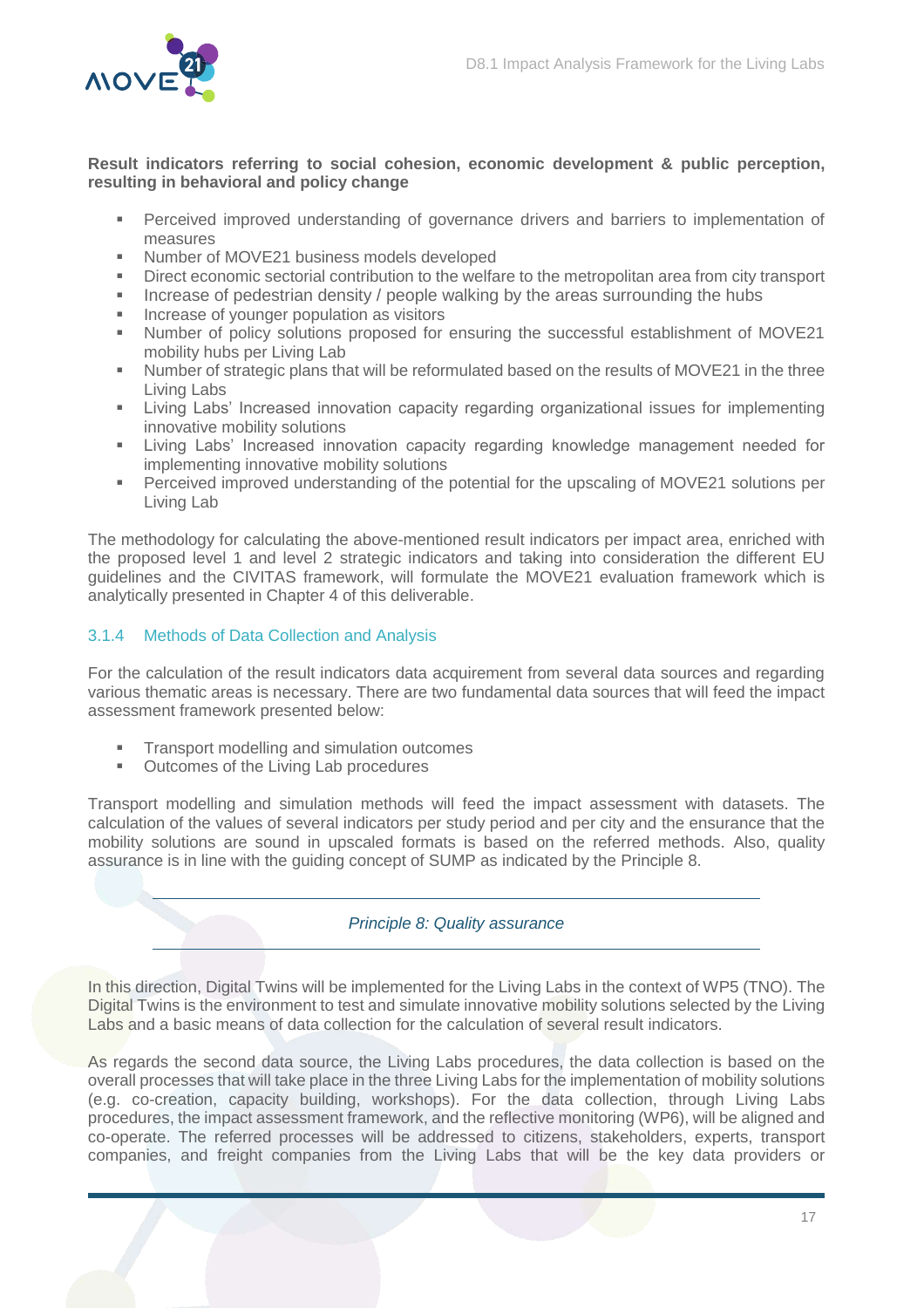**Result indicators referring to social cohesion, economic development & public perception, resulting in behavioral and policy change**

- Perceived improved understanding of governance drivers and barriers to implementation of measures
- Number of MOVE21 business models developed
- Direct economic sectorial contribution to the welfare to the metropolitan area from city transport
- Increase of pedestrian density / people walking by the areas surrounding the hubs
- Increase of younger population as visitors
- Number of policy solutions proposed for ensuring the successful establishment of MOVE21 mobility hubs per Living Lab
- Number of strategic plans that will be reformulated based on the results of MOVE21 in the three Living Labs
- Living Labs' Increased innovation capacity regarding organizational issues for implementing innovative mobility solutions
- Living Labs' Increased innovation capacity regarding knowledge management needed for implementing innovative mobility solutions
- Perceived improved understanding of the potential for the upscaling of MOVE21 solutions per Living Lab

The methodology for calculating the above-mentioned result indicators per impact area, enriched with the proposed level 1 and level 2 strategic indicators and taking into consideration the different EU guidelines and the CIVITAS framework, will formulate the MOVE21 evaluation framework which is analytically presented in Chapter 4 of this deliverable.

### 3.1.4 Methods of Data Collection and Analysis

For the calculation of the result indicators data acquirement from several data sources and regarding various thematic areas is necessary. There are two fundamental data sources that will feed the impact assessment framework presented below:

- Transport modelling and simulation outcomes
- Outcomes of the Living Lab procedures

Transport modelling and simulation methods will feed the impact assessment with datasets. The calculation of the values of several indicators per study period and per city and the ensurance that the mobility solutions are sound in upscaled formats is based on the referred methods. Also, quality assurance is in line with the guiding concept of SUMP as indicated by the Principle 8.

*Principle 8: Quality assurance*

In this direction, Digital Twins will be implemented for the Living Labs in the context of WP5 (TNO). The Digital Twins is the environment to test and simulate innovative mobility solutions selected by the Living Labs and a basic means of data collection for the calculation of several result indicators.

As regards the second data source, the Living Labs procedures, the data collection is based on the overall processes that will take place in the three Living Labs for the implementation of mobility solutions (e.g. co-creation, capacity building, workshops). For the data collection, through Living Labs procedures, the impact assessment framework, and the reflective monitoring (WP6), will be aligned and co-operate. The referred processes will be addressed to citizens, stakeholders, experts, transport companies, and freight companies from the Living Labs that will be the key data providers or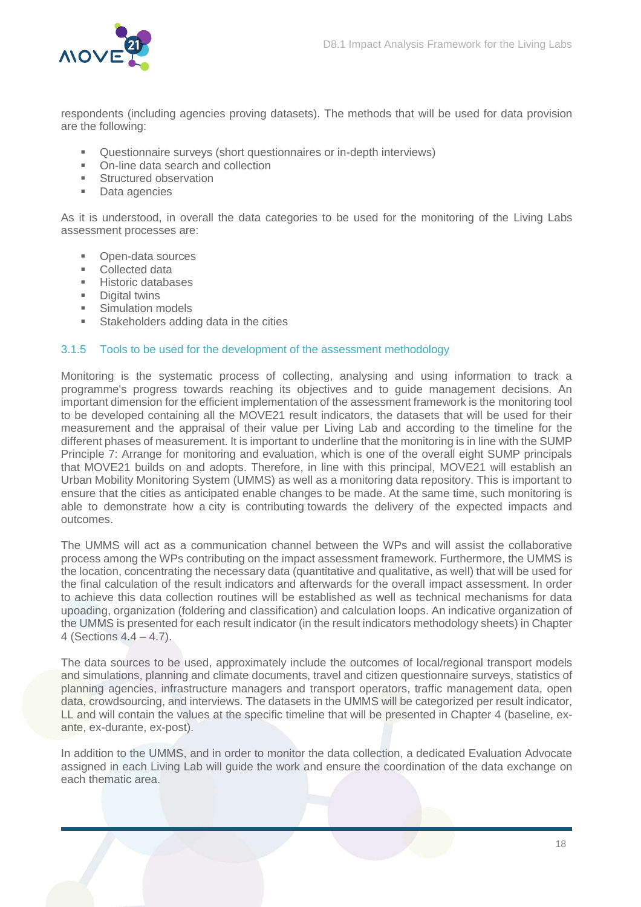respondents (including agencies proving datasets). The methods that will be used for data provision are the following:

- Questionnaire surveys (short questionnaires or in-depth interviews)
- On-line data search and collection
- Structured observation
- Data agencies

As it is understood, in overall the data categories to be used for the monitoring of the Living Labs assessment processes are:

- Open-data sources
- Collected data
- Historic databases
- Digital twins
- Simulation models
- Stakeholders adding data in the cities

### 3.1.5 Tools to be used for the development of the assessment methodology

Monitoring is the systematic process of collecting, analysing and using information to track a programme's progress towards reaching its objectives and to guide management decisions. An important dimension for the efficient implementation of the assessment framework is the monitoring tool to be developed containing all the MOVE21 result indicators, the datasets that will be used for their measurement and the appraisal of their value per Living Lab and according to the timeline for the different phases of measurement. It is important to underline that the monitoring is in line with the SUMP Principle 7: Arrange for monitoring and evaluation, which is one of the overall eight SUMP principals that MOVE21 builds on and adopts. Therefore, in line with this principal, MOVE21 will establish an Urban Mobility Monitoring System (UMMS) as well as a monitoring data repository. This is important to ensure that the cities as anticipated enable changes to be made. At the same time, such monitoring is able to demonstrate how a city is contributing towards the delivery of the expected impacts and outcomes.

The UMMS will act as a communication channel between the WPs and will assist the collaborative process among the WPs contributing on the impact assessment framework. Furthermore, the UMMS is the location, concentrating the necessary data (quantitative and qualitative, as well) that will be used for the final calculation of the result indicators and afterwards for the overall impact assessment. In order to achieve this data collection routines will be established as well as technical mechanisms for data upoading, organization (foldering and classification) and calculation loops. An indicative organization of the UMMS is presented for each result indicator (in the result indicators methodology sheets) in Chapter 4 (Sections 4.4 – 4.7).

The data sources to be used, approximately include the outcomes of local/regional transport models and simulations, planning and climate documents, travel and citizen questionnaire surveys, statistics of planning agencies, infrastructure managers and transport operators, traffic management data, open data, crowdsourcing, and interviews. The datasets in the UMMS will be categorized per result indicator, LL and will contain the values at the specific timeline that will be presented in Chapter 4 (baseline, ex-ante, ex-durante, ex-post).

In addition to the UMMS, and in order to monitor the data collection, a dedicated Evaluation Advocate assigned in each Living Lab will guide the work and ensure the coordination of the data exchange on each thematic area.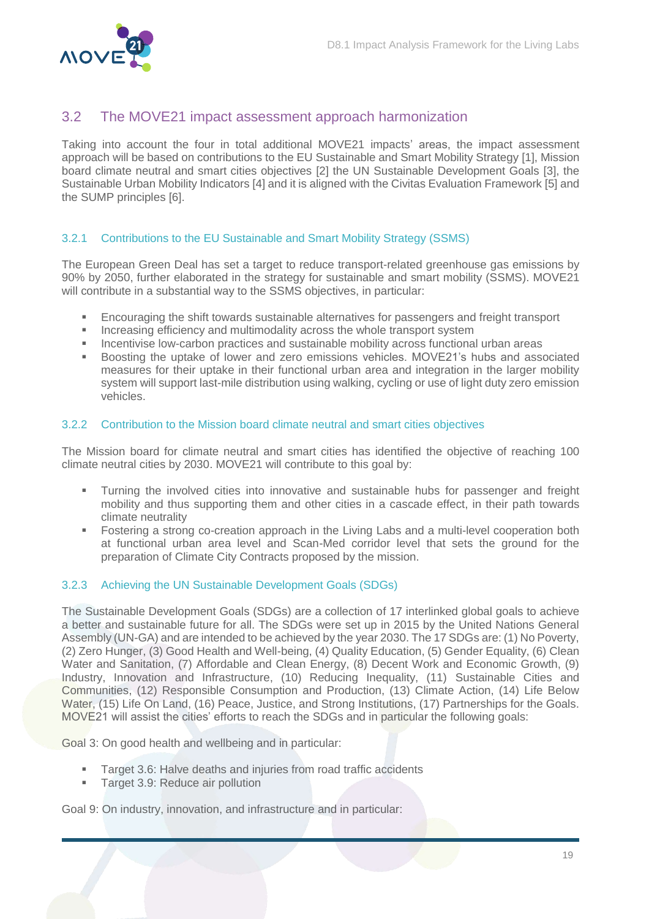## 3.2 The MOVE21 impact assessment approach harmonization

Taking into account the four in total additional MOVE21 impacts' areas, the impact assessment approach will be based on contributions to the EU Sustainable and Smart Mobility Strategy [1], Mission board climate neutral and smart cities objectives [2] the UN Sustainable Development Goals [3], the Sustainable Urban Mobility Indicators [4] and it is aligned with the Civitas Evaluation Framework [5] and the SUMP principles [6].

### 3.2.1 Contributions to the EU Sustainable and Smart Mobility Strategy (SSMS)

The European Green Deal has set a target to reduce transport-related greenhouse gas emissions by 90% by 2050, further elaborated in the strategy for sustainable and smart mobility (SSMS). MOVE21 will contribute in a substantial way to the SSMS objectives, in particular:

- Encouraging the shift towards sustainable alternatives for passengers and freight transport
- Increasing efficiency and multimodality across the whole transport system
- Incentivise low-carbon practices and sustainable mobility across functional urban areas
- Boosting the uptake of lower and zero emissions vehicles. MOVE21's hubs and associated measures for their uptake in their functional urban area and integration in the larger mobility system will support last-mile distribution using walking, cycling or use of light duty zero emission vehicles.

### 3.2.2 Contribution to the Mission board climate neutral and smart cities objectives

The Mission board for climate neutral and smart cities has identified the objective of reaching 100 climate neutral cities by 2030. MOVE21 will contribute to this goal by:

- Turning the involved cities into innovative and sustainable hubs for passenger and freight mobility and thus supporting them and other cities in a cascade effect, in their path towards climate neutrality
- Fostering a strong co-creation approach in the Living Labs and a multi-level cooperation both at functional urban area level and Scan-Med corridor level that sets the ground for the preparation of Climate City Contracts proposed by the mission.

### 3.2.3 Achieving the UN Sustainable Development Goals (SDGs)

The Sustainable Development Goals (SDGs) are a collection of 17 interlinked global goals to achieve a better and sustainable future for all. The SDGs were set up in 2015 by the United Nations General Assembly (UN-GA) and are intended to be achieved by the year 2030. The 17 SDGs are: (1) No Poverty, (2) Zero Hunger, (3) Good Health and Well-being, (4) Quality Education, (5) Gender Equality, (6) Clean Water and Sanitation, (7) Affordable and Clean Energy, (8) Decent Work and Economic Growth, (9) Industry, Innovation and Infrastructure, (10) Reducing Inequality, (11) Sustainable Cities and Communities, (12) Responsible Consumption and Production, (13) Climate Action, (14) Life Below Water, (15) Life On Land, (16) Peace, Justice, and Strong Institutions, (17) Partnerships for the Goals. MOVE21 will assist the cities' efforts to reach the SDGs and in particular the following goals:

Goal 3: On good health and wellbeing and in particular:

- Target 3.6: Halve deaths and injuries from road traffic accidents
- Target 3.9: Reduce air pollution

Goal 9: On industry, innovation, and infrastructure and in particular: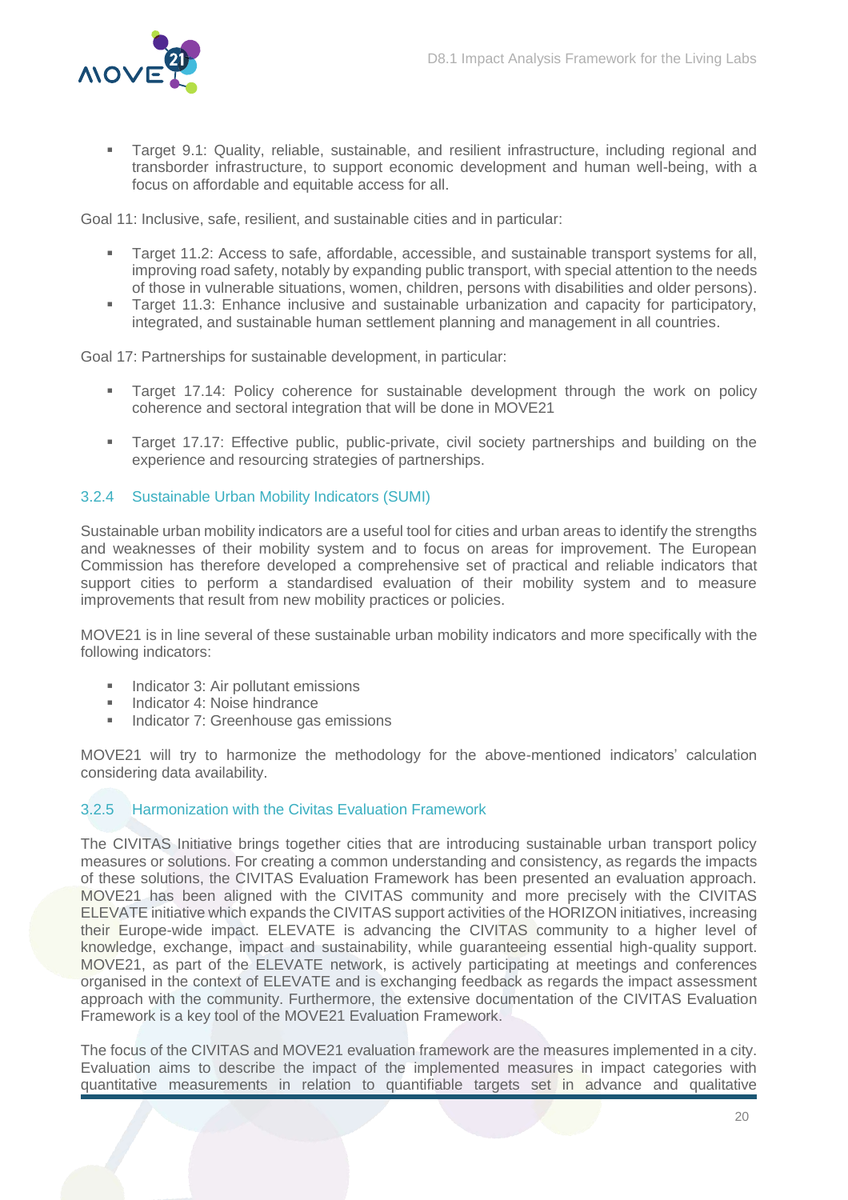- Target 9.1: Quality, reliable, sustainable, and resilient infrastructure, including regional and transborder infrastructure, to support economic development and human well-being, with a focus on affordable and equitable access for all.

Goal 11: Inclusive, safe, resilient, and sustainable cities and in particular:

- Target 11.2: Access to safe, affordable, accessible, and sustainable transport systems for all, improving road safety, notably by expanding public transport, with special attention to the needs of those in vulnerable situations, women, children, persons with disabilities and older persons).
- Target 11.3: Enhance inclusive and sustainable urbanization and capacity for participatory, integrated, and sustainable human settlement planning and management in all countries.

Goal 17: Partnerships for sustainable development, in particular:

- Target 17.14: Policy coherence for sustainable development through the work on policy coherence and sectoral integration that will be done in MOVE21

- Target 17.17: Effective public, public-private, civil society partnerships and building on the experience and resourcing strategies of partnerships.

### 3.2.4 Sustainable Urban Mobility Indicators (SUMI)

Sustainable urban mobility indicators are a useful tool for cities and urban areas to identify the strengths and weaknesses of their mobility system and to focus on areas for improvement. The European Commission has therefore developed a comprehensive set of practical and reliable indicators that support cities to perform a standardised evaluation of their mobility system and to measure improvements that result from new mobility practices or policies.

MOVE21 is in line several of these sustainable urban mobility indicators and more specifically with the following indicators:

- Indicator 3: Air pollutant emissions
- Indicator 4: Noise hindrance
- Indicator 7: Greenhouse gas emissions

MOVE21 will try to harmonize the methodology for the above-mentioned indicators' calculation considering data availability.

### 3.2.5 Harmonization with the Civitas Evaluation Framework

The CIVITAS Initiative brings together cities that are introducing sustainable urban transport policy measures or solutions. For creating a common understanding and consistency, as regards the impacts of these solutions, the CIVITAS Evaluation Framework has been presented an evaluation approach. MOVE21 has been aligned with the CIVITAS community and more precisely with the CIVITAS ELEVATE initiative which expands the CIVITAS support activities of the HORIZON initiatives, increasing their Europe-wide impact. ELEVATE is advancing the CIVITAS community to a higher level of knowledge, exchange, impact and sustainability, while guaranteeing essential high-quality support. MOVE21, as part of the ELEVATE network, is actively participating at meetings and conferences organised in the context of ELEVATE and is exchanging feedback as regards the impact assessment approach with the community. Furthermore, the extensive documentation of the CIVITAS Evaluation Framework is a key tool of the MOVE21 Evaluation Framework.

The focus of the CIVITAS and MOVE21 evaluation framework are the measures implemented in a city. Evaluation aims to describe the impact of the implemented measures in impact categories with quantitative measurements in relation to quantifiable targets set in advance and qualitative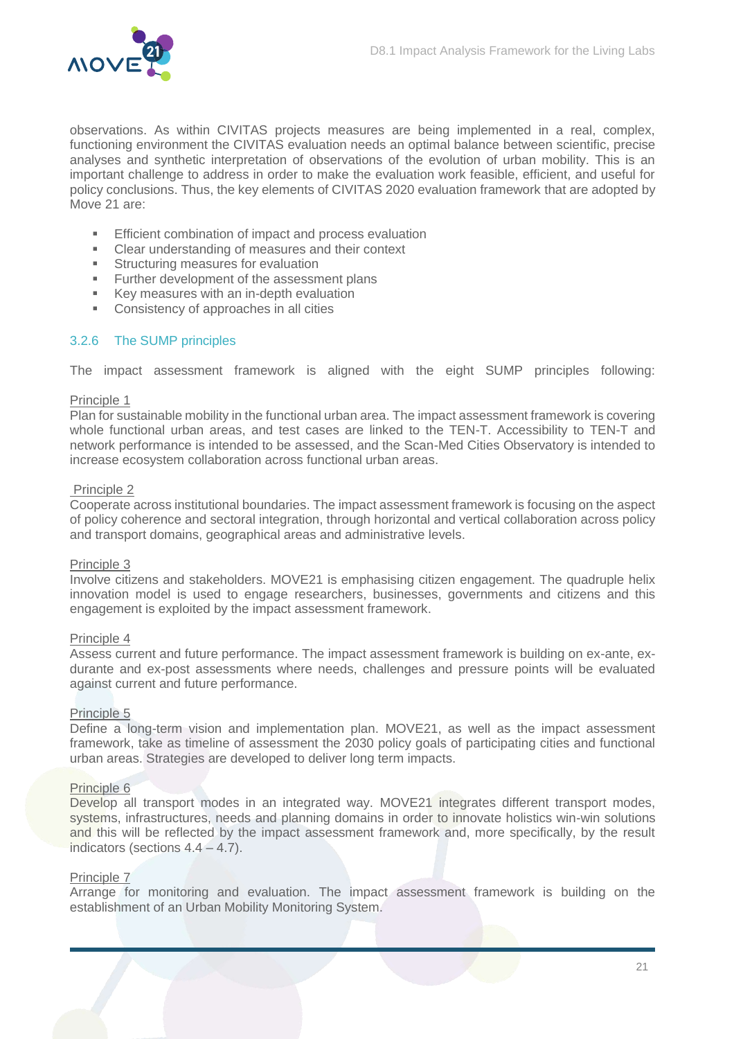observations. As within CIVITAS projects measures are being implemented in a real, complex, functioning environment the CIVITAS evaluation needs an optimal balance between scientific, precise analyses and synthetic interpretation of observations of the evolution of urban mobility. This is an important challenge to address in order to make the evaluation work feasible, efficient, and useful for policy conclusions. Thus, the key elements of CIVITAS 2020 evaluation framework that are adopted by Move 21 are:

- Efficient combination of impact and process evaluation
- Clear understanding of measures and their context
- Structuring measures for evaluation
- Further development of the assessment plans
- Key measures with an in-depth evaluation
- Consistency of approaches in all cities

### 3.2.6 The SUMP principles

The impact assessment framework is aligned with the eight SUMP principles following:

Principle 1
Plan for sustainable mobility in the functional urban area. The impact assessment framework is covering whole functional urban areas, and test cases are linked to the TEN-T. Accessibility to TEN-T and network performance is intended to be assessed, and the Scan-Med Cities Observatory is intended to increase ecosystem collaboration across functional urban areas.

Principle 2
Cooperate across institutional boundaries. The impact assessment framework is focusing on the aspect of policy coherence and sectoral integration, through horizontal and vertical collaboration across policy and transport domains, geographical areas and administrative levels.

Principle 3
Involve citizens and stakeholders. MOVE21 is emphasising citizen engagement. The quadruple helix innovation model is used to engage researchers, businesses, governments and citizens and this engagement is exploited by the impact assessment framework.

Principle 4
Assess current and future performance. The impact assessment framework is building on ex-ante, ex-durante and ex-post assessments where needs, challenges and pressure points will be evaluated against current and future performance.

Principle 5
Define a long-term vision and implementation plan. MOVE21, as well as the impact assessment framework, take as timeline of assessment the 2030 policy goals of participating cities and functional urban areas. Strategies are developed to deliver long term impacts.

Principle 6
Develop all transport modes in an integrated way. MOVE21 integrates different transport modes, systems, infrastructures, needs and planning domains in order to innovate holistics win-win solutions and this will be reflected by the impact assessment framework and, more specifically, by the result indicators (sections 4.4 – 4.7).

Principle 7
Arrange for monitoring and evaluation. The impact assessment framework is building on the establishment of an Urban Mobility Monitoring System.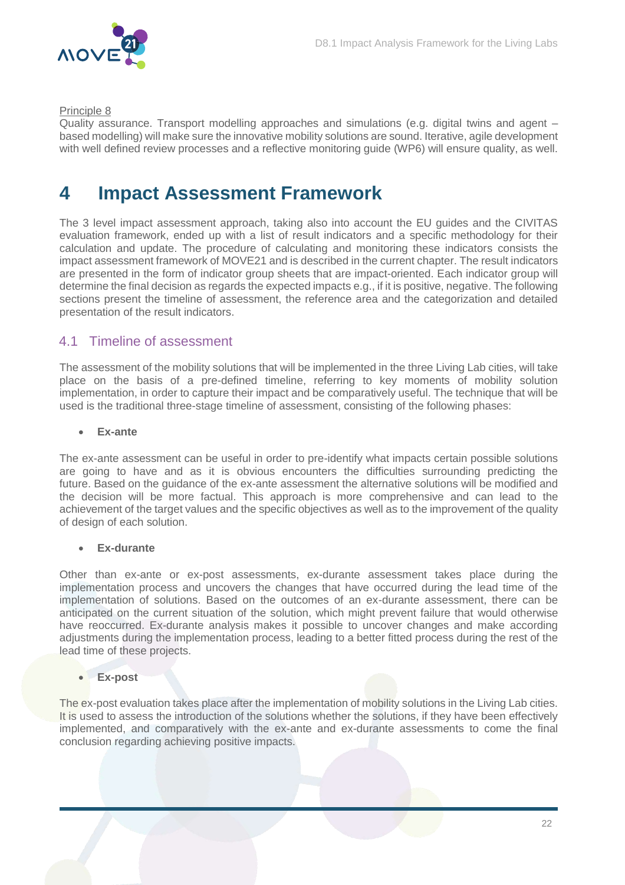Principle 8

Quality assurance. Transport modelling approaches and simulations (e.g. digital twins and agent – based modelling) will make sure the innovative mobility solutions are sound. Iterative, agile development with well defined review processes and a reflective monitoring guide (WP6) will ensure quality, as well.

# 4 Impact Assessment Framework

The 3 level impact assessment approach, taking also into account the EU guides and the CIVITAS evaluation framework, ended up with a list of result indicators and a specific methodology for their calculation and update. The procedure of calculating and monitoring these indicators consists the impact assessment framework of MOVE21 and is described in the current chapter. The result indicators are presented in the form of indicator group sheets that are impact-oriented. Each indicator group will determine the final decision as regards the expected impacts e.g., if it is positive, negative. The following sections present the timeline of assessment, the reference area and the categorization and detailed presentation of the result indicators.

## 4.1 Timeline of assessment

The assessment of the mobility solutions that will be implemented in the three Living Lab cities, will take place on the basis of a pre-defined timeline, referring to key moments of mobility solution implementation, in order to capture their impact and be comparatively useful. The technique that will be used is the traditional three-stage timeline of assessment, consisting of the following phases:

- **Ex-ante**

The ex-ante assessment can be useful in order to pre-identify what impacts certain possible solutions are going to have and as it is obvious encounters the difficulties surrounding predicting the future. Based on the guidance of the ex-ante assessment the alternative solutions will be modified and the decision will be more factual. This approach is more comprehensive and can lead to the achievement of the target values and the specific objectives as well as to the improvement of the quality of design of each solution.

- **Ex-durante**

Other than ex-ante or ex-post assessments, ex-durante assessment takes place during the implementation process and uncovers the changes that have occurred during the lead time of the implementation of solutions. Based on the outcomes of an ex-durante assessment, there can be anticipated on the current situation of the solution, which might prevent failure that would otherwise have reoccurred. Ex-durante analysis makes it possible to uncover changes and make according adjustments during the implementation process, leading to a better fitted process during the rest of the lead time of these projects.

- **Ex-post**

The ex-post evaluation takes place after the implementation of mobility solutions in the Living Lab cities. It is used to assess the introduction of the solutions whether the solutions, if they have been effectively implemented, and comparatively with the ex-ante and ex-durante assessments to come the final conclusion regarding achieving positive impacts.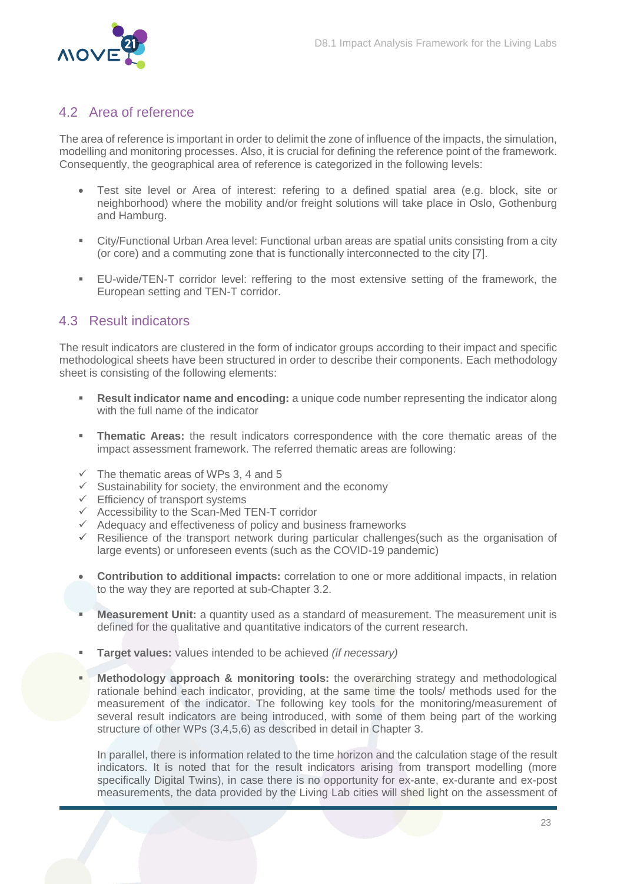## 4.2 Area of reference

The area of reference is important in order to delimit the zone of influence of the impacts, the simulation, modelling and monitoring processes. Also, it is crucial for defining the reference point of the framework. Consequently, the geographical area of reference is categorized in the following levels:

- Test site level or Area of interest: refering to a defined spatial area (e.g. block, site or neighborhood) where the mobility and/or freight solutions will take place in Oslo, Gothenburg and Hamburg.
- City/Functional Urban Area level: Functional urban areas are spatial units consisting from a city (or core) and a commuting zone that is functionally interconnected to the city [7].
- EU-wide/TEN-T corridor level: reffering to the most extensive setting of the framework, the European setting and TEN-T corridor.

## 4.3 Result indicators

The result indicators are clustered in the form of indicator groups according to their impact and specific methodological sheets have been structured in order to describe their components. Each methodology sheet is consisting of the following elements:

- **Result indicator name and encoding:** a unique code number representing the indicator along with the full name of the indicator
- **Thematic Areas:** the result indicators correspondence with the core thematic areas of the impact assessment framework. The referred thematic areas are following:

✓ The thematic areas of WPs 3, 4 and 5
✓ Sustainability for society, the environment and the economy
✓ Efficiency of transport systems
✓ Accessibility to the Scan-Med TEN-T corridor
✓ Adequacy and effectiveness of policy and business frameworks
✓ Resilience of the transport network during particular challenges(such as the organisation of large events) or unforeseen events (such as the COVID-19 pandemic)

- **Contribution to additional impacts:** correlation to one or more additional impacts, in relation to the way they are reported at sub-Chapter 3.2.
- **Measurement Unit:** a quantity used as a standard of measurement. The measurement unit is defined for the qualitative and quantitative indicators of the current research.
- **Target values:** values intended to be achieved *(if necessary)*
- **Methodology approach & monitoring tools:** the overarching strategy and methodological rationale behind each indicator, providing, at the same time the tools/ methods used for the measurement of the indicator. The following key tools for the monitoring/measurement of several result indicators are being introduced, with some of them being part of the working structure of other WPs (3,4,5,6) as described in detail in Chapter 3.

  In parallel, there is information related to the time horizon and the calculation stage of the result indicators. It is noted that for the result indicators arising from transport modelling (more specifically Digital Twins), in case there is no opportunity for ex-ante, ex-durante and ex-post measurements, the data provided by the Living Lab cities will shed light on the assessment of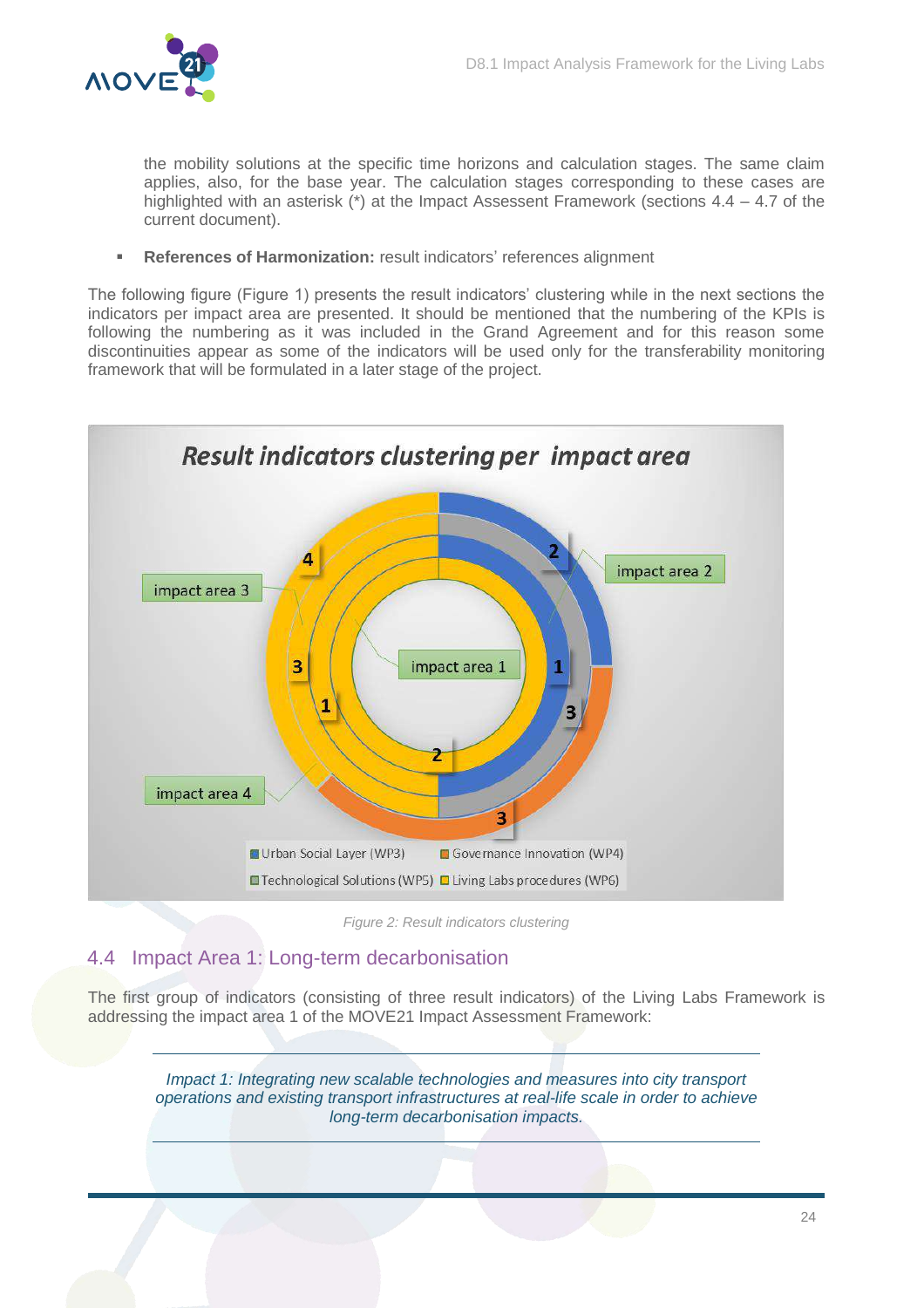the mobility solutions at the specific time horizons and calculation stages. The same claim applies, also, for the base year. The calculation stages corresponding to these cases are highlighted with an asterisk (*) at the Impact Assessent Framework (sections 4.4 – 4.7 of the current document).

- **References of Harmonization:** result indicators' references alignment

The following figure (Figure 1) presents the result indicators' clustering while in the next sections the indicators per impact area are presented. It should be mentioned that the numbering of the KPIs is following the numbering as it was included in the Grand Agreement and for this reason some discontinuities appear as some of the indicators will be used only for the transferability monitoring framework that will be formulated in a later stage of the project.

*Result indicators clustering per impact area*

Urban Social Layer (WP3) | Governance Innovation (WP4) | Technological Solutions (WP5) | Living Labs procedures (WP6)

*Figure 2: Result indicators clustering*

## 4.4 Impact Area 1: Long-term decarbonisation

The first group of indicators (consisting of three result indicators) of the Living Labs Framework is addressing the impact area 1 of the MOVE21 Impact Assessment Framework:

*Impact 1: Integrating new scalable technologies and measures into city transport operations and existing transport infrastructures at real-life scale in order to achieve long-term decarbonisation impacts.*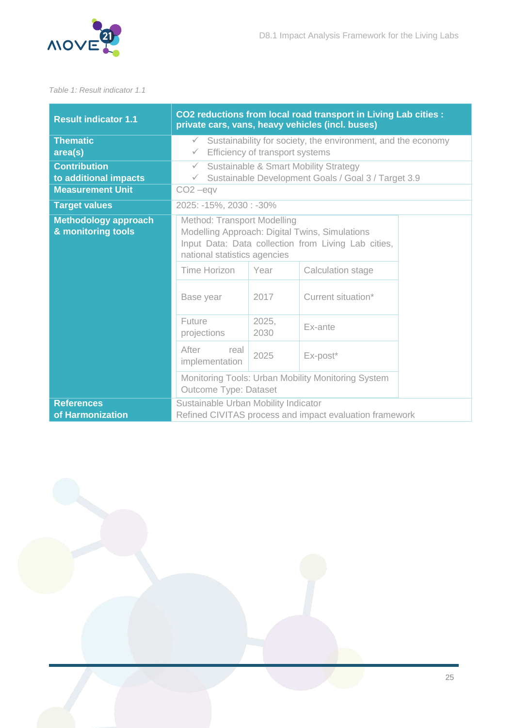*Table 1: Result indicator 1.1*

| Result indicator 1.1 | $CO_2$ reductions from local road transport in Living Lab cities : private cars, vans, heavy vehicles (incl. buses) | | |
|---|---|---|---|
| Thematic area(s) | ✓ Sustainability for society, the environment, and the economy<br>✓ Efficiency of transport systems | | |
| Contribution to additional impacts | ✓ Sustainable & Smart Mobility Strategy<br>✓ Sustainable Development Goals / Goal 3 / Target 3.9 | | |
| Measurement Unit | $CO_2$ –eqv | | |
| Target values | 2025: -15%, 2030 : -30% | | |
| Methodology approach & monitoring tools | Method: Transport Modelling<br>Modelling Approach: Digital Twins, Simulations<br>Input Data: Data collection from Living Lab cities, national statistics agencies | | |
| | Time Horizon | Year | Calculation stage |
| | Base year | 2017 | Current situation* |
| | Future projections | 2025, 2030 | Ex-ante |
| | After real implementation | 2025 | Ex-post* |
| | Monitoring Tools: Urban Mobility Monitoring System<br>Outcome Type: Dataset | | |
| References of Harmonization | Sustainable Urban Mobility Indicator<br>Refined CIVITAS process and impact evaluation framework | | |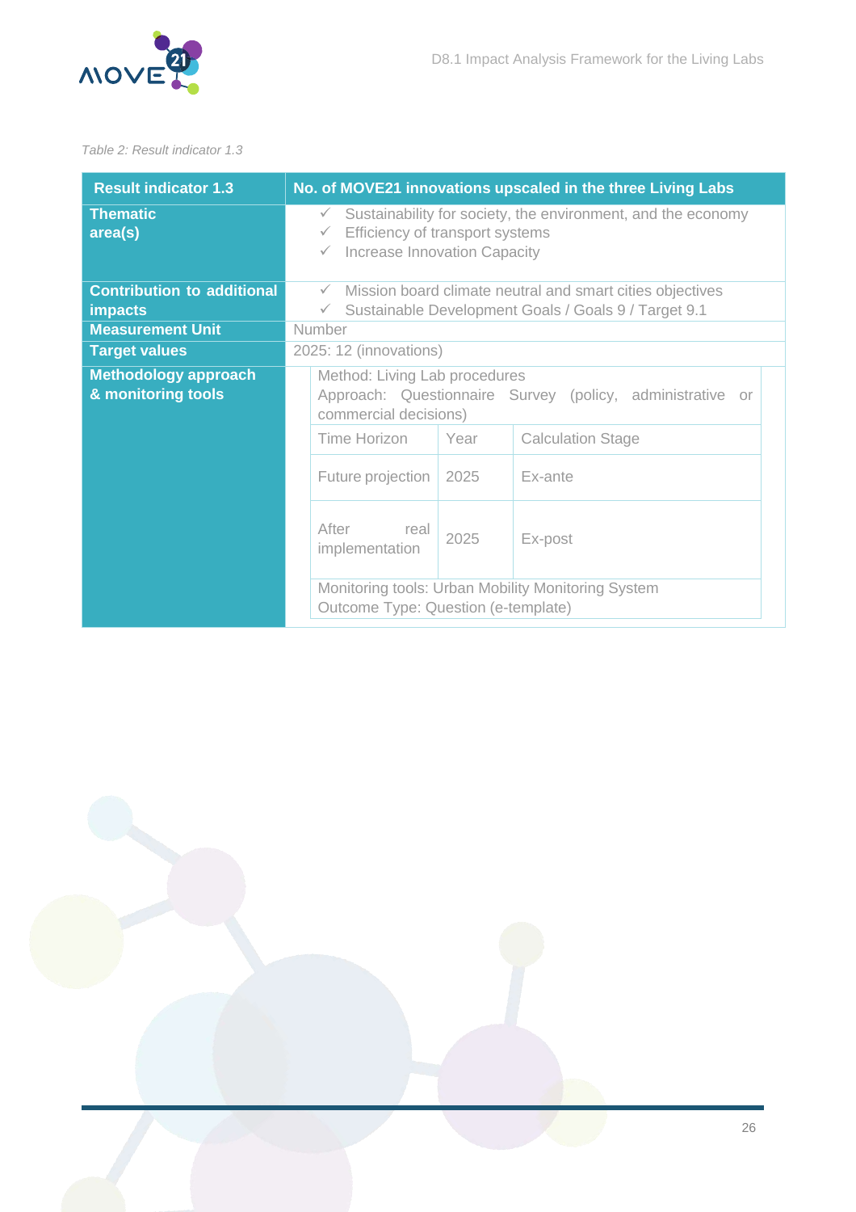*Table 2: Result indicator 1.3*

| Result indicator 1.3 | No. of MOVE21 innovations upscaled in the three Living Labs |
|---|---|
| **Thematic area(s)** | ✓ Sustainability for society, the environment, and the economy<br>✓ Efficiency of transport systems<br>✓ Increase Innovation Capacity |
| **Contribution to additional impacts** | ✓ Mission board climate neutral and smart cities objectives<br>✓ Sustainable Development Goals / Goals 9 / Target 9.1 |
| **Measurement Unit** | Number |
| **Target values** | 2025: 12 (innovations) |
| **Methodology approach & monitoring tools** | Method: Living Lab procedures<br>Approach: Questionnaire Survey (policy, administrative or commercial decisions)<br><br>Time Horizon / Year / Calculation Stage:<br>Future projection / 2025 / Ex-ante<br>After real implementation / 2025 / Ex-post<br><br>Monitoring tools: Urban Mobility Monitoring System<br>Outcome Type: Question (e-template) |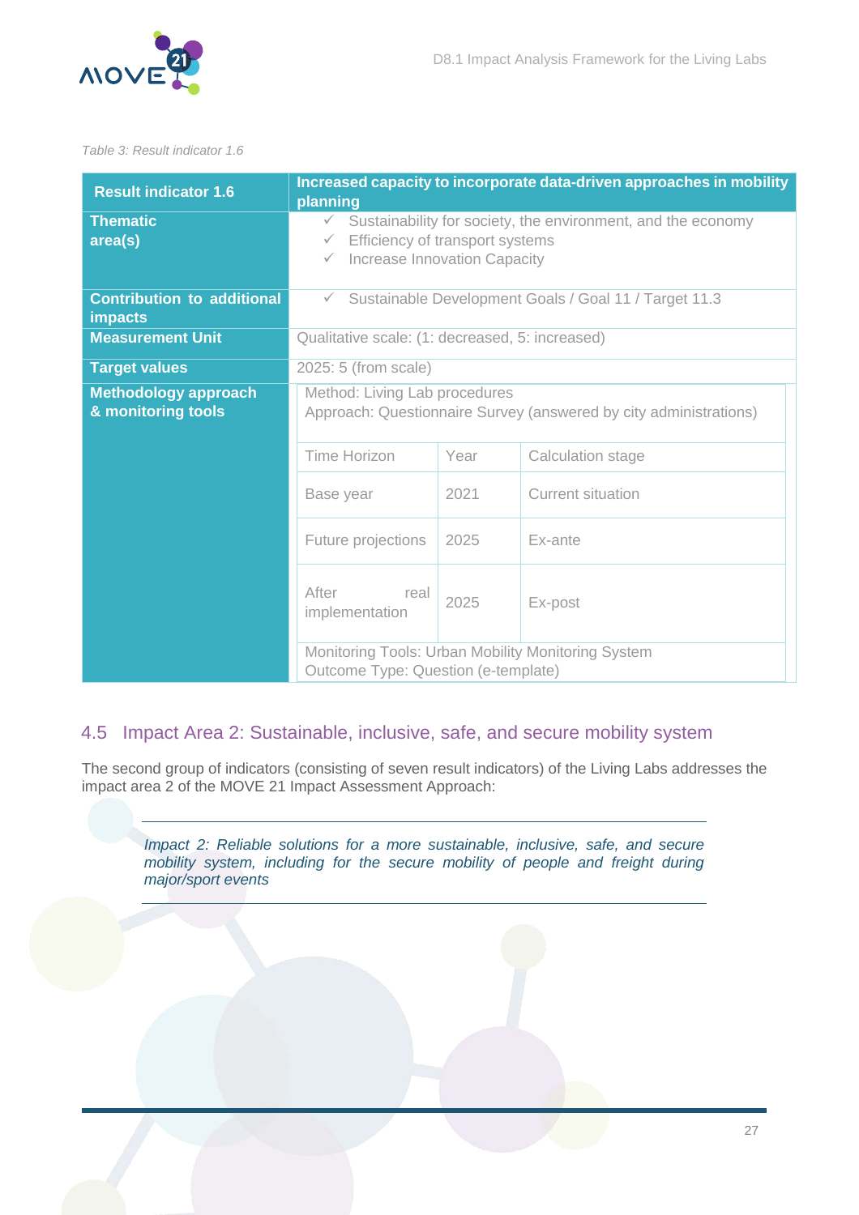Table 3: Result indicator 1.6

| Result indicator 1.6 | Increased capacity to incorporate data-driven approaches in mobility planning | | |
|---|---|---|---|
| Thematic area(s) | ✓ Sustainability for society, the environment, and the economy<br>✓ Efficiency of transport systems<br>✓ Increase Innovation Capacity | | |
| Contribution to additional impacts | ✓ Sustainable Development Goals / Goal 11 / Target 11.3 | | |
| Measurement Unit | Qualitative scale: (1: decreased, 5: increased) | | |
| Target values | 2025: 5 (from scale) | | |
| Methodology approach & monitoring tools | Method: Living Lab procedures<br>Approach: Questionnaire Survey (answered by city administrations) | | |
| | Time Horizon | Year | Calculation stage |
| | Base year | 2021 | Current situation |
| | Future projections | 2025 | Ex-ante |
| | After real implementation | 2025 | Ex-post |
| | Monitoring Tools: Urban Mobility Monitoring System<br>Outcome Type: Question (e-template) | | |

## 4.5 Impact Area 2: Sustainable, inclusive, safe, and secure mobility system

The second group of indicators (consisting of seven result indicators) of the Living Labs addresses the impact area 2 of the MOVE 21 Impact Assessment Approach:

> *Impact 2: Reliable solutions for a more sustainable, inclusive, safe, and secure mobility system, including for the secure mobility of people and freight during major/sport events*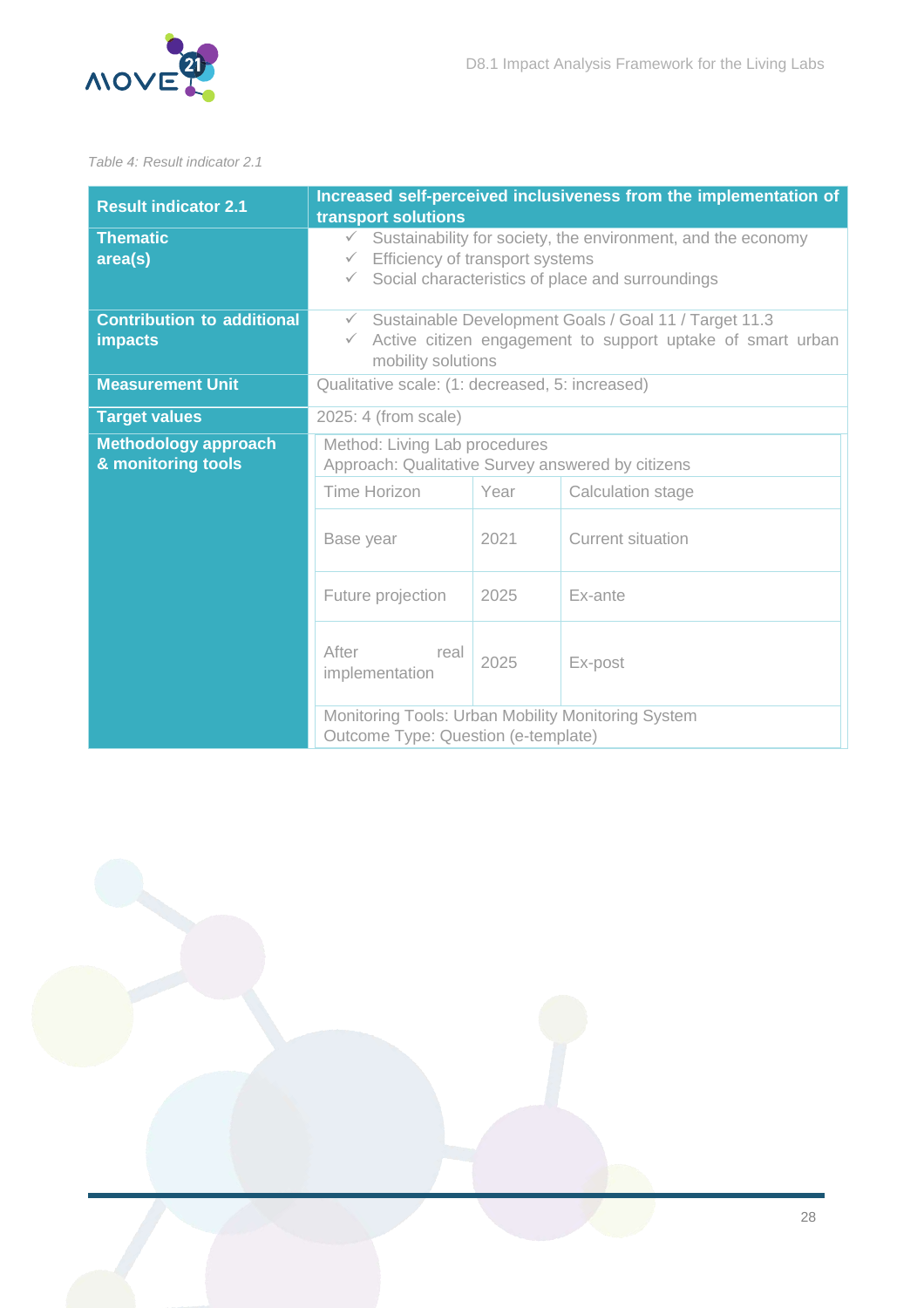*Table 4: Result indicator 2.1*

| Result indicator 2.1 | Increased self-perceived inclusiveness from the implementation of transport solutions | | |
|---|---|---|---|
| Thematic area(s) | ✓ Sustainability for society, the environment, and the economy<br>✓ Efficiency of transport systems<br>✓ Social characteristics of place and surroundings | | |
| Contribution to additional impacts | ✓ Sustainable Development Goals / Goal 11 / Target 11.3<br>✓ Active citizen engagement to support uptake of smart urban mobility solutions | | |
| Measurement Unit | Qualitative scale: (1: decreased, 5: increased) | | |
| Target values | 2025: 4 (from scale) | | |
| Methodology approach & monitoring tools | Method: Living Lab procedures<br>Approach: Qualitative Survey answered by citizens | | |
| | Time Horizon | Year | Calculation stage |
| | Base year | 2021 | Current situation |
| | Future projection | 2025 | Ex-ante |
| | After real implementation | 2025 | Ex-post |
| | Monitoring Tools: Urban Mobility Monitoring System<br>Outcome Type: Question (e-template) | | |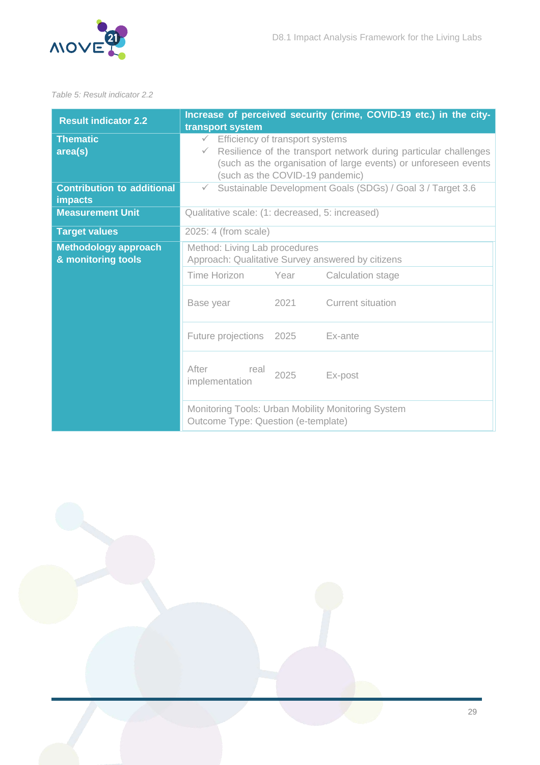*Table 5: Result indicator 2.2*

| Result indicator 2.2 | Increase of perceived security (crime, COVID-19 etc.) in the city-transport system | |
|---|---|---|
| Thematic area(s) | ✓ Efficiency of transport systems<br>✓ Resilience of the transport network during particular challenges (such as the organisation of large events) or unforeseen events (such as the COVID-19 pandemic) | |
| Contribution to additional impacts | ✓ Sustainable Development Goals (SDGs) / Goal 3 / Target 3.6 | |
| Measurement Unit | Qualitative scale: (1: decreased, 5: increased) | |
| Target values | 2025: 4 (from scale) | |
| Methodology approach & monitoring tools | Method: Living Lab procedures<br>Approach: Qualitative Survey answered by citizens | |
| | Time Horizon | Year | Calculation stage |
| | Base year | 2021 | Current situation |
| | Future projections | 2025 | Ex-ante |
| | After real implementation | 2025 | Ex-post |
| | Monitoring Tools: Urban Mobility Monitoring System<br>Outcome Type: Question (e-template) | |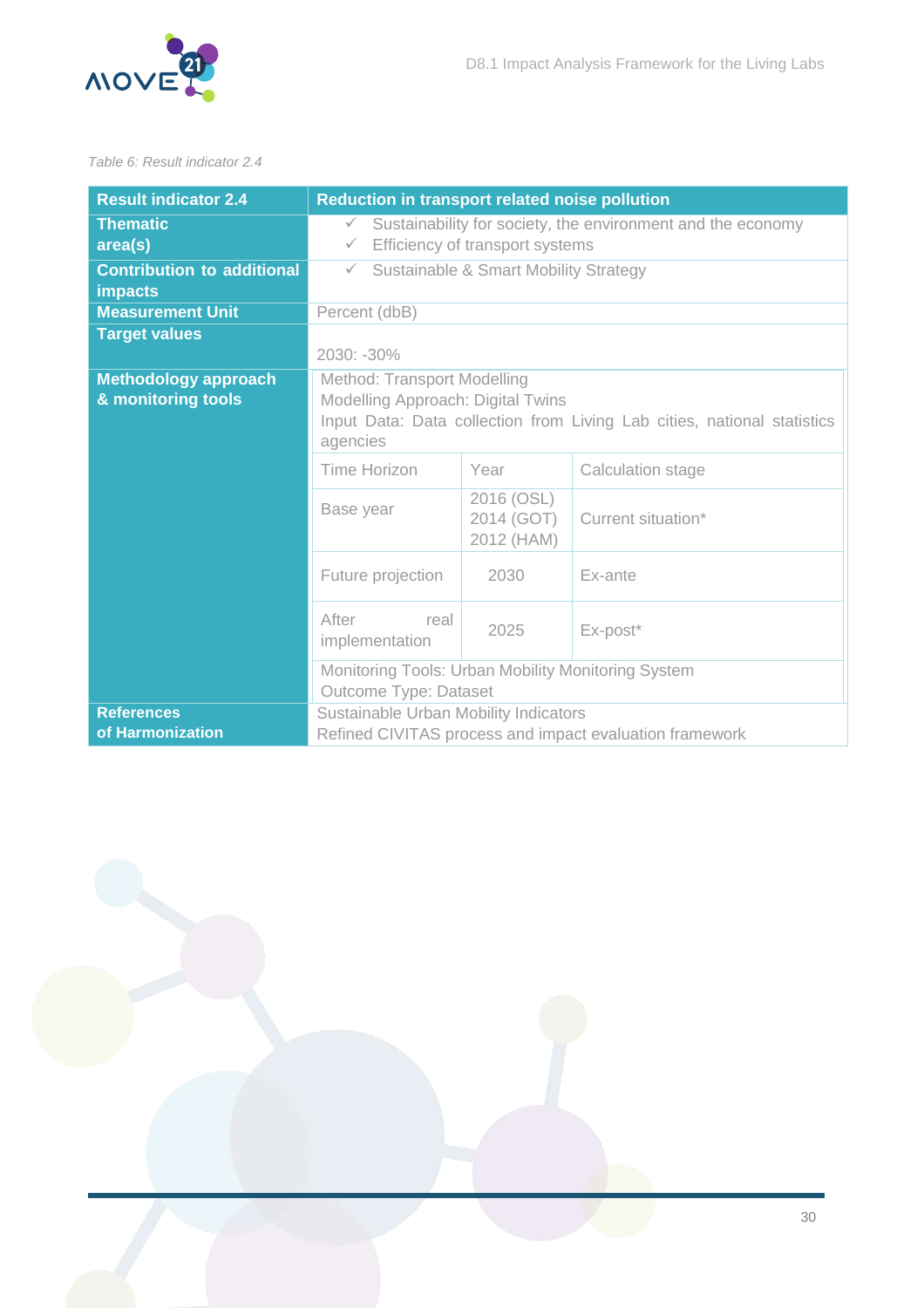*Table 6: Result indicator 2.4*

| Result indicator 2.4 | Reduction in transport related noise pollution | | |
|---|---|---|---|
| **Thematic area(s)** | ✓ Sustainability for society, the environment and the economy<br>✓ Efficiency of transport systems | | |
| **Contribution to additional impacts** | ✓ Sustainable & Smart Mobility Strategy | | |
| **Measurement Unit** | Percent (dbB) | | |
| **Target values** | 2030: -30% | | |
| **Methodology approach & monitoring tools** | Method: Transport Modelling<br>Modelling Approach: Digital Twins<br>Input Data: Data collection from Living Lab cities, national statistics agencies | | |
| | Time Horizon | Year | Calculation stage |
| | Base year | 2016 (OSL)<br>2014 (GOT)<br>2012 (HAM) | Current situation* |
| | Future projection | 2030 | Ex-ante |
| | After real implementation | 2025 | Ex-post* |
| | Monitoring Tools: Urban Mobility Monitoring System<br>Outcome Type: Dataset | | |
| **References of Harmonization** | Sustainable Urban Mobility Indicators<br>Refined CIVITAS process and impact evaluation framework | | |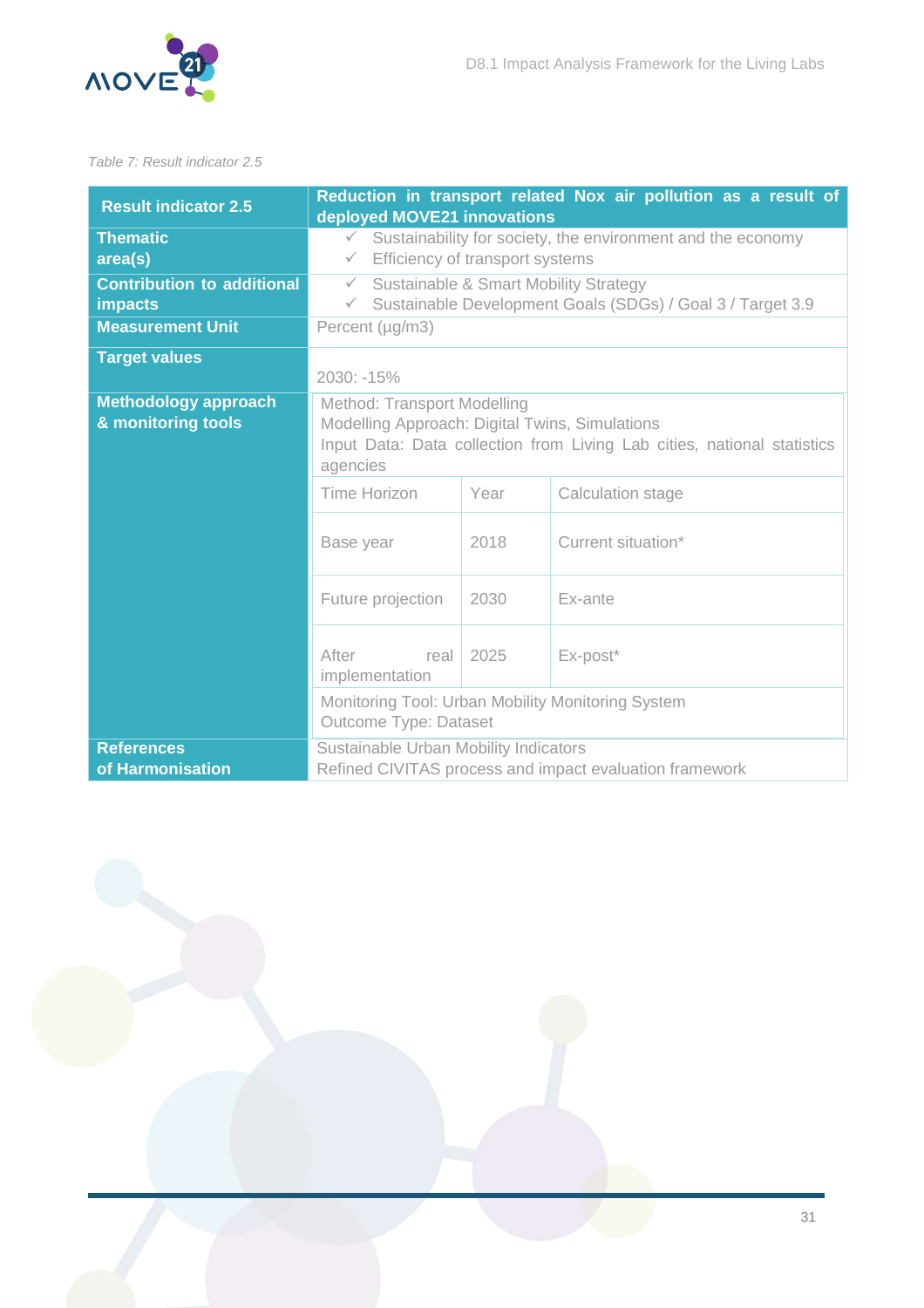*Table 7: Result indicator 2.5*

| **Result indicator 2.5** | **Reduction in transport related Nox air pollution as a result of deployed MOVE21 innovations** | | |
|---|---|---|---|
| **Thematic area(s)** | ✓ Sustainability for society, the environment and the economy<br>✓ Efficiency of transport systems | | |
| **Contribution to additional impacts** | ✓ Sustainable & Smart Mobility Strategy<br>✓ Sustainable Development Goals (SDGs) / Goal 3 / Target 3.9 | | |
| **Measurement Unit** | Percent (µg/m3) | | |
| **Target values** | 2030: -15% | | |
| **Methodology approach & monitoring tools** | Method: Transport Modelling<br>Modelling Approach: Digital Twins, Simulations<br>Input Data: Data collection from Living Lab cities, national statistics agencies | | |
| | Time Horizon | Year | Calculation stage |
| | Base year | 2018 | Current situation* |
| | Future projection | 2030 | Ex-ante |
| | After real implementation | 2025 | Ex-post* |
| | Monitoring Tool: Urban Mobility Monitoring System<br>Outcome Type: Dataset | | |
| **References of Harmonisation** | Sustainable Urban Mobility Indicators<br>Refined CIVITAS process and impact evaluation framework | | |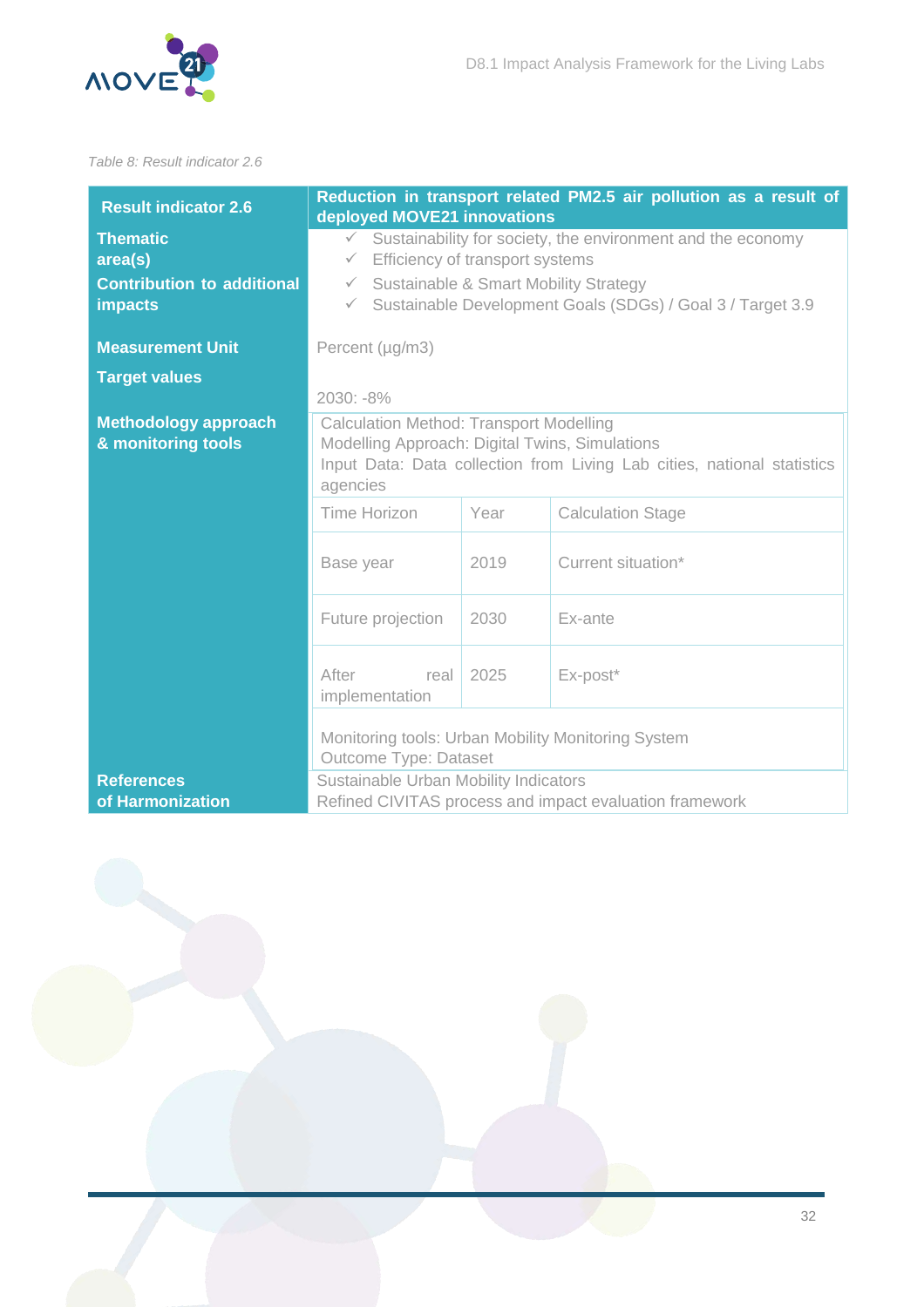*Table 8: Result indicator 2.6*

| Result indicator 2.6 | Reduction in transport related PM2.5 air pollution as a result of deployed MOVE21 innovations | | |
|---|---|---|---|
| Thematic area(s) | ✓ Sustainability for society, the environment and the economy<br>✓ Efficiency of transport systems | | |
| Contribution to additional impacts | ✓ Sustainable & Smart Mobility Strategy<br>✓ Sustainable Development Goals (SDGs) / Goal 3 / Target 3.9 | | |
| Measurement Unit | Percent (µg/m3) | | |
| Target values | 2030: -8% | | |
| Methodology approach & monitoring tools | Calculation Method: Transport Modelling<br>Modelling Approach: Digital Twins, Simulations<br>Input Data: Data collection from Living Lab cities, national statistics agencies | | |
| | Time Horizon | Year | Calculation Stage |
| | Base year | 2019 | Current situation* |
| | Future projection | 2030 | Ex-ante |
| | After real implementation | 2025 | Ex-post* |
| | Monitoring tools: Urban Mobility Monitoring System<br>Outcome Type: Dataset | | |
| References of Harmonization | Sustainable Urban Mobility Indicators<br>Refined CIVITAS process and impact evaluation framework | | |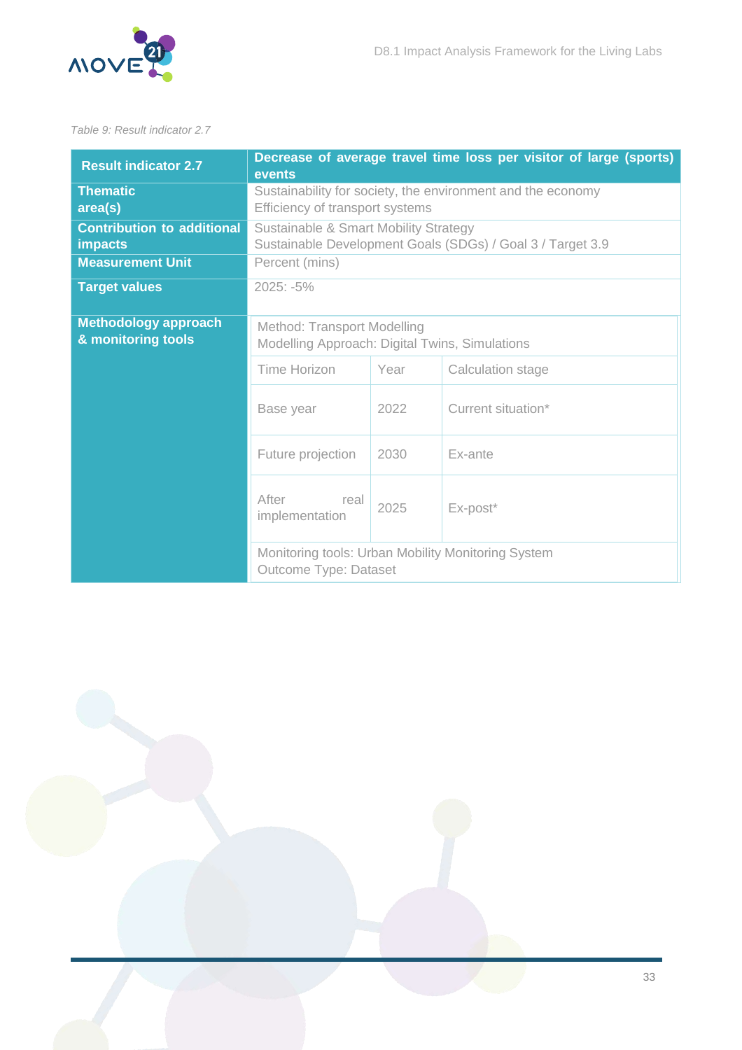*Table 9: Result indicator 2.7*

| Result indicator 2.7 | Decrease of average travel time loss per visitor of large (sports) events | | |
|---|---|---|---|
| Thematic area(s) | Sustainability for society, the environment and the economy<br>Efficiency of transport systems | | |
| Contribution to additional impacts | Sustainable & Smart Mobility Strategy<br>Sustainable Development Goals (SDGs) / Goal 3 / Target 3.9 | | |
| Measurement Unit | Percent (mins) | | |
| Target values | 2025: -5% | | |
| Methodology approach & monitoring tools | Method: Transport Modelling<br>Modelling Approach: Digital Twins, Simulations | | |
| | Time Horizon | Year | Calculation stage |
| | Base year | 2022 | Current situation* |
| | Future projection | 2030 | Ex-ante |
| | After real implementation | 2025 | Ex-post* |
| | Monitoring tools: Urban Mobility Monitoring System<br>Outcome Type: Dataset | | |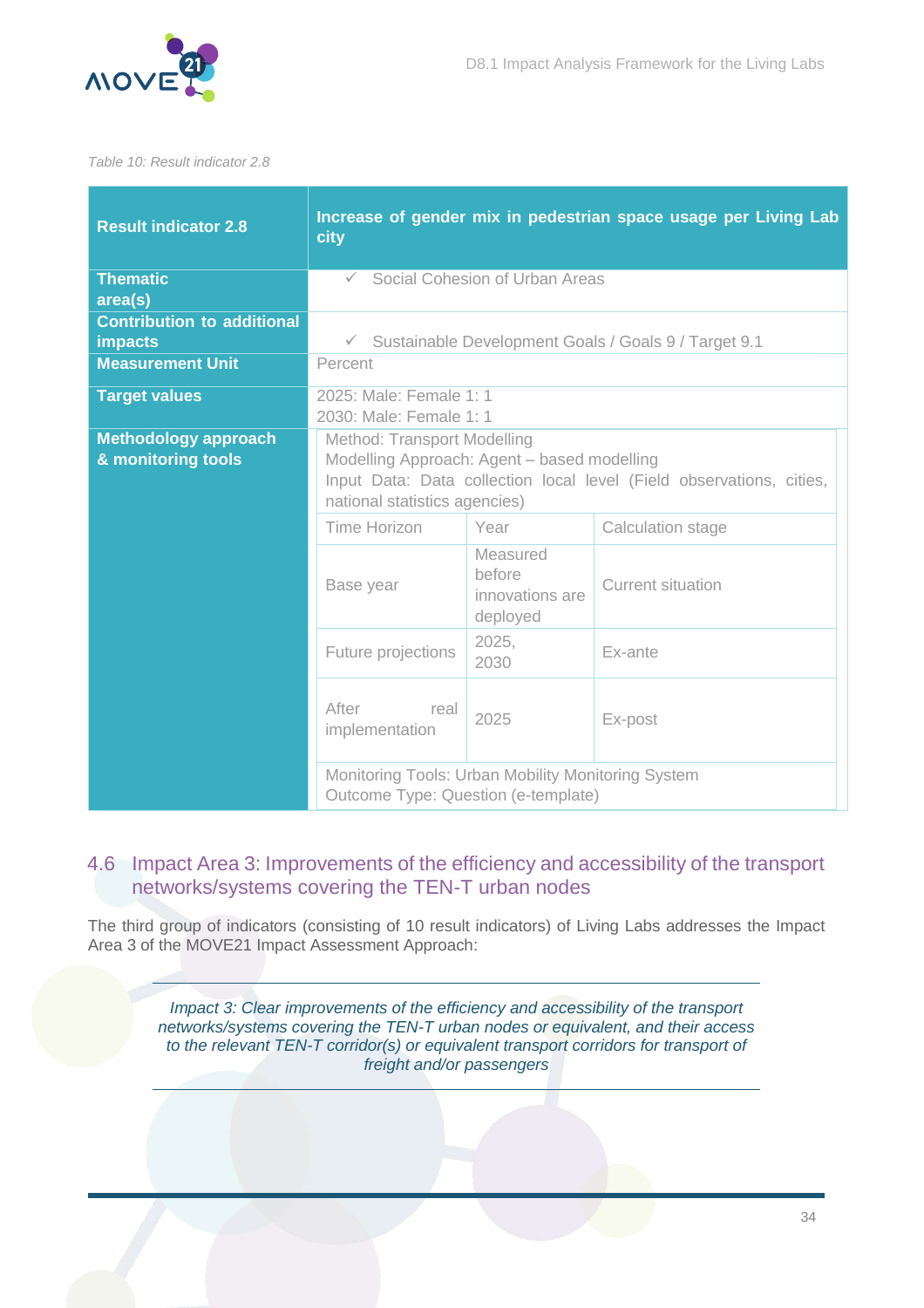*Table 10: Result indicator 2.8*

| **Result indicator 2.8** | **Increase of gender mix in pedestrian space usage per Living Lab city** | | |
|---|---|---|---|
| **Thematic area(s)** | ✓ Social Cohesion of Urban Areas | | |
| **Contribution to additional impacts** | ✓ Sustainable Development Goals / Goals 9 / Target 9.1 | | |
| **Measurement Unit** | Percent | | |
| **Target values** | 2025: Male: Female 1: 1<br>2030: Male: Female 1: 1 | | |
| **Methodology approach & monitoring tools** | Method: Transport Modelling<br>Modelling Approach: Agent – based modelling<br>Input Data: Data collection local level (Field observations, cities, national statistics agencies) | | |
| | Time Horizon | Year | Calculation stage |
| | Base year | Measured before innovations are deployed | Current situation |
| | Future projections | 2025, 2030 | Ex-ante |
| | After real implementation | 2025 | Ex-post |
| | Monitoring Tools: Urban Mobility Monitoring System<br>Outcome Type: Question (e-template) | | |

## 4.6 Impact Area 3: Improvements of the efficiency and accessibility of the transport networks/systems covering the TEN-T urban nodes

The third group of indicators (consisting of 10 result indicators) of Living Labs addresses the Impact Area 3 of the MOVE21 Impact Assessment Approach:

> *Impact 3: Clear improvements of the efficiency and accessibility of the transport networks/systems covering the TEN-T urban nodes or equivalent, and their access to the relevant TEN-T corridor(s) or equivalent transport corridors for transport of freight and/or passengers*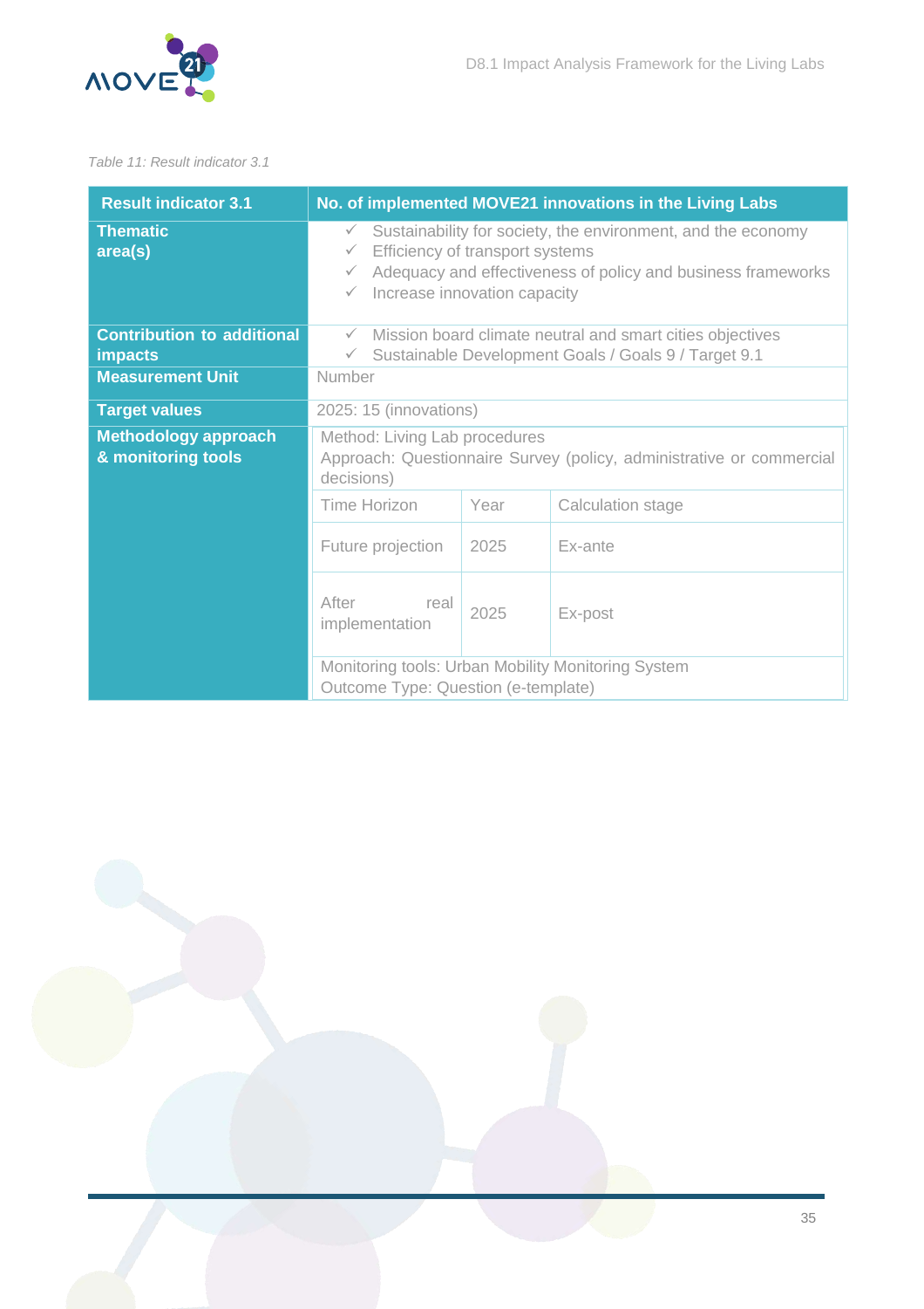*Table 11: Result indicator 3.1*

| Result indicator 3.1 | No. of implemented MOVE21 innovations in the Living Labs | | |
|---|---|---|---|
| **Thematic area(s)** | ✓ Sustainability for society, the environment, and the economy<br>✓ Efficiency of transport systems<br>✓ Adequacy and effectiveness of policy and business frameworks<br>✓ Increase innovation capacity | | |
| **Contribution to additional impacts** | ✓ Mission board climate neutral and smart cities objectives<br>✓ Sustainable Development Goals / Goals 9 / Target 9.1 | | |
| **Measurement Unit** | Number | | |
| **Target values** | 2025: 15 (innovations) | | |
| **Methodology approach & monitoring tools** | Method: Living Lab procedures<br>Approach: Questionnaire Survey (policy, administrative or commercial decisions) | | |
| | Time Horizon | Year | Calculation stage |
| | Future projection | 2025 | Ex-ante |
| | After real implementation | 2025 | Ex-post |
| | Monitoring tools: Urban Mobility Monitoring System<br>Outcome Type: Question (e-template) | | |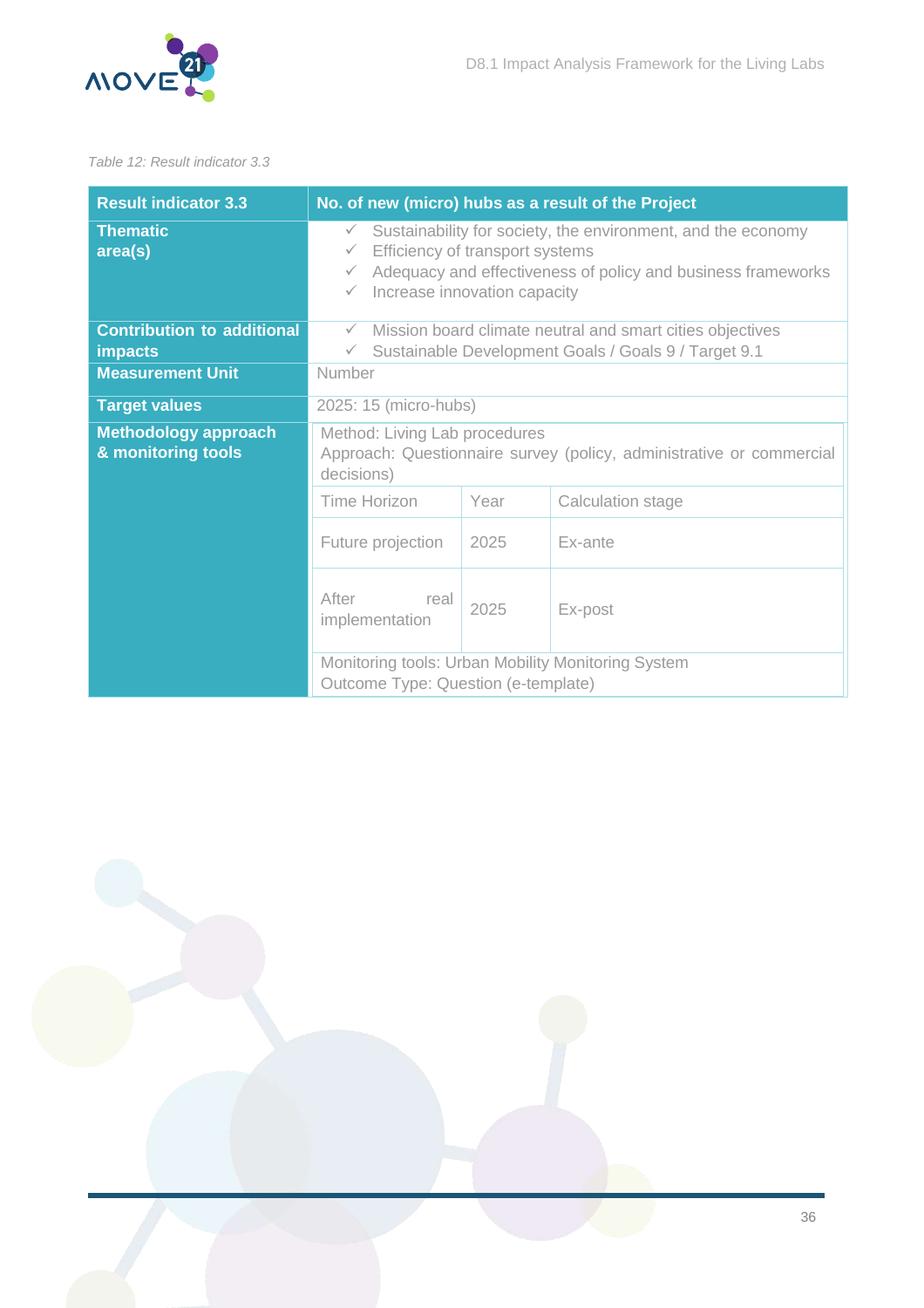*Table 12: Result indicator 3.3*

| Result indicator 3.3 | No. of new (micro) hubs as a result of the Project | | |
|---|---|---|---|
| **Thematic area(s)** | ✓ Sustainability for society, the environment, and the economy<br>✓ Efficiency of transport systems<br>✓ Adequacy and effectiveness of policy and business frameworks<br>✓ Increase innovation capacity | | |
| **Contribution to additional impacts** | ✓ Mission board climate neutral and smart cities objectives<br>✓ Sustainable Development Goals / Goals 9 / Target 9.1 | | |
| **Measurement Unit** | Number | | |
| **Target values** | 2025: 15 (micro-hubs) | | |
| **Methodology approach & monitoring tools** | Method: Living Lab procedures<br>Approach: Questionnaire survey (policy, administrative or commercial decisions) | | |
| | Time Horizon | Year | Calculation stage |
| | Future projection | 2025 | Ex-ante |
| | After real implementation | 2025 | Ex-post |
| | Monitoring tools: Urban Mobility Monitoring System<br>Outcome Type: Question (e-template) | | |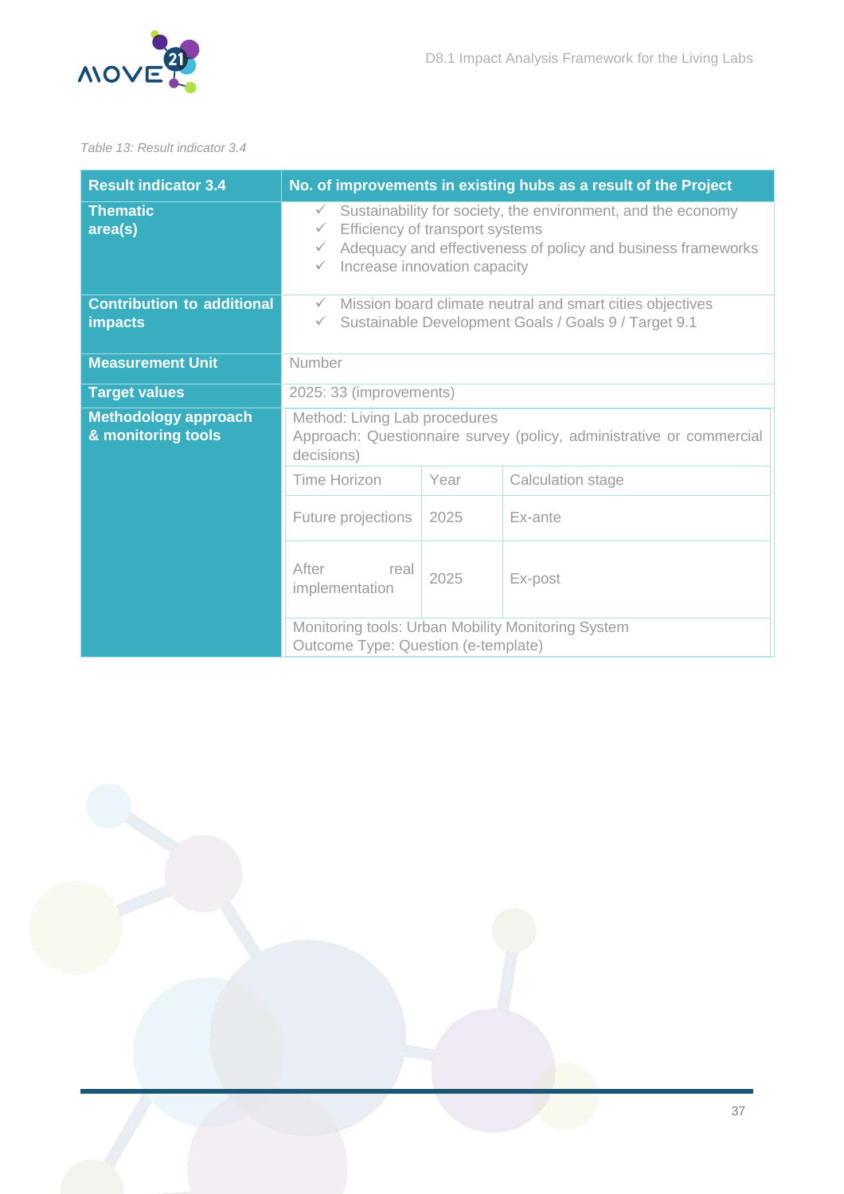*Table 13: Result indicator 3.4*

| Result indicator 3.4 | No. of improvements in existing hubs as a result of the Project | | |
|---|---|---|---|
| **Thematic area(s)** | ✓ Sustainability for society, the environment, and the economy<br>✓ Efficiency of transport systems<br>✓ Adequacy and effectiveness of policy and business frameworks<br>✓ Increase innovation capacity | | |
| **Contribution to additional impacts** | ✓ Mission board climate neutral and smart cities objectives<br>✓ Sustainable Development Goals / Goals 9 / Target 9.1 | | |
| **Measurement Unit** | Number | | |
| **Target values** | 2025: 33 (improvements) | | |
| **Methodology approach & monitoring tools** | Method: Living Lab procedures<br>Approach: Questionnaire survey (policy, administrative or commercial decisions) | | |
| | Time Horizon | Year | Calculation stage |
| | Future projections | 2025 | Ex-ante |
| | After real implementation | 2025 | Ex-post |
| | Monitoring tools: Urban Mobility Monitoring System<br>Outcome Type: Question (e-template) | | |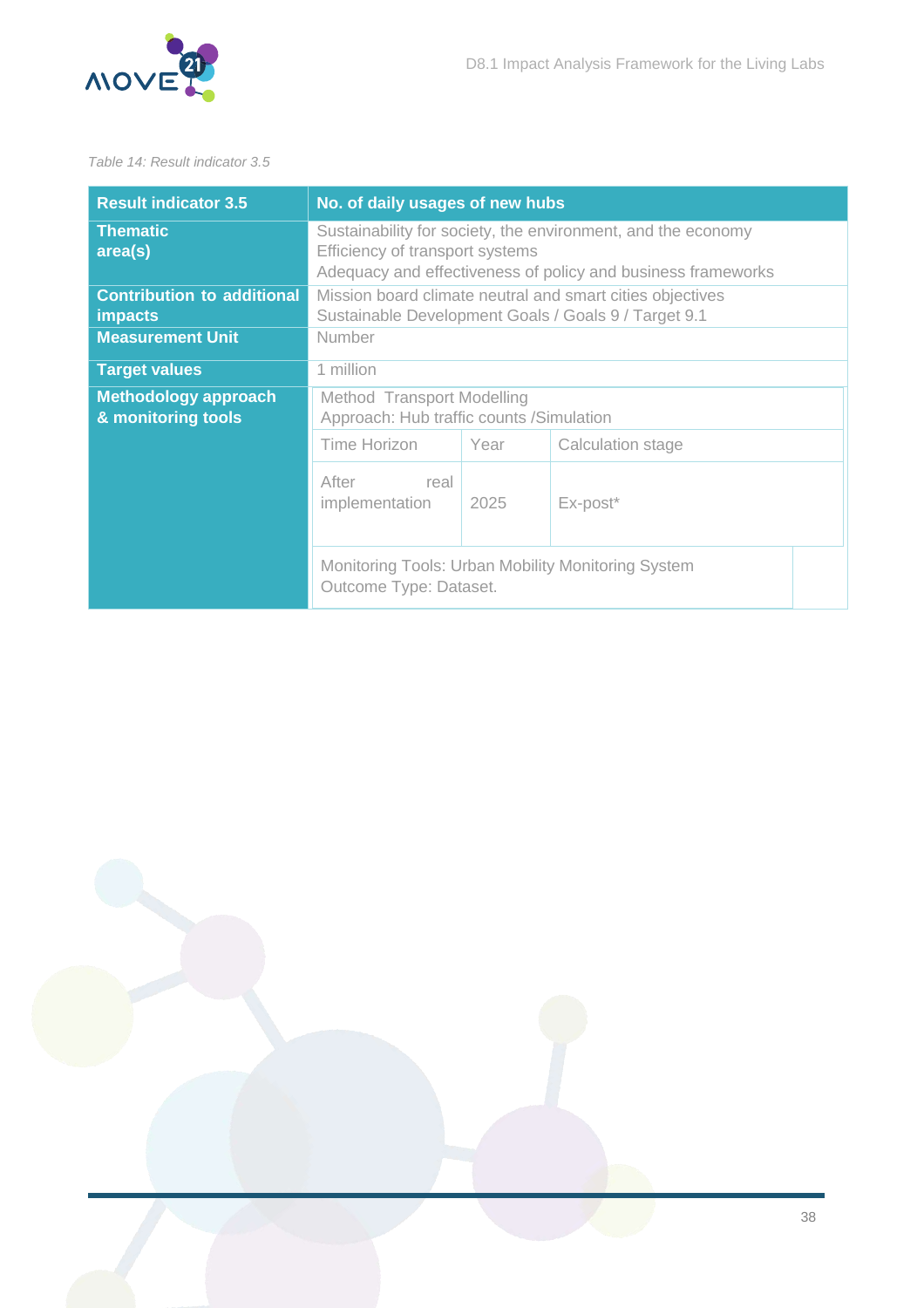*Table 14: Result indicator 3.5*

| Result indicator 3.5 | No. of daily usages of new hubs | | |
|---|---|---|---|
| Thematic area(s) | Sustainability for society, the environment, and the economy<br>Efficiency of transport systems<br>Adequacy and effectiveness of policy and business frameworks | | |
| Contribution to additional impacts | Mission board climate neutral and smart cities objectives<br>Sustainable Development Goals / Goals 9 / Target 9.1 | | |
| Measurement Unit | Number | | |
| Target values | 1 million | | |
| Methodology approach & monitoring tools | Method Transport Modelling<br>Approach: Hub traffic counts /Simulation | | |
| | Time Horizon | Year | Calculation stage |
| | After real implementation | 2025 | Ex-post* |
| | Monitoring Tools: Urban Mobility Monitoring System<br>Outcome Type: Dataset. | | |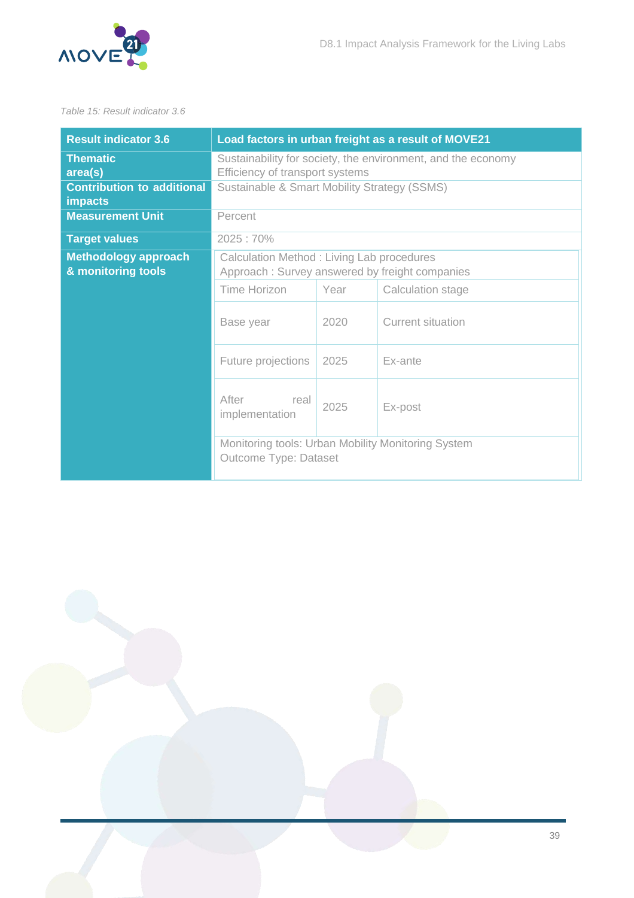*Table 15: Result indicator 3.6*

| Result indicator 3.6 | Load factors in urban freight as a result of MOVE21 | | |
|---|---|---|---|
| **Thematic area(s)** | Sustainability for society, the environment, and the economy<br>Efficiency of transport systems | | |
| **Contribution to additional impacts** | Sustainable & Smart Mobility Strategy (SSMS) | | |
| **Measurement Unit** | Percent | | |
| **Target values** | 2025 : 70% | | |
| **Methodology approach & monitoring tools** | Calculation Method : Living Lab procedures<br>Approach : Survey answered by freight companies | | |
| | Time Horizon | Year | Calculation stage |
| | Base year | 2020 | Current situation |
| | Future projections | 2025 | Ex-ante |
| | After real implementation | 2025 | Ex-post |
| | Monitoring tools: Urban Mobility Monitoring System<br>Outcome Type: Dataset | | |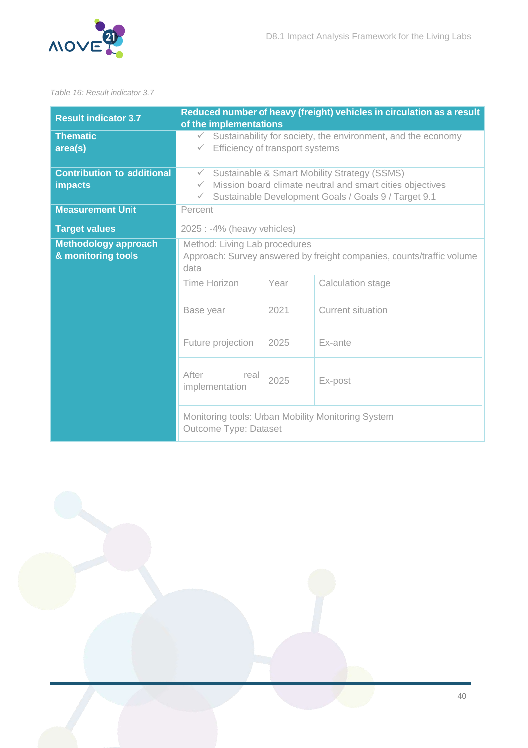Table 16: Result indicator 3.7

| Result indicator 3.7 | Reduced number of heavy (freight) vehicles in circulation as a result of the implementations | |
|---|---|---|
| Thematic area(s) | ✓ Sustainability for society, the environment, and the economy<br>✓ Efficiency of transport systems | |
| Contribution to additional impacts | ✓ Sustainable & Smart Mobility Strategy (SSMS)<br>✓ Mission board climate neutral and smart cities objectives<br>✓ Sustainable Development Goals / Goals 9 / Target 9.1 | |
| Measurement Unit | Percent | |
| Target values | 2025 : -4% (heavy vehicles) | |
| Methodology approach & monitoring tools | Method: Living Lab procedures<br>Approach: Survey answered by freight companies, counts/traffic volume data | |
| | Time Horizon | Year | Calculation stage |
| | Base year | 2021 | Current situation |
| | Future projection | 2025 | Ex-ante |
| | After real implementation | 2025 | Ex-post |
| | Monitoring tools: Urban Mobility Monitoring System<br>Outcome Type: Dataset | |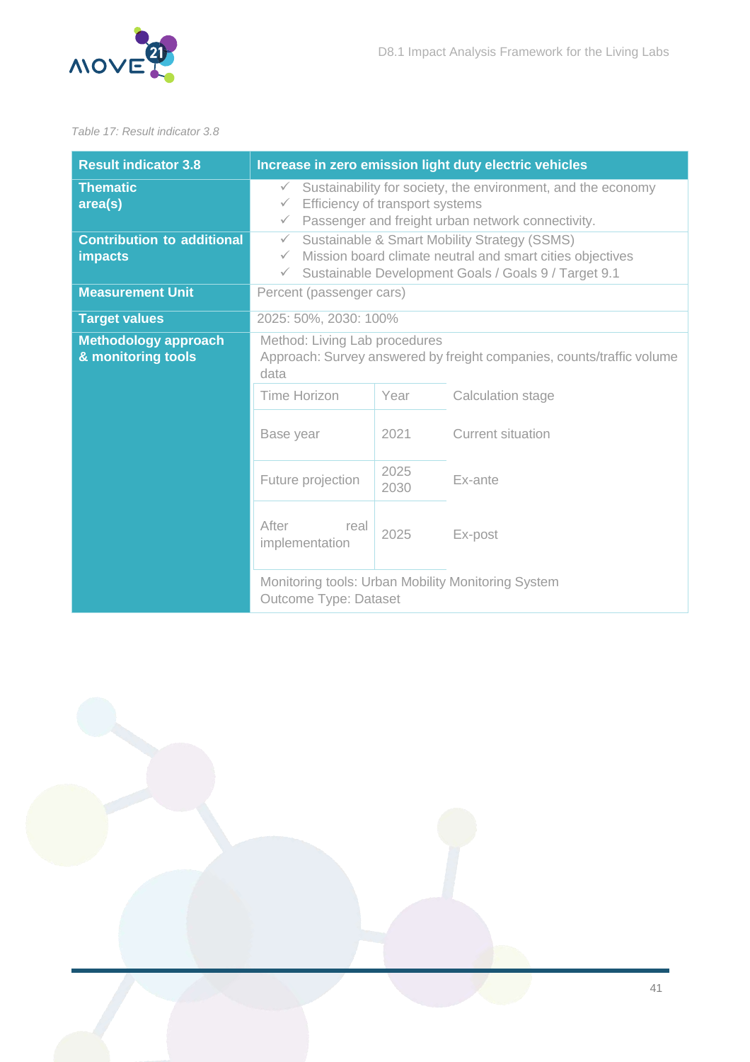*Table 17: Result indicator 3.8*

| Result indicator 3.8 | Increase in zero emission light duty electric vehicles | | |
|---|---|---|---|
| Thematic area(s) | ✓ Sustainability for society, the environment, and the economy<br>✓ Efficiency of transport systems<br>✓ Passenger and freight urban network connectivity. | | |
| Contribution to additional impacts | ✓ Sustainable & Smart Mobility Strategy (SSMS)<br>✓ Mission board climate neutral and smart cities objectives<br>✓ Sustainable Development Goals / Goals 9 / Target 9.1 | | |
| Measurement Unit | Percent (passenger cars) | | |
| Target values | 2025: 50%, 2030: 100% | | |
| Methodology approach & monitoring tools | Method: Living Lab procedures<br>Approach: Survey answered by freight companies, counts/traffic volume data | | |
| | Time Horizon | Year | Calculation stage |
| | Base year | 2021 | Current situation |
| | Future projection | 2025<br>2030 | Ex-ante |
| | After real implementation | 2025 | Ex-post |
| | Monitoring tools: Urban Mobility Monitoring System<br>Outcome Type: Dataset | | |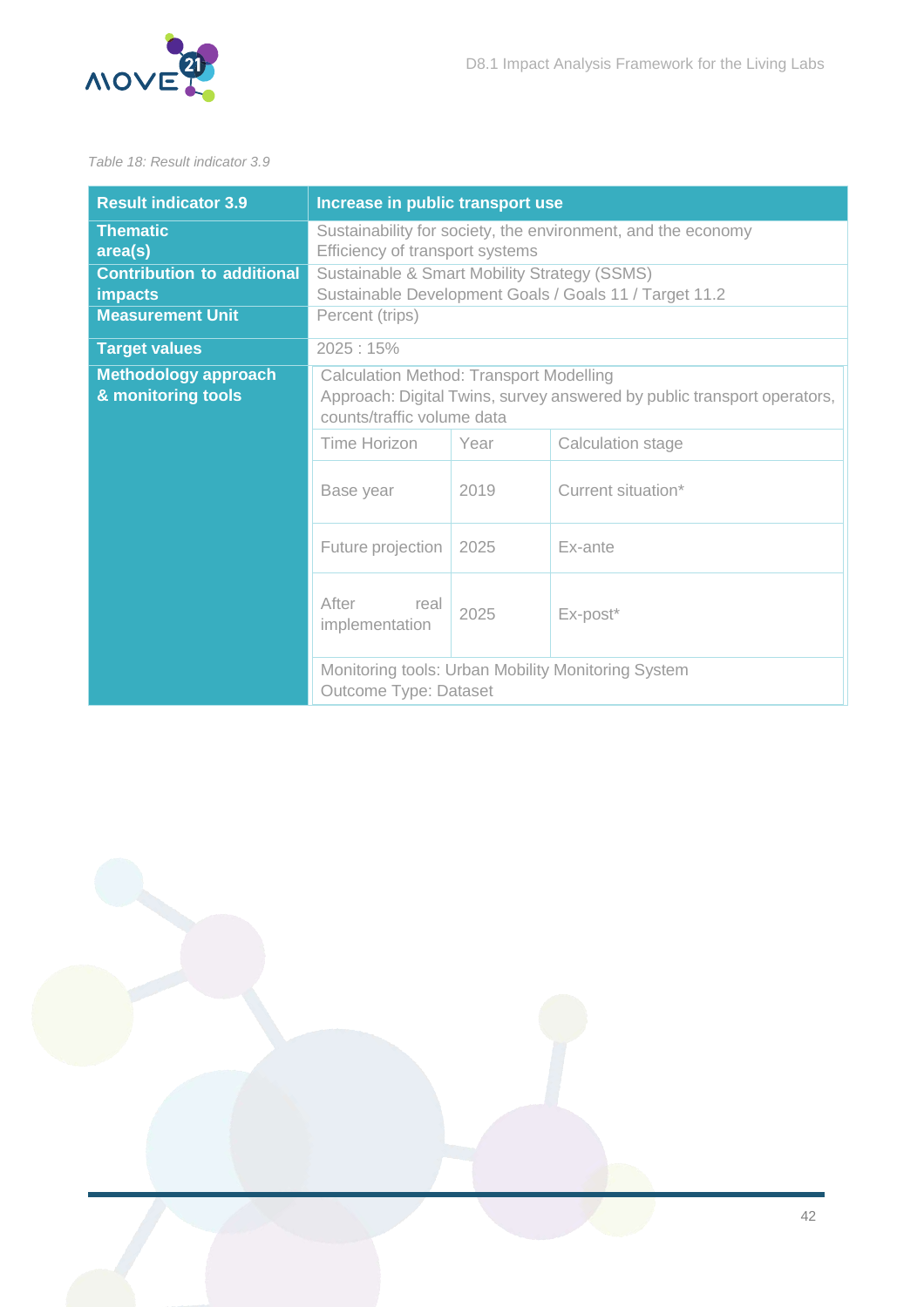*Table 18: Result indicator 3.9*

| Result indicator 3.9 | Increase in public transport use | | |
|---|---|---|---|
| Thematic area(s) | Sustainability for society, the environment, and the economy<br>Efficiency of transport systems | | |
| Contribution to additional impacts | Sustainable & Smart Mobility Strategy (SSMS)<br>Sustainable Development Goals / Goals 11 / Target 11.2 | | |
| Measurement Unit | Percent (trips) | | |
| Target values | 2025 : 15% | | |
| Methodology approach & monitoring tools | Calculation Method: Transport Modelling<br>Approach: Digital Twins, survey answered by public transport operators, counts/traffic volume data | | |
| | Time Horizon | Year | Calculation stage |
| | Base year | 2019 | Current situation* |
| | Future projection | 2025 | Ex-ante |
| | After real implementation | 2025 | Ex-post* |
| | Monitoring tools: Urban Mobility Monitoring System<br>Outcome Type: Dataset | | |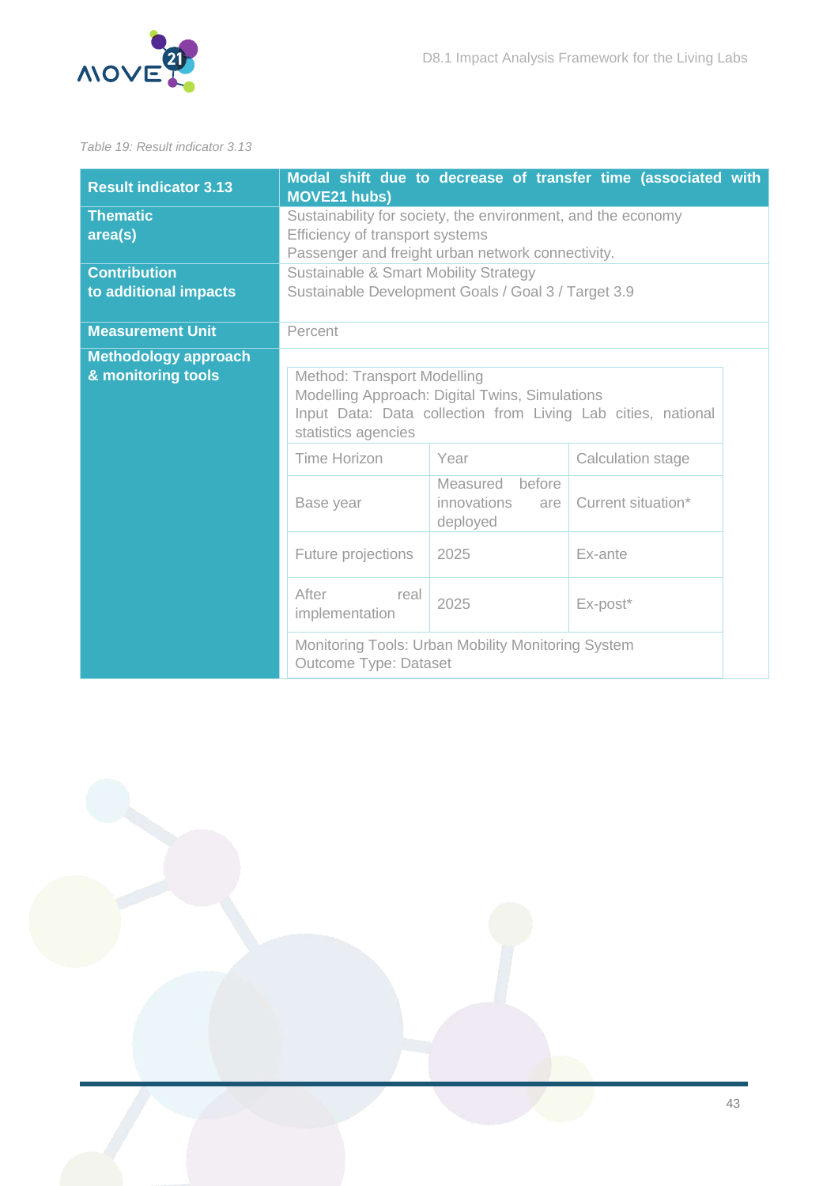*Table 19: Result indicator 3.13*

| **Result indicator 3.13** | **Modal shift due to decrease of transfer time (associated with MOVE21 hubs)** | | |
|---|---|---|---|
| **Thematic area(s)** | Sustainability for society, the environment, and the economy<br>Efficiency of transport systems<br>Passenger and freight urban network connectivity. | | |
| **Contribution to additional impacts** | Sustainable & Smart Mobility Strategy<br>Sustainable Development Goals / Goal 3 / Target 3.9 | | |
| **Measurement Unit** | Percent | | |
| **Methodology approach & monitoring tools** | Method: Transport Modelling<br>Modelling Approach: Digital Twins, Simulations<br>Input Data: Data collection from Living Lab cities, national statistics agencies | | |
| | Time Horizon | Year | Calculation stage |
| | Base year | Measured before innovations are deployed | Current situation* |
| | Future projections | 2025 | Ex-ante |
| | After real implementation | 2025 | Ex-post* |
| | Monitoring Tools: Urban Mobility Monitoring System<br>Outcome Type: Dataset | | |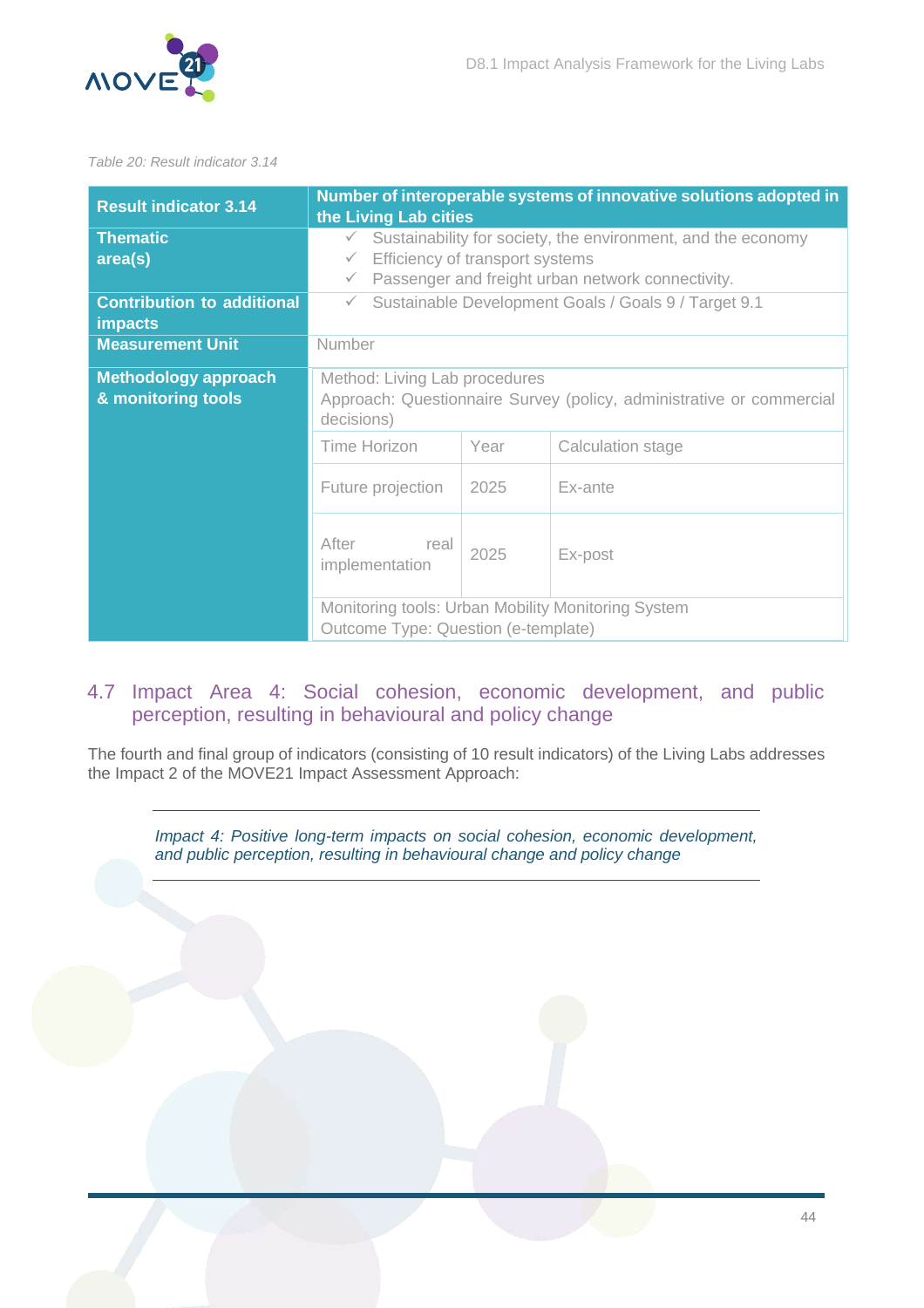*Table 20: Result indicator 3.14*

| Result indicator 3.14 | Number of interoperable systems of innovative solutions adopted in the Living Lab cities | | |
|---|---|---|---|
| Thematic area(s) | ✓ Sustainability for society, the environment, and the economy<br>✓ Efficiency of transport systems<br>✓ Passenger and freight urban network connectivity. | | |
| Contribution to additional impacts | ✓ Sustainable Development Goals / Goals 9 / Target 9.1 | | |
| Measurement Unit | Number | | |
| Methodology approach & monitoring tools | Method: Living Lab procedures<br>Approach: Questionnaire Survey (policy, administrative or commercial decisions) | | |
| | Time Horizon | Year | Calculation stage |
| | Future projection | 2025 | Ex-ante |
| | After real implementation | 2025 | Ex-post |
| | Monitoring tools: Urban Mobility Monitoring System<br>Outcome Type: Question (e-template) | | |

## 4.7 Impact Area 4: Social cohesion, economic development, and public perception, resulting in behavioural and policy change

The fourth and final group of indicators (consisting of 10 result indicators) of the Living Labs addresses the Impact 2 of the MOVE21 Impact Assessment Approach:

---

*Impact 4: Positive long-term impacts on social cohesion, economic development, and public perception, resulting in behavioural change and policy change*

---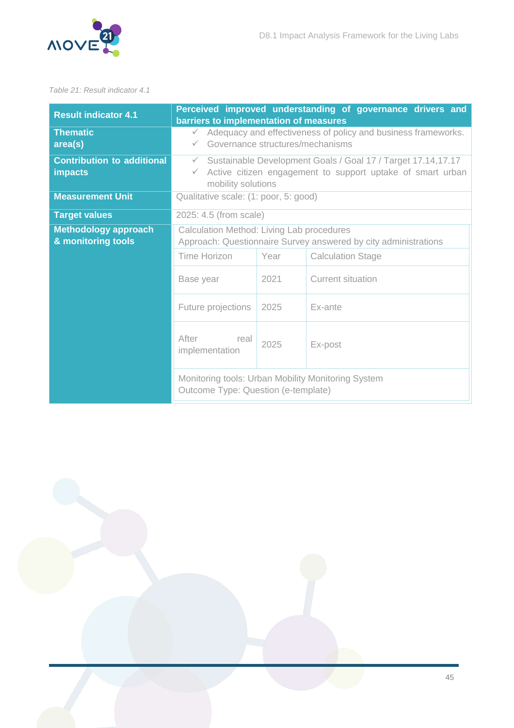*Table 21: Result indicator 4.1*

| **Result indicator 4.1** | **Perceived improved understanding of governance drivers and barriers to implementation of measures** | | |
|---|---|---|---|
| **Thematic area(s)** | ✓ Adequacy and effectiveness of policy and business frameworks.<br>✓ Governance structures/mechanisms | | |
| **Contribution to additional impacts** | ✓ Sustainable Development Goals / Goal 17 / Target 17.14,17.17<br>✓ Active citizen engagement to support uptake of smart urban mobility solutions | | |
| **Measurement Unit** | Qualitative scale: (1: poor, 5: good) | | |
| **Target values** | 2025: 4.5 (from scale) | | |
| **Methodology approach & monitoring tools** | Calculation Method: Living Lab procedures<br>Approach: Questionnaire Survey answered by city administrations | | |
| | Time Horizon | Year | Calculation Stage |
| | Base year | 2021 | Current situation |
| | Future projections | 2025 | Ex-ante |
| | After real implementation | 2025 | Ex-post |
| | Monitoring tools: Urban Mobility Monitoring System<br>Outcome Type: Question (e-template) | | |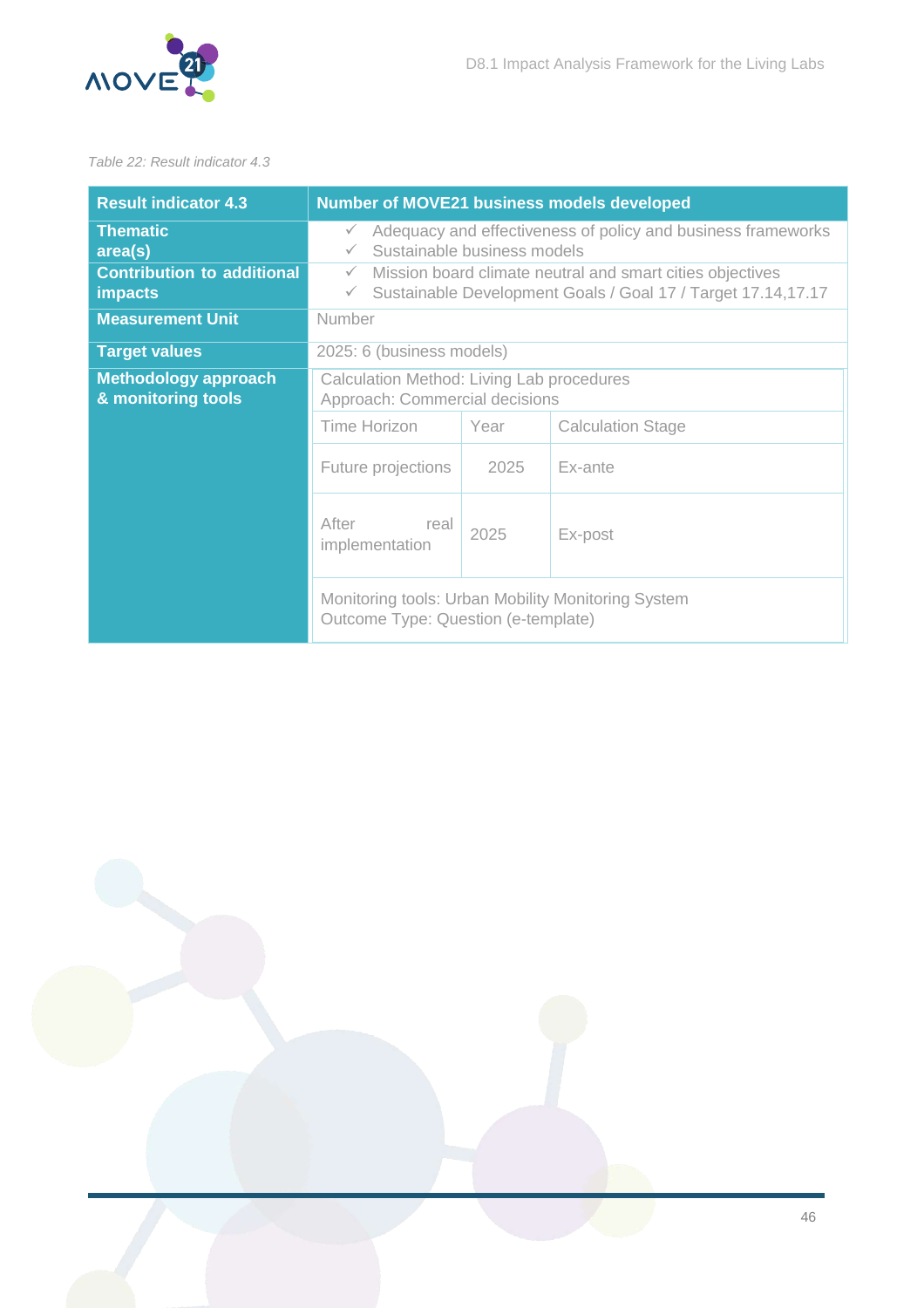*Table 22: Result indicator 4.3*

| Result indicator 4.3 | Number of MOVE21 business models developed | | |
|---|---|---|---|
| Thematic area(s) | ✓ Adequacy and effectiveness of policy and business frameworks<br>✓ Sustainable business models | | |
| Contribution to additional impacts | ✓ Mission board climate neutral and smart cities objectives<br>✓ Sustainable Development Goals / Goal 17 / Target 17.14,17.17 | | |
| Measurement Unit | Number | | |
| Target values | 2025: 6 (business models) | | |
| Methodology approach & monitoring tools | Calculation Method: Living Lab procedures<br>Approach: Commercial decisions | | |
| | Time Horizon | Year | Calculation Stage |
| | Future projections | 2025 | Ex-ante |
| | After real implementation | 2025 | Ex-post |
| | Monitoring tools: Urban Mobility Monitoring System<br>Outcome Type: Question (e-template) | | |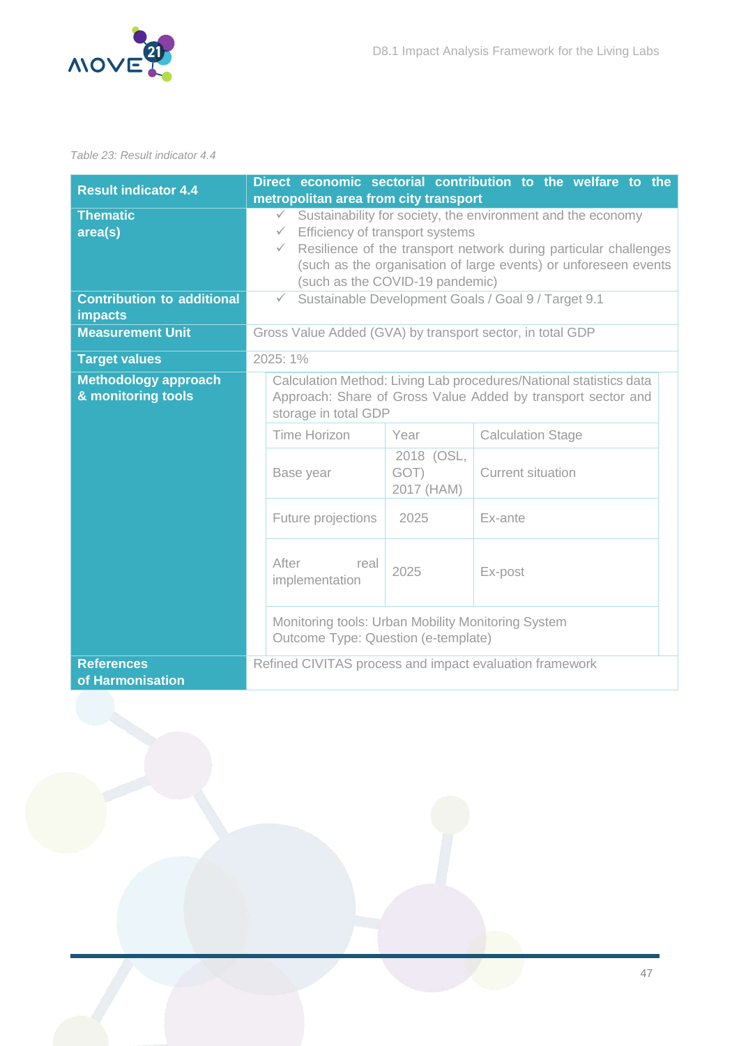*Table 23: Result indicator 4.4*

| Result indicator 4.4 | Direct economic sectorial contribution to the welfare to the metropolitan area from city transport | | |
|---|---|---|---|
| Thematic area(s) | ✓ Sustainability for society, the environment and the economy<br>✓ Efficiency of transport systems<br>✓ Resilience of the transport network during particular challenges (such as the organisation of large events) or unforeseen events (such as the COVID-19 pandemic) | | |
| Contribution to additional impacts | ✓ Sustainable Development Goals / Goal 9 / Target 9.1 | | |
| Measurement Unit | Gross Value Added (GVA) by transport sector, in total GDP | | |
| Target values | 2025: 1% | | |
| Methodology approach & monitoring tools | Calculation Method: Living Lab procedures/National statistics data<br>Approach: Share of Gross Value Added by transport sector and storage in total GDP | | |
| | Time Horizon | Year | Calculation Stage |
| | Base year | 2018 (OSL, GOT)<br>2017 (HAM) | Current situation |
| | Future projections | 2025 | Ex-ante |
| | After real implementation | 2025 | Ex-post |
| | Monitoring tools: Urban Mobility Monitoring System<br>Outcome Type: Question (e-template) | | |
| References of Harmonisation | Refined CIVITAS process and impact evaluation framework | | |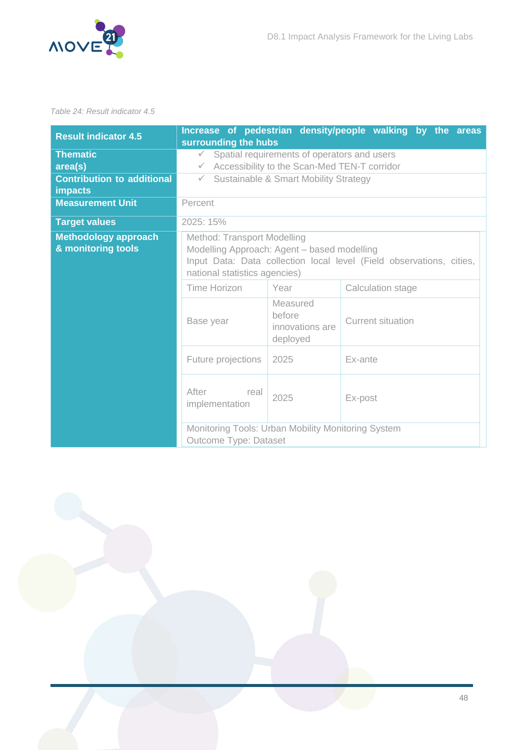*Table 24: Result indicator 4.5*

| Result indicator 4.5 | Increase of pedestrian density/people walking by the areas surrounding the hubs | | |
|---|---|---|---|
| Thematic area(s) | ✓ Spatial requirements of operators and users<br>✓ Accessibility to the Scan-Med TEN-T corridor | | |
| Contribution to additional impacts | ✓ Sustainable & Smart Mobility Strategy | | |
| Measurement Unit | Percent | | |
| Target values | 2025: 15% | | |
| Methodology approach & monitoring tools | Method: Transport Modelling<br>Modelling Approach: Agent – based modelling<br>Input Data: Data collection local level (Field observations, cities, national statistics agencies) | | |
| | Time Horizon | Year | Calculation stage |
| | Base year | Measured before innovations are deployed | Current situation |
| | Future projections | 2025 | Ex-ante |
| | After real implementation | 2025 | Ex-post |
| | Monitoring Tools: Urban Mobility Monitoring System<br>Outcome Type: Dataset | | |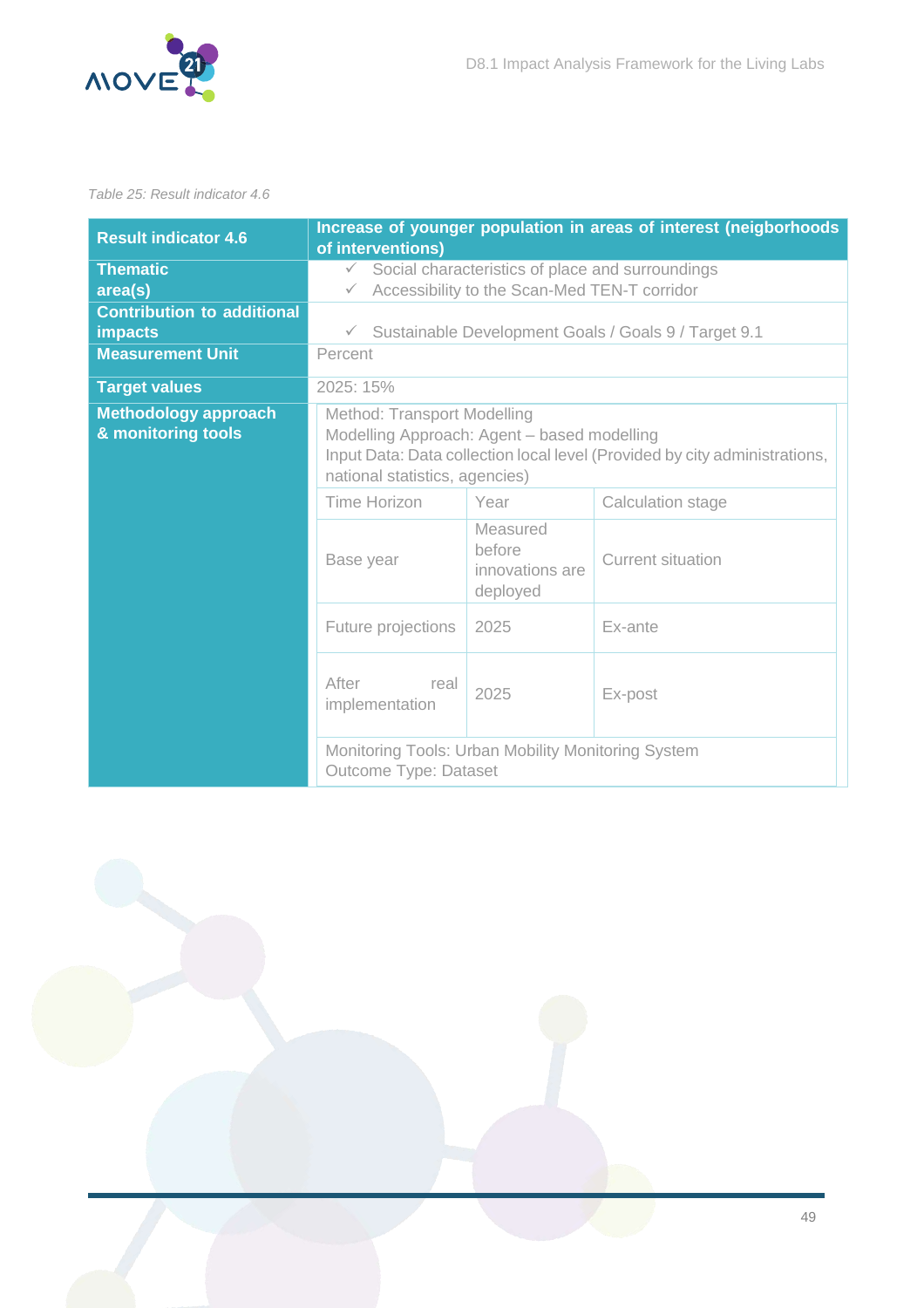*Table 25: Result indicator 4.6*

| **Result indicator 4.6** | **Increase of younger population in areas of interest (neigborhoods of interventions)** | | |
|---|---|---|---|
| **Thematic area(s)** | ✓ Social characteristics of place and surroundings<br>✓ Accessibility to the Scan-Med TEN-T corridor | | |
| **Contribution to additional impacts** | ✓ Sustainable Development Goals / Goals 9 / Target 9.1 | | |
| **Measurement Unit** | Percent | | |
| **Target values** | 2025: 15% | | |
| **Methodology approach & monitoring tools** | Method: Transport Modelling<br>Modelling Approach: Agent – based modelling<br>Input Data: Data collection local level (Provided by city administrations, national statistics, agencies) | | |
| | Time Horizon | Year | Calculation stage |
| | Base year | Measured before innovations are deployed | Current situation |
| | Future projections | 2025 | Ex-ante |
| | After real implementation | 2025 | Ex-post |
| | Monitoring Tools: Urban Mobility Monitoring System<br>Outcome Type: Dataset | | |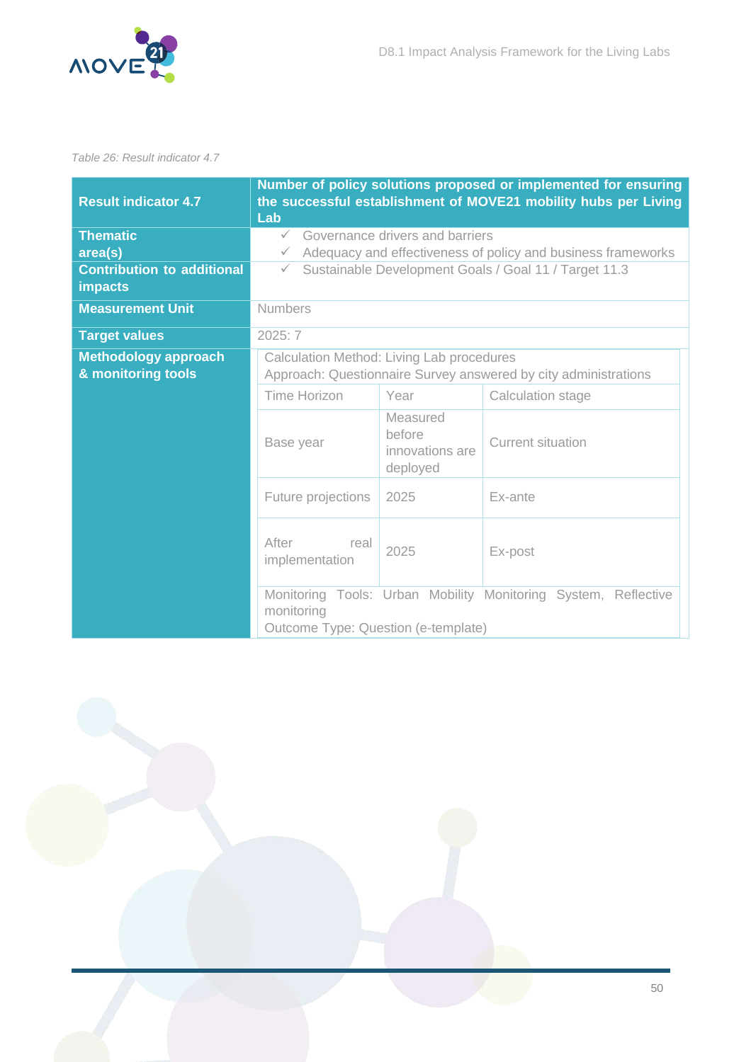*Table 26: Result indicator 4.7*

| **Result indicator 4.7** | **Number of policy solutions proposed or implemented for ensuring the successful establishment of MOVE21 mobility hubs per Living Lab** | | |
|---|---|---|---|
| **Thematic area(s)** | ✓ Governance drivers and barriers<br>✓ Adequacy and effectiveness of policy and business frameworks | | |
| **Contribution to additional impacts** | ✓ Sustainable Development Goals / Goal 11 / Target 11.3 | | |
| **Measurement Unit** | Numbers | | |
| **Target values** | 2025: 7 | | |
| **Methodology approach & monitoring tools** | Calculation Method: Living Lab procedures<br>Approach: Questionnaire Survey answered by city administrations | | |
| | Time Horizon | Year | Calculation stage |
| | Base year | Measured before innovations are deployed | Current situation |
| | Future projections | 2025 | Ex-ante |
| | After real implementation | 2025 | Ex-post |
| | Monitoring Tools: Urban Mobility Monitoring System, Reflective monitoring<br>Outcome Type: Question (e-template) | | |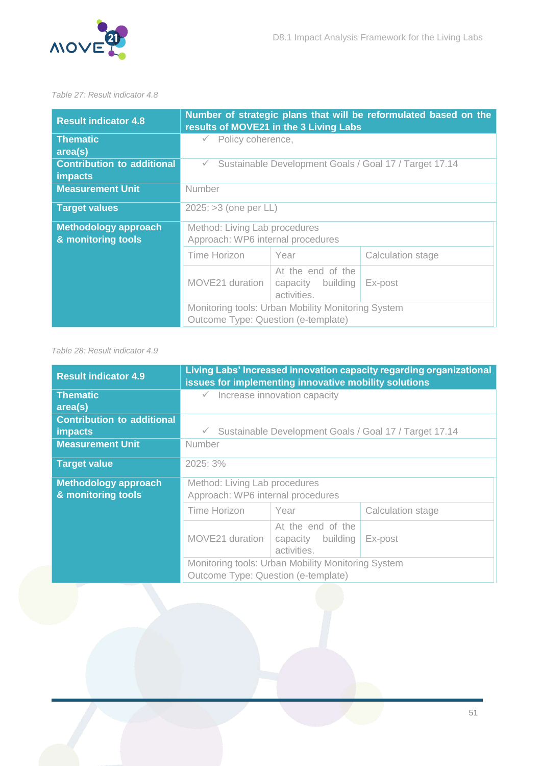*Table 27: Result indicator 4.8*

| Result indicator 4.8 | Number of strategic plans that will be reformulated based on the results of MOVE21 in the 3 Living Labs | |
|---|---|---|
| Thematic area(s) | ✓ Policy coherence, | |
| Contribution to additional impacts | ✓ Sustainable Development Goals / Goal 17 / Target 17.14 | |
| Measurement Unit | Number | |
| Target values | 2025: >3 (one per LL) | |
| Methodology approach & monitoring tools | Method: Living Lab procedures<br>Approach: WP6 internal procedures | |
| | Time Horizon | Year | Calculation stage |
| | MOVE21 duration | At the end of the capacity building activities. | Ex-post |
| | Monitoring tools: Urban Mobility Monitoring System<br>Outcome Type: Question (e-template) | | |

*Table 28: Result indicator 4.9*

| Result indicator 4.9 | Living Labs' Increased innovation capacity regarding organizational issues for implementing innovative mobility solutions | |
|---|---|---|
| Thematic area(s) | ✓ Increase innovation capacity | |
| Contribution to additional impacts | ✓ Sustainable Development Goals / Goal 17 / Target 17.14 | |
| Measurement Unit | Number | |
| Target value | 2025: 3% | |
| Methodology approach & monitoring tools | Method: Living Lab procedures<br>Approach: WP6 internal procedures | |
| | Time Horizon | Year | Calculation stage |
| | MOVE21 duration | At the end of the capacity building activities. | Ex-post |
| | Monitoring tools: Urban Mobility Monitoring System<br>Outcome Type: Question (e-template) | | |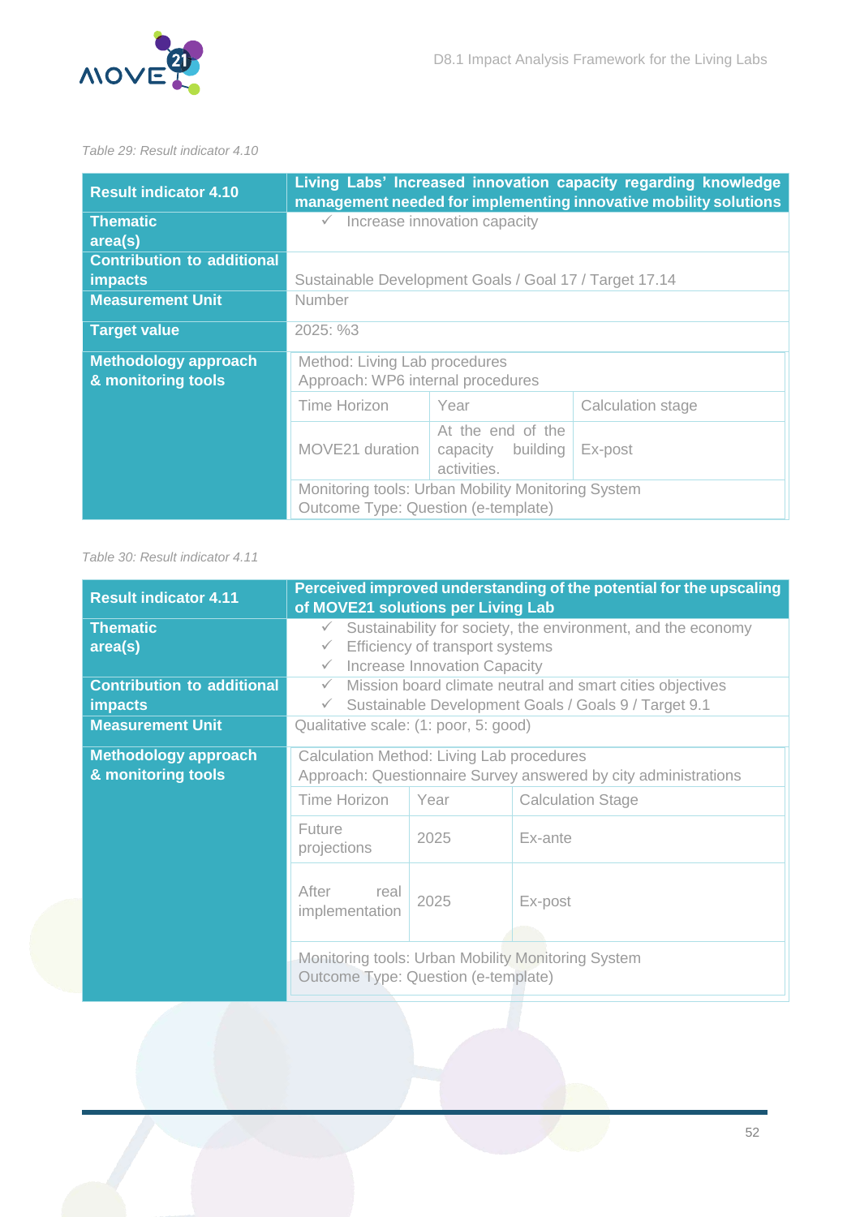*Table 29: Result indicator 4.10*

| **Result indicator 4.10** | **Living Labs' Increased innovation capacity regarding knowledge management needed for implementing innovative mobility solutions** | | |
|---|---|---|---|
| **Thematic area(s)** | ✓ Increase innovation capacity | | |
| **Contribution to additional impacts** | Sustainable Development Goals / Goal 17 / Target 17.14 | | |
| **Measurement Unit** | Number | | |
| **Target value** | 2025: %3 | | |
| **Methodology approach & monitoring tools** | Method: Living Lab procedures<br>Approach: WP6 internal procedures | | |
| | Time Horizon | Year | Calculation stage |
| | MOVE21 duration | At the end of the capacity building activities. | Ex-post |
| | Monitoring tools: Urban Mobility Monitoring System<br>Outcome Type: Question (e-template) | | |

*Table 30: Result indicator 4.11*

| **Result indicator 4.11** | **Perceived improved understanding of the potential for the upscaling of MOVE21 solutions per Living Lab** | | |
|---|---|---|---|
| **Thematic area(s)** | ✓ Sustainability for society, the environment, and the economy<br>✓ Efficiency of transport systems<br>✓ Increase Innovation Capacity | | |
| **Contribution to additional impacts** | ✓ Mission board climate neutral and smart cities objectives<br>✓ Sustainable Development Goals / Goals 9 / Target 9.1 | | |
| **Measurement Unit** | Qualitative scale: (1: poor, 5: good) | | |
| **Methodology approach & monitoring tools** | Calculation Method: Living Lab procedures<br>Approach: Questionnaire Survey answered by city administrations | | |
| | Time Horizon | Year | Calculation Stage |
| | Future projections | 2025 | Ex-ante |
| | After real implementation | 2025 | Ex-post |
| | Monitoring tools: Urban Mobility Monitoring System<br>Outcome Type: Question (e-template) | | |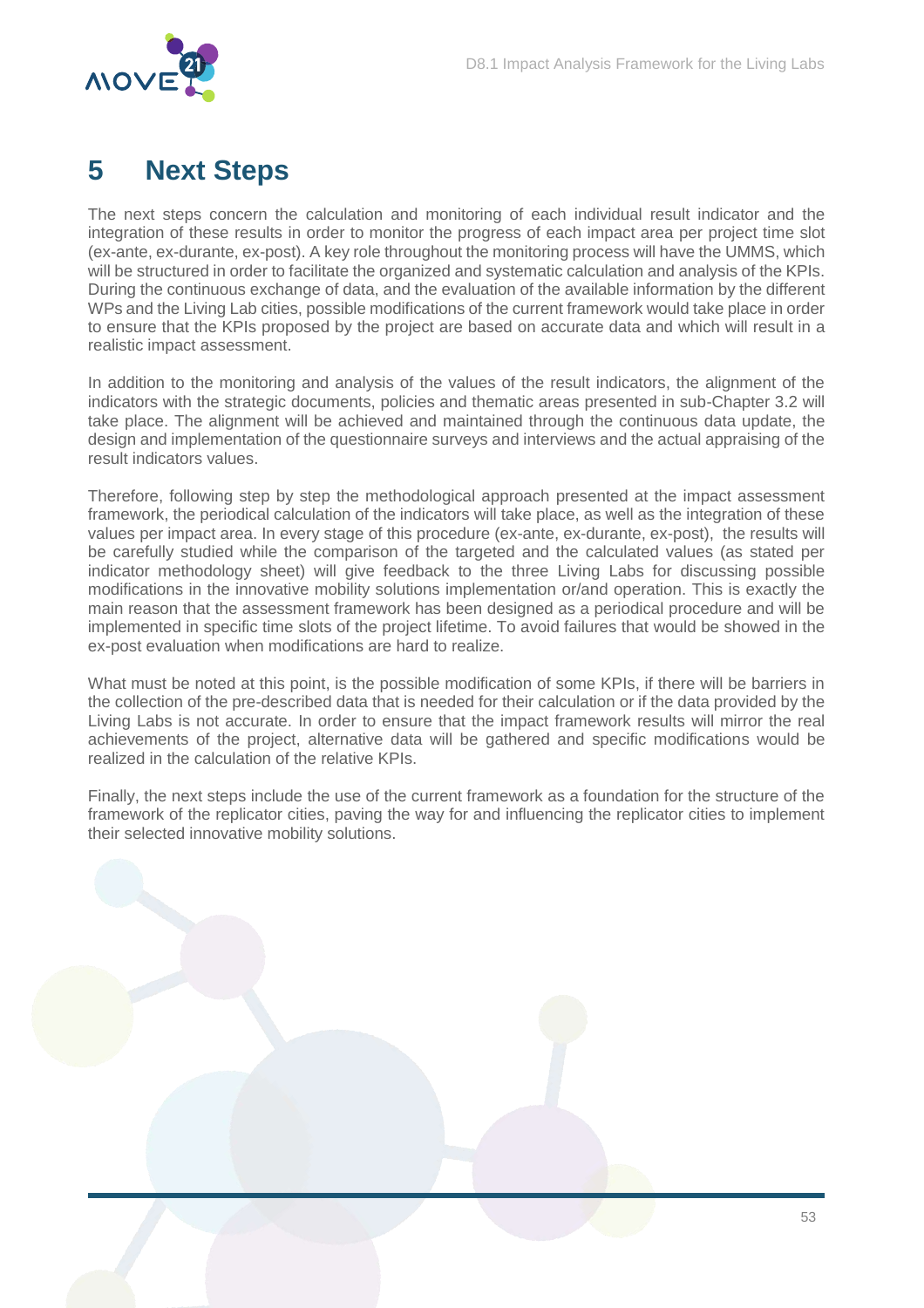# 5 Next Steps

The next steps concern the calculation and monitoring of each individual result indicator and the integration of these results in order to monitor the progress of each impact area per project time slot (ex-ante, ex-durante, ex-post). A key role throughout the monitoring process will have the UMMS, which will be structured in order to facilitate the organized and systematic calculation and analysis of the KPIs. During the continuous exchange of data, and the evaluation of the available information by the different WPs and the Living Lab cities, possible modifications of the current framework would take place in order to ensure that the KPIs proposed by the project are based on accurate data and which will result in a realistic impact assessment.

In addition to the monitoring and analysis of the values of the result indicators, the alignment of the indicators with the strategic documents, policies and thematic areas presented in sub-Chapter 3.2 will take place. The alignment will be achieved and maintained through the continuous data update, the design and implementation of the questionnaire surveys and interviews and the actual appraising of the result indicators values.

Therefore, following step by step the methodological approach presented at the impact assessment framework, the periodical calculation of the indicators will take place, as well as the integration of these values per impact area. In every stage of this procedure (ex-ante, ex-durante, ex-post), the results will be carefully studied while the comparison of the targeted and the calculated values (as stated per indicator methodology sheet) will give feedback to the three Living Labs for discussing possible modifications in the innovative mobility solutions implementation or/and operation. This is exactly the main reason that the assessment framework has been designed as a periodical procedure and will be implemented in specific time slots of the project lifetime. To avoid failures that would be showed in the ex-post evaluation when modifications are hard to realize.

What must be noted at this point, is the possible modification of some KPIs, if there will be barriers in the collection of the pre-described data that is needed for their calculation or if the data provided by the Living Labs is not accurate. In order to ensure that the impact framework results will mirror the real achievements of the project, alternative data will be gathered and specific modifications would be realized in the calculation of the relative KPIs.

Finally, the next steps include the use of the current framework as a foundation for the structure of the framework of the replicator cities, paving the way for and influencing the replicator cities to implement their selected innovative mobility solutions.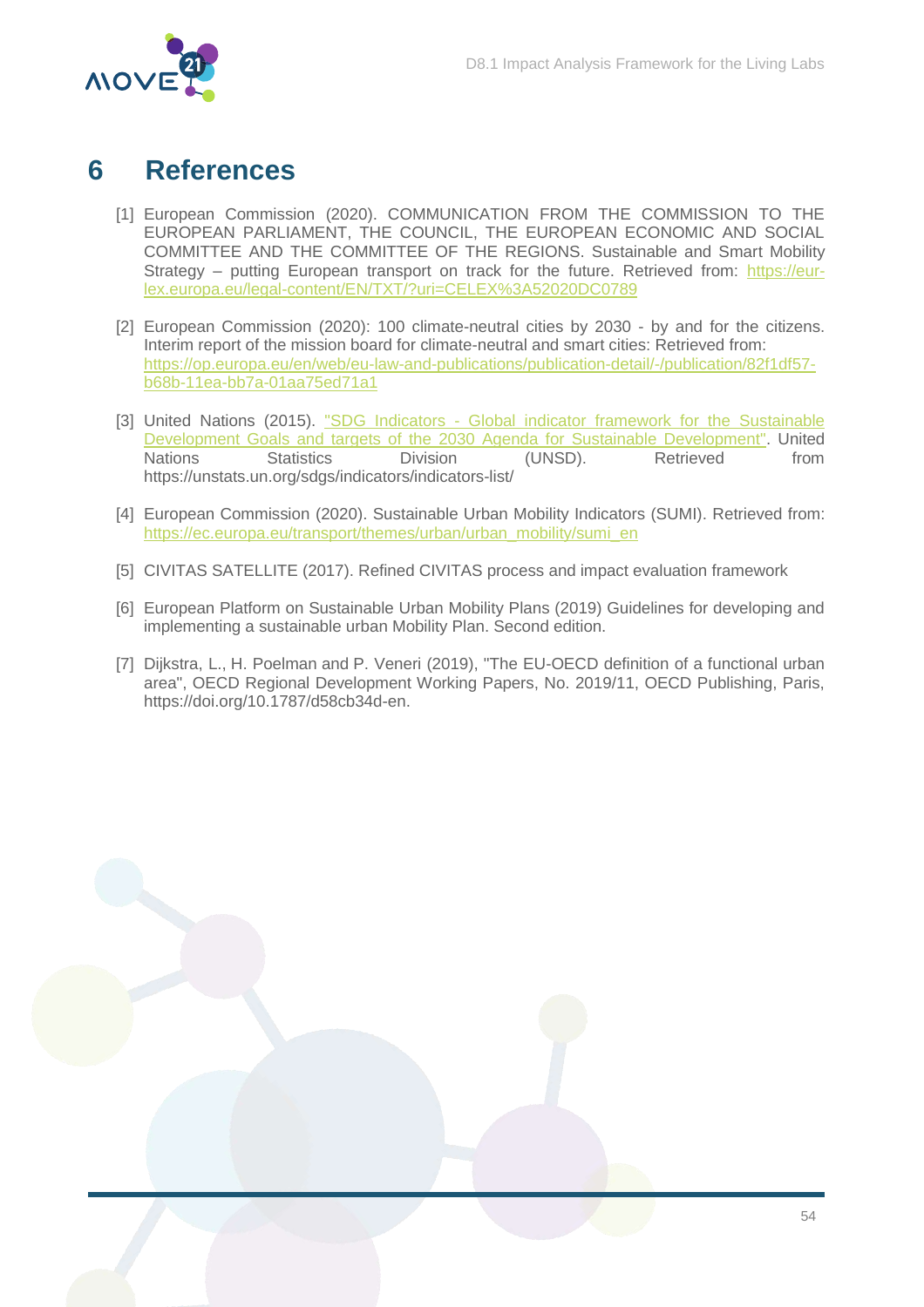# 6 References

[1] European Commission (2020). COMMUNICATION FROM THE COMMISSION TO THE EUROPEAN PARLIAMENT, THE COUNCIL, THE EUROPEAN ECONOMIC AND SOCIAL COMMITTEE AND THE COMMITTEE OF THE REGIONS. Sustainable and Smart Mobility Strategy – putting European transport on track for the future. Retrieved from: https://eur-lex.europa.eu/legal-content/EN/TXT/?uri=CELEX%3A52020DC0789

[2] European Commission (2020): 100 climate-neutral cities by 2030 - by and for the citizens. Interim report of the mission board for climate-neutral and smart cities: Retrieved from: https://op.europa.eu/en/web/eu-law-and-publications/publication-detail/-/publication/82f1df57-b68b-11ea-bb7a-01aa75ed71a1

[3] United Nations (2015). "SDG Indicators - Global indicator framework for the Sustainable Development Goals and targets of the 2030 Agenda for Sustainable Development". United Nations Statistics Division (UNSD). Retrieved from https://unstats.un.org/sdgs/indicators/indicators-list/

[4] European Commission (2020). Sustainable Urban Mobility Indicators (SUMI). Retrieved from: https://ec.europa.eu/transport/themes/urban/urban_mobility/sumi_en

[5] CIVITAS SATELLITE (2017). Refined CIVITAS process and impact evaluation framework

[6] European Platform on Sustainable Urban Mobility Plans (2019) Guidelines for developing and implementing a sustainable urban Mobility Plan. Second edition.

[7] Dijkstra, L., H. Poelman and P. Veneri (2019), "The EU-OECD definition of a functional urban area", OECD Regional Development Working Papers, No. 2019/11, OECD Publishing, Paris, https://doi.org/10.1787/d58cb34d-en.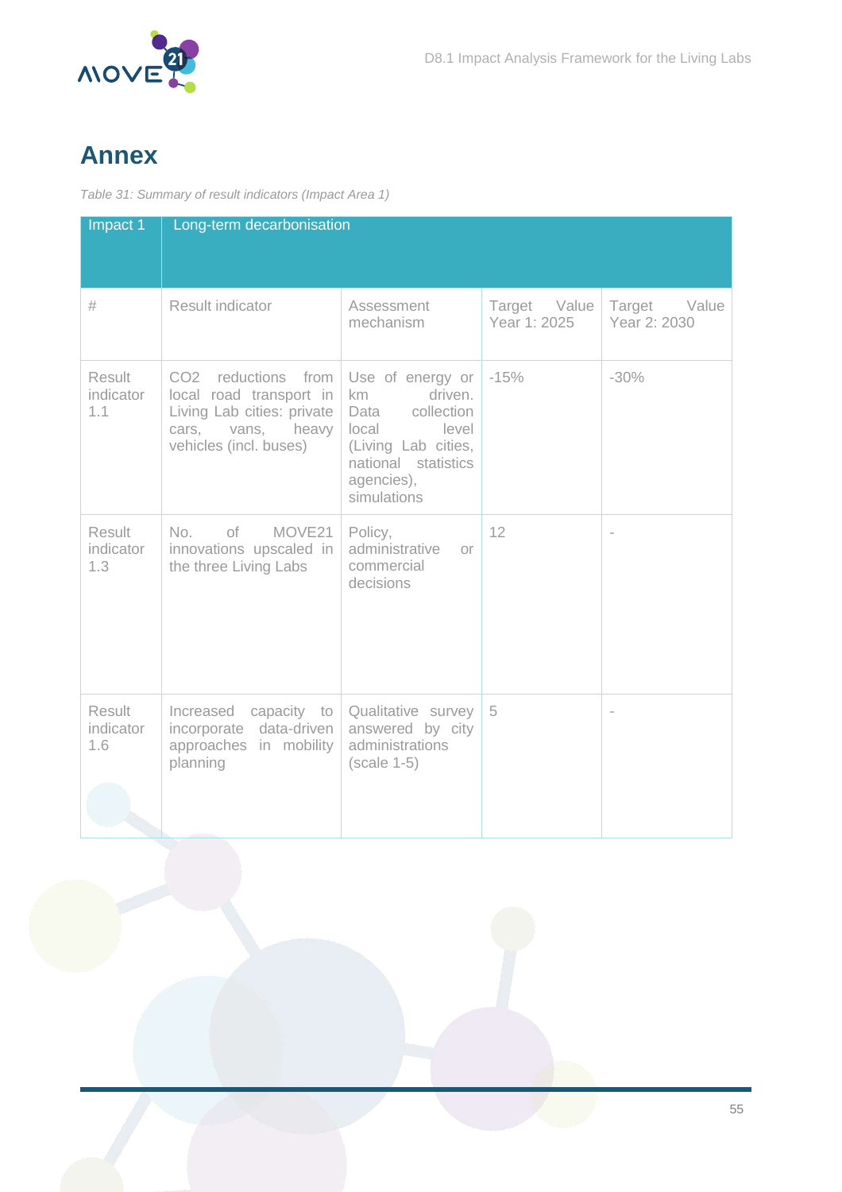# Annex

*Table 31: Summary of result indicators (Impact Area 1)*

| Impact 1 | Long-term decarbonisation | | | |
|---|---|---|---|---|
| # | Result indicator | Assessment mechanism | Target Value Year 1: 2025 | Target Value Year 2: 2030 |
| Result indicator 1.1 | $CO_2$ reductions from local road transport in Living Lab cities: private cars, vans, heavy vehicles (incl. buses) | Use of energy or km driven. Data collection local level (Living Lab cities, national statistics agencies), simulations | -15% | -30% |
| Result indicator 1.3 | No. of MOVE21 innovations upscaled in the three Living Labs | Policy, administrative or commercial decisions | 12 | - |
| Result indicator 1.6 | Increased capacity to incorporate data-driven approaches in mobility planning | Qualitative survey answered by city administrations (scale 1-5) | 5 | - |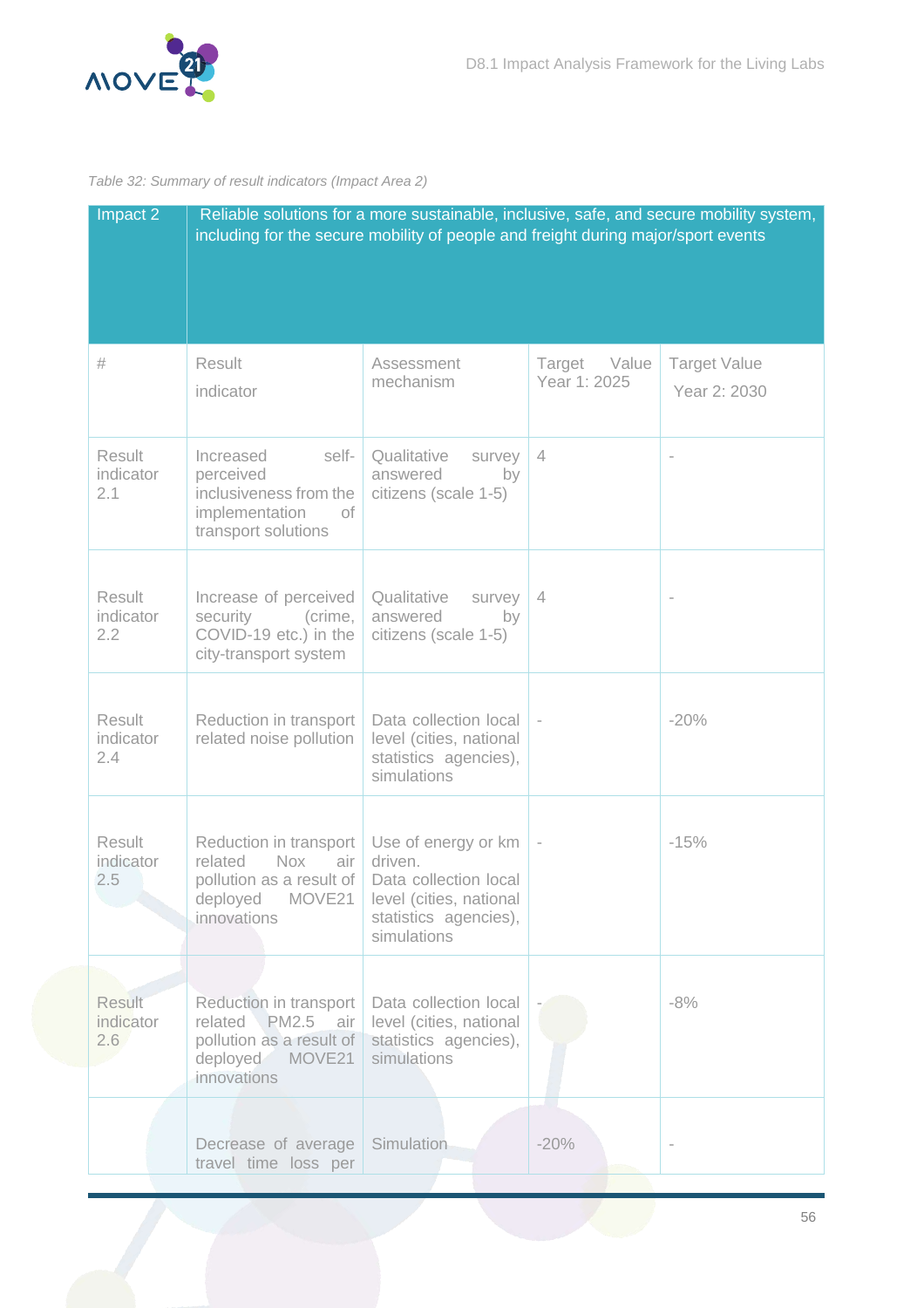*Table 32: Summary of result indicators (Impact Area 2)*

| Impact 2 | Reliable solutions for a more sustainable, inclusive, safe, and secure mobility system, including for the secure mobility of people and freight during major/sport events | | | |
|---|---|---|---|---|
| # | Result indicator | Assessment mechanism | Target Value Year 1: 2025 | Target Value Year 2: 2030 |
| Result indicator 2.1 | Increased self-perceived inclusiveness from the implementation of transport solutions | Qualitative survey answered by citizens (scale 1-5) | 4 | - |
| Result indicator 2.2 | Increase of perceived security (crime, COVID-19 etc.) in the city-transport system | Qualitative survey answered by citizens (scale 1-5) | 4 | - |
| Result indicator 2.4 | Reduction in transport related noise pollution | Data collection local level (cities, national statistics agencies), simulations | - | -20% |
| Result indicator 2.5 | Reduction in transport related Nox air pollution as a result of deployed MOVE21 innovations | Use of energy or km driven. Data collection local level (cities, national statistics agencies), simulations | - | -15% |
| Result indicator 2.6 | Reduction in transport related PM2.5 air pollution as a result of deployed MOVE21 innovations | Data collection local level (cities, national statistics agencies), simulations | - | -8% |
| | Decrease of average travel time loss per | Simulation | -20% | - |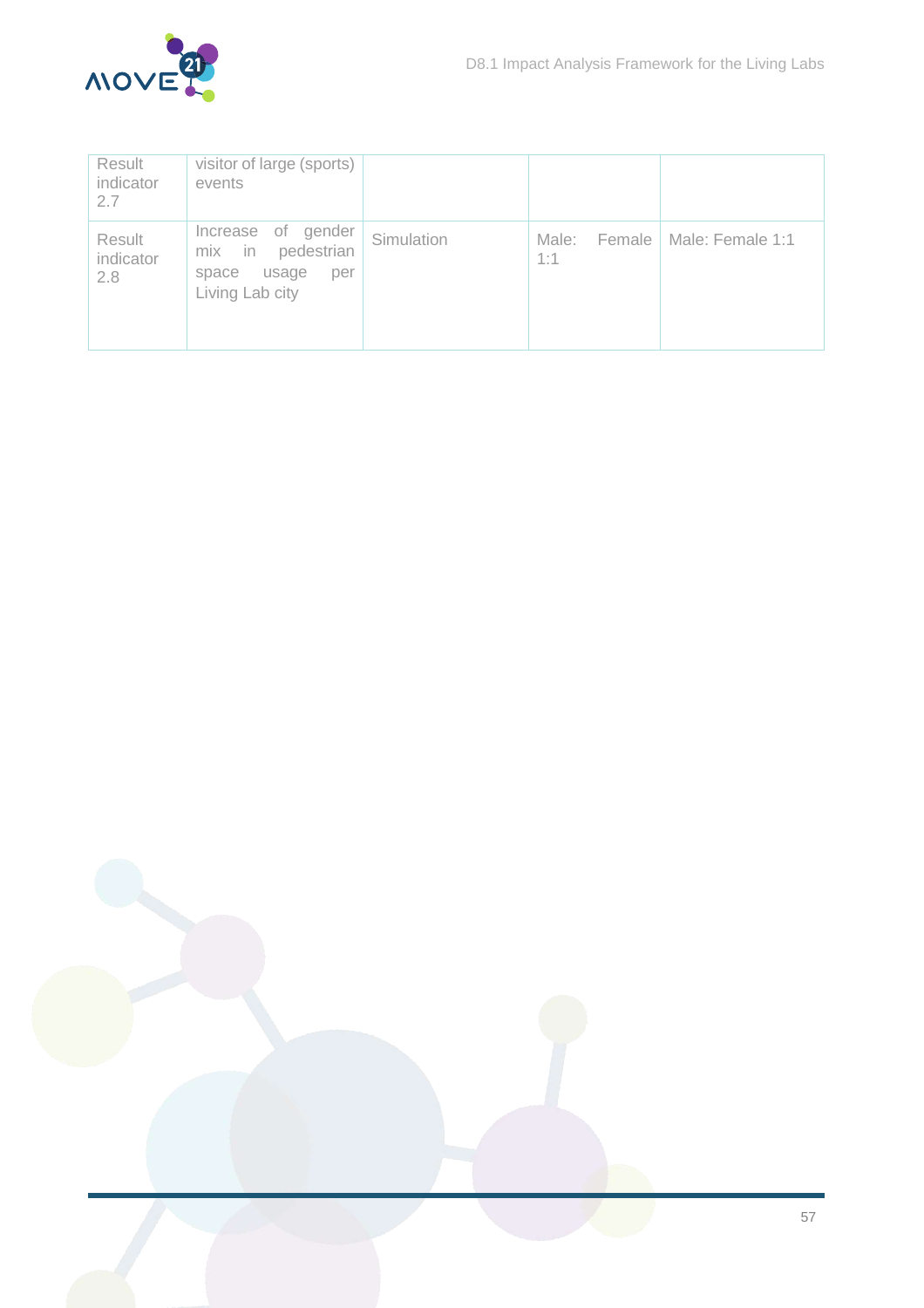| | | | | |
|---|---|---|---|---|
| Result indicator 2.7 | visitor of large (sports) events | | | |
| Result indicator 2.8 | Increase of gender mix in pedestrian space usage per Living Lab city | Simulation | Male: Female 1:1 | Male: Female 1:1 |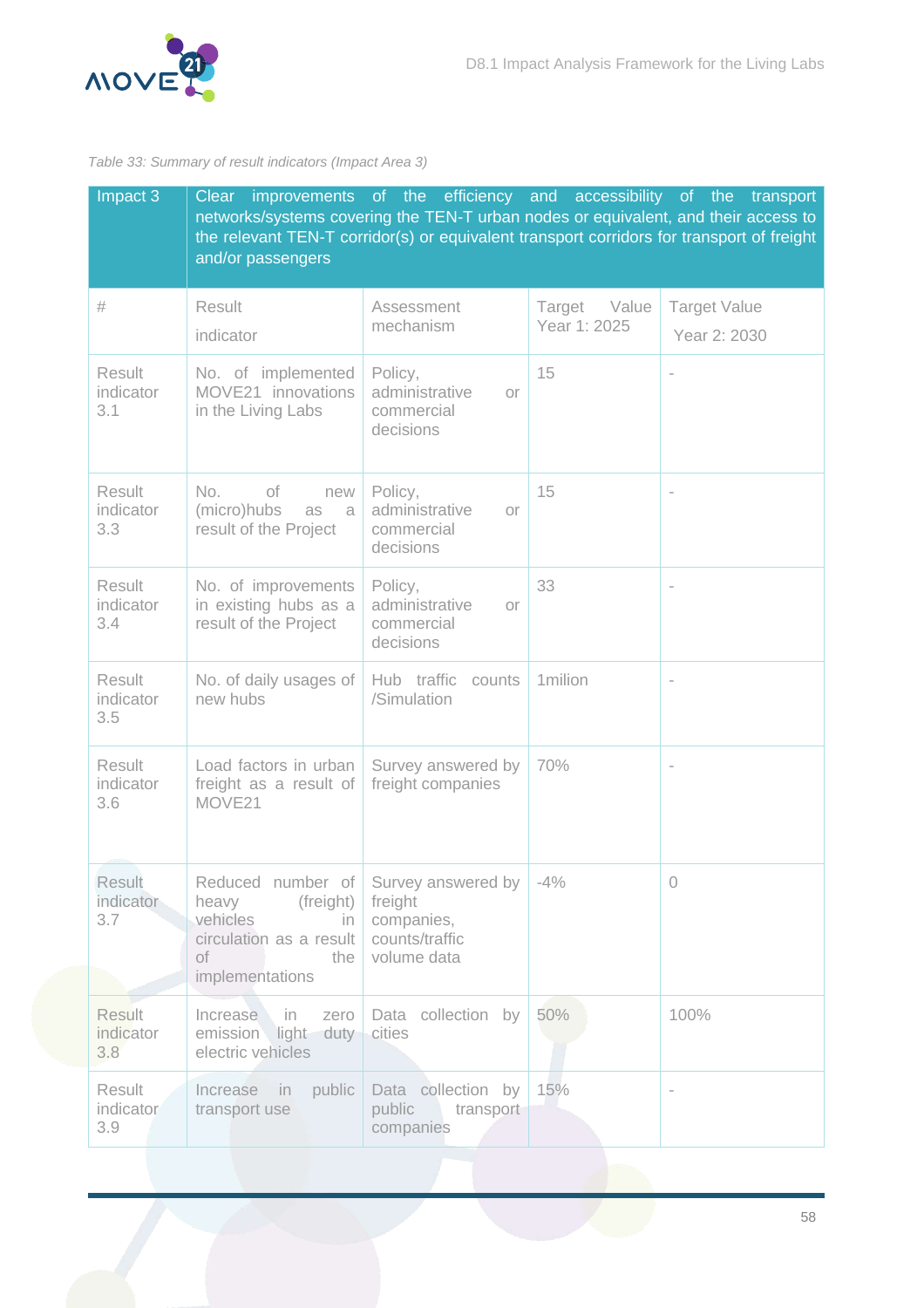*Table 33: Summary of result indicators (Impact Area 3)*

| Impact 3 | Clear improvements of the efficiency and accessibility of the transport networks/systems covering the TEN-T urban nodes or equivalent, and their access to the relevant TEN-T corridor(s) or equivalent transport corridors for transport of freight and/or passengers | | | |
|---|---|---|---|---|
| # | Result indicator | Assessment mechanism | Target Value Year 1: 2025 | Target Value Year 2: 2030 |
| Result indicator 3.1 | No. of implemented MOVE21 innovations in the Living Labs | Policy, administrative or commercial decisions | 15 | - |
| Result indicator 3.3 | No. of new (micro)hubs as a result of the Project | Policy, administrative or commercial decisions | 15 | - |
| Result indicator 3.4 | No. of improvements in existing hubs as a result of the Project | Policy, administrative or commercial decisions | 33 | - |
| Result indicator 3.5 | No. of daily usages of new hubs | Hub traffic counts /Simulation | 1milion | - |
| Result indicator 3.6 | Load factors in urban freight as a result of MOVE21 | Survey answered by freight companies | 70% | - |
| Result indicator 3.7 | Reduced number of heavy (freight) vehicles in circulation as a result of the implementations | Survey answered by freight companies, counts/traffic volume data | -4% | 0 |
| Result indicator 3.8 | Increase in zero emission light duty electric vehicles | Data collection by cities | 50% | 100% |
| Result indicator 3.9 | Increase in public transport use | Data collection by public transport companies | 15% | - |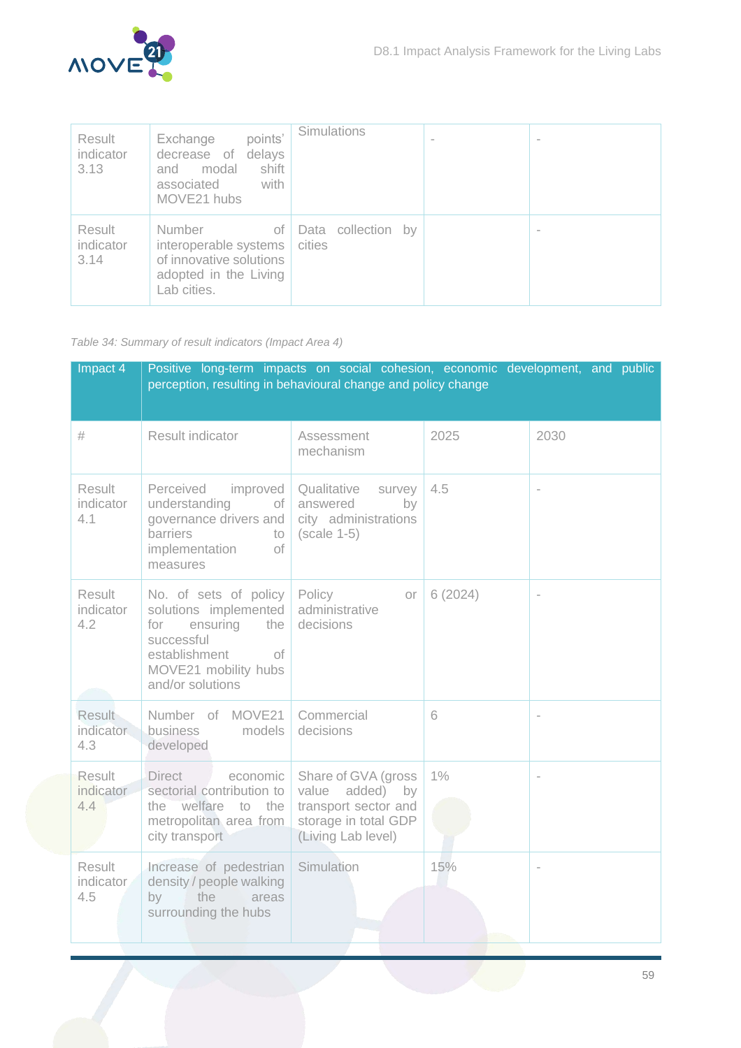| | | | | |
|---|---|---|---|---|
| Result indicator 3.13 | Exchange points' decrease of delays and modal shift associated with MOVE21 hubs | Simulations | - | - |
| Result indicator 3.14 | Number of interoperable systems of innovative solutions adopted in the Living Lab cities. | Data collection by cities | | - |

*Table 34: Summary of result indicators (Impact Area 4)*

| Impact 4 | Positive long-term impacts on social cohesion, economic development, and public perception, resulting in behavioural change and policy change | | | |
|---|---|---|---|---|
| # | Result indicator | Assessment mechanism | 2025 | 2030 |
| Result indicator 4.1 | Perceived improved understanding of governance drivers and barriers to implementation of measures | Qualitative survey answered by city administrations (scale 1-5) | 4.5 | - |
| Result indicator 4.2 | No. of sets of policy solutions implemented for ensuring the successful establishment of MOVE21 mobility hubs and/or solutions | Policy or administrative decisions | 6 (2024) | - |
| Result indicator 4.3 | Number of MOVE21 business models developed | Commercial decisions | 6 | - |
| Result indicator 4.4 | Direct economic sectorial contribution to the welfare to the metropolitan area from city transport | Share of GVA (gross value added) by transport sector and storage in total GDP (Living Lab level) | 1% | - |
| Result indicator 4.5 | Increase of pedestrian density / people walking by the areas surrounding the hubs | Simulation | 15% | - |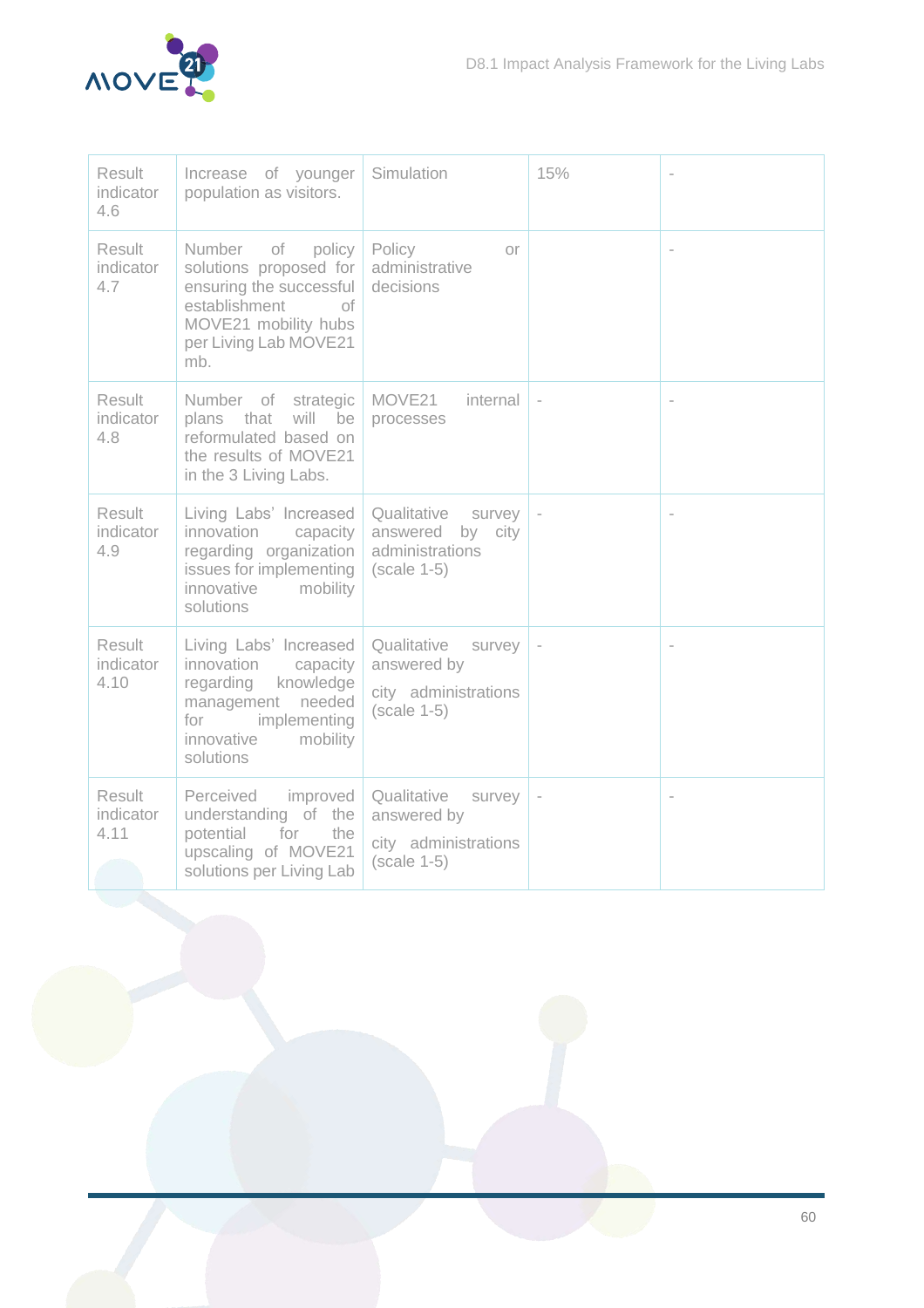| | | | | |
|---|---|---|---|---|
| Result indicator 4.6 | Increase of younger population as visitors. | Simulation | 15% | - |
| Result indicator 4.7 | Number of policy solutions proposed for ensuring the successful establishment of MOVE21 mobility hubs per Living Lab MOVE21 mb. | Policy or administrative decisions | | - |
| Result indicator 4.8 | Number of strategic plans that will be reformulated based on the results of MOVE21 in the 3 Living Labs. | MOVE21 internal processes | - | - |
| Result indicator 4.9 | Living Labs' Increased innovation capacity regarding organization issues for implementing innovative mobility solutions | Qualitative survey answered by city administrations (scale 1-5) | - | - |
| Result indicator 4.10 | Living Labs' Increased innovation capacity regarding knowledge management needed for implementing innovative mobility solutions | Qualitative survey answered by city administrations (scale 1-5) | - | - |
| Result indicator 4.11 | Perceived improved understanding of the potential for the upscaling of MOVE21 solutions per Living Lab | Qualitative survey answered by city administrations (scale 1-5) | - | - |